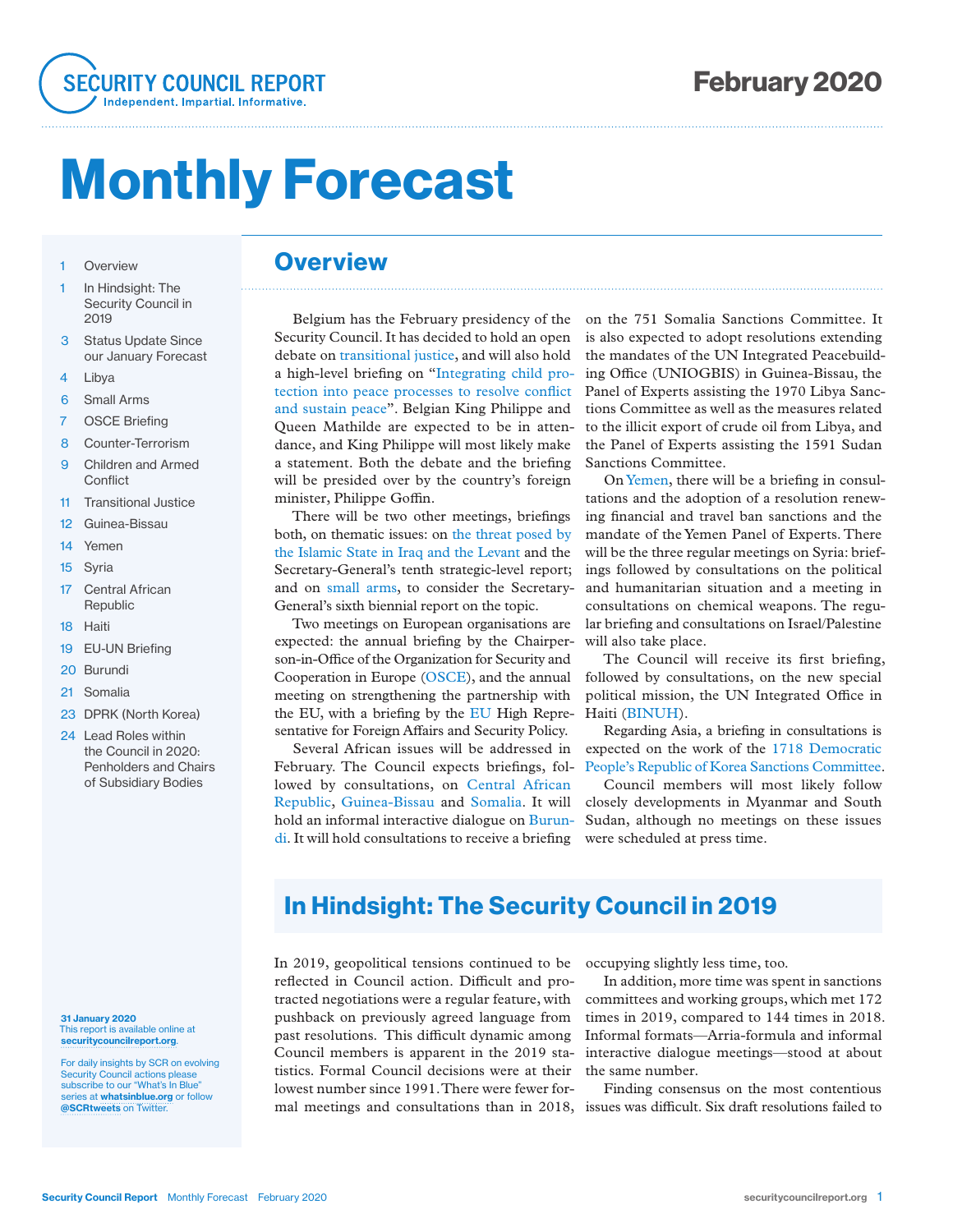# Monthly Forecast

February 2020

1 Overview
1 In Hindsight: The Security Council in 2019
3 Status Update Since our January Forecast
4 Libya
6 Small Arms
7 OSCE Briefing
8 Counter-Terrorism
9 Children and Armed Conflict
11 Transitional Justice
12 Guinea-Bissau
14 Yemen
15 Syria
17 Central African Republic
18 Haiti
19 EU-UN Briefing
20 Burundi
21 Somalia
23 DPRK (North Korea)
24 Lead Roles within the Council in 2020: Penholders and Chairs of Subsidiary Bodies

**31 January 2020**
This report is available online at **securitycouncilreport.org**.

For daily insights by SCR on evolving Security Council actions please subscribe to our "What's In Blue" series at **whatsinblue.org** or follow **@SCRtweets** on Twitter.

## Overview

Belgium has the February presidency of the Security Council. It has decided to hold an open debate on transitional justice, and will also hold a high-level briefing on "Integrating child protection into peace processes to resolve conflict and sustain peace". Belgian King Philippe and Queen Mathilde are expected to be in attendance, and King Philippe will most likely make a statement. Both the debate and the briefing will be presided over by the country's foreign minister, Philippe Goffin.

There will be two other meetings, briefings both, on thematic issues: on the threat posed by the Islamic State in Iraq and the Levant and the Secretary-General's tenth strategic-level report; and on small arms, to consider the Secretary-General's sixth biennial report on the topic.

Two meetings on European organisations are expected: the annual briefing by the Chairperson-in-Office of the Organization for Security and Cooperation in Europe (OSCE), and the annual meeting on strengthening the partnership with the EU, with a briefing by the EU High Representative for Foreign Affairs and Security Policy.

Several African issues will be addressed in February. The Council expects briefings, followed by consultations, on Central African Republic, Guinea-Bissau and Somalia. It will hold an informal interactive dialogue on Burundi. It will hold consultations to receive a briefing on the 751 Somalia Sanctions Committee. It is also expected to adopt resolutions extending the mandates of the UN Integrated Peacebuilding Office (UNIOGBIS) in Guinea-Bissau, the Panel of Experts assisting the 1970 Libya Sanctions Committee as well as the measures related to the illicit export of crude oil from Libya, and the Panel of Experts assisting the 1591 Sudan Sanctions Committee.

On Yemen, there will be a briefing in consultations and the adoption of a resolution renewing financial and travel ban sanctions and the mandate of the Yemen Panel of Experts. There will be the three regular meetings on Syria: briefings followed by consultations on the political and humanitarian situation and a meeting in consultations on chemical weapons. The regular briefing and consultations on Israel/Palestine will also take place.

The Council will receive its first briefing, followed by consultations, on the new special political mission, the UN Integrated Office in Haiti (BINUH).

Regarding Asia, a briefing in consultations is expected on the work of the 1718 Democratic People's Republic of Korea Sanctions Committee.

Council members will most likely follow closely developments in Myanmar and South Sudan, although no meetings on these issues were scheduled at press time.

## In Hindsight: The Security Council in 2019

In 2019, geopolitical tensions continued to be reflected in Council action. Difficult and protracted negotiations were a regular feature, with pushback on previously agreed language from past resolutions. This difficult dynamic among Council members is apparent in the 2019 statistics. Formal Council decisions were at their lowest number since 1991. There were fewer formal meetings and consultations than in 2018, occupying slightly less time, too.

In addition, more time was spent in sanctions committees and working groups, which met 172 times in 2019, compared to 144 times in 2018. Informal formats—Arria-formula and informal interactive dialogue meetings—stood at about the same number.

Finding consensus on the most contentious issues was difficult. Six draft resolutions failed to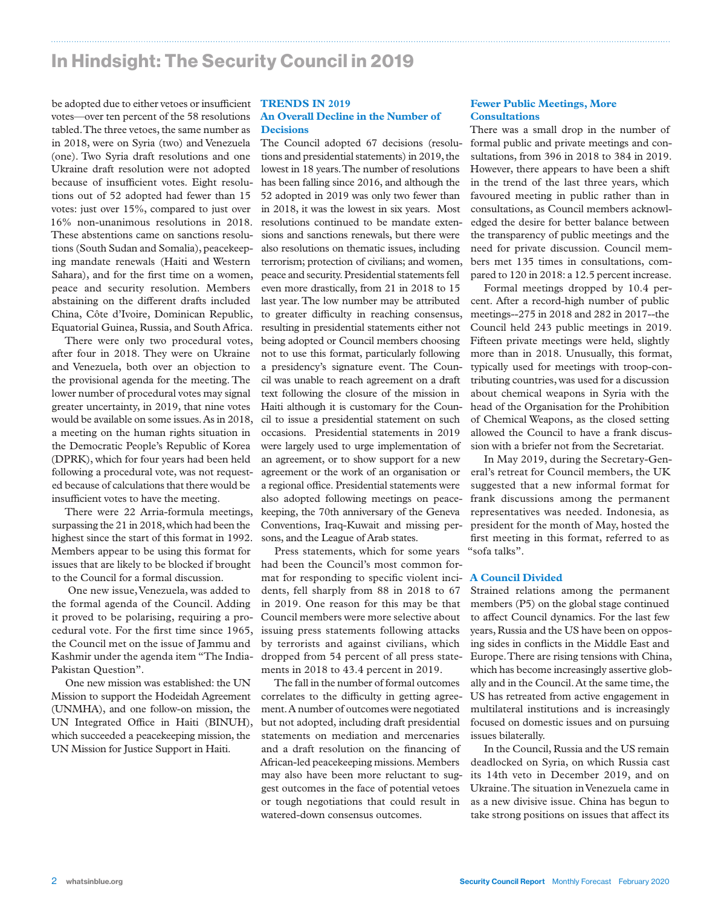be adopted due to either vetoes or insufficient votes—over ten percent of the 58 resolutions tabled. The three vetoes, the same number as in 2018, were on Syria (two) and Venezuela (one). Two Syria draft resolutions and one Ukraine draft resolution were not adopted because of insufficient votes. Eight resolutions out of 52 adopted had fewer than 15 votes: just over 15%, compared to just over 16% non-unanimous resolutions in 2018. These abstentions came on sanctions resolutions (South Sudan and Somalia), peacekeeping mandate renewals (Haiti and Western Sahara), and for the first time on a women, peace and security resolution. Members abstaining on the different drafts included China, Côte d'Ivoire, Dominican Republic, Equatorial Guinea, Russia, and South Africa.

There were only two procedural votes, after four in 2018. They were on Ukraine and Venezuela, both over an objection to the provisional agenda for the meeting. The lower number of procedural votes may signal greater uncertainty, in 2019, that nine votes would be available on some issues. As in 2018, a meeting on the human rights situation in the Democratic People's Republic of Korea (DPRK), which for four years had been held following a procedural vote, was not requested because of calculations that there would be insufficient votes to have the meeting.

There were 22 Arria-formula meetings, surpassing the 21 in 2018, which had been the highest since the start of this format in 1992. Members appear to be using this format for issues that are likely to be blocked if brought to the Council for a formal discussion.

One new issue, Venezuela, was added to the formal agenda of the Council. Adding it proved to be polarising, requiring a procedural vote. For the first time since 1965, the Council met on the issue of Jammu and Kashmir under the agenda item "The India-Pakistan Question".

One new mission was established: the UN Mission to support the Hodeidah Agreement (UNMHA), and one follow-on mission, the UN Integrated Office in Haiti (BINUH), which succeeded a peacekeeping mission, the UN Mission for Justice Support in Haiti.

## TRENDS IN 2019

### An Overall Decline in the Number of Decisions

The Council adopted 67 decisions (resolutions and presidential statements) in 2019, the lowest in 18 years. The number of resolutions has been falling since 2016, and although the 52 adopted in 2019 was only two fewer than in 2018, it was the lowest in six years. Most resolutions continued to be mandate extensions and sanctions renewals, but there were also resolutions on thematic issues, including terrorism; protection of civilians; and women, peace and security. Presidential statements fell even more drastically, from 21 in 2018 to 15 last year. The low number may be attributed to greater difficulty in reaching consensus, resulting in presidential statements either not being adopted or Council members choosing not to use this format, particularly following a presidency's signature event. The Council was unable to reach agreement on a draft text following the closure of the mission in Haiti although it is customary for the Council to issue a presidential statement on such occasions. Presidential statements in 2019 were largely used to urge implementation of an agreement, or to show support for a new agreement or the work of an organisation or a regional office. Presidential statements were also adopted following meetings on peacekeeping, the 70th anniversary of the Geneva Conventions, Iraq-Kuwait and missing persons, and the League of Arab states.

Press statements, which for some years had been the Council's most common format for responding to specific violent incidents, fell sharply from 88 in 2018 to 67 in 2019. One reason for this may be that Council members were more selective about issuing press statements following attacks by terrorists and against civilians, which dropped from 54 percent of all press statements in 2018 to 43.4 percent in 2019.

The fall in the number of formal outcomes correlates to the difficulty in getting agreement. A number of outcomes were negotiated but not adopted, including draft presidential statements on mediation and mercenaries and a draft resolution on the financing of African-led peacekeeping missions. Members may also have been more reluctant to suggest outcomes in the face of potential vetoes or tough negotiations that could result in watered-down consensus outcomes.

### Fewer Public Meetings, More Consultations

There was a small drop in the number of formal public and private meetings and consultations, from 396 in 2018 to 384 in 2019. However, there appears to have been a shift in the trend of the last three years, which favoured meeting in public rather than in consultations, as Council members acknowledged the desire for better balance between the transparency of public meetings and the need for private discussion. Council members met 135 times in consultations, compared to 120 in 2018: a 12.5 percent increase.

Formal meetings dropped by 10.4 percent. After a record-high number of public meetings--275 in 2018 and 282 in 2017--the Council held 243 public meetings in 2019. Fifteen private meetings were held, slightly more than in 2018. Unusually, this format, typically used for meetings with troop-contributing countries, was used for a discussion about chemical weapons in Syria with the head of the Organisation for the Prohibition of Chemical Weapons, as the closed setting allowed the Council to have a frank discussion with a briefer not from the Secretariat.

In May 2019, during the Secretary-General's retreat for Council members, the UK suggested that a new informal format for frank discussions among the permanent representatives was needed. Indonesia, as president for the month of May, hosted the first meeting in this format, referred to as "sofa talks".

### A Council Divided

Strained relations among the permanent members (P5) on the global stage continued to affect Council dynamics. For the last few years, Russia and the US have been on opposing sides in conflicts in the Middle East and Europe. There are rising tensions with China, which has become increasingly assertive globally and in the Council. At the same time, the US has retreated from active engagement in multilateral institutions and is increasingly focused on domestic issues and on pursuing issues bilaterally.

In the Council, Russia and the US remain deadlocked on Syria, on which Russia cast its 14th veto in December 2019, and on Ukraine. The situation in Venezuela came in as a new divisive issue. China has begun to take strong positions on issues that affect its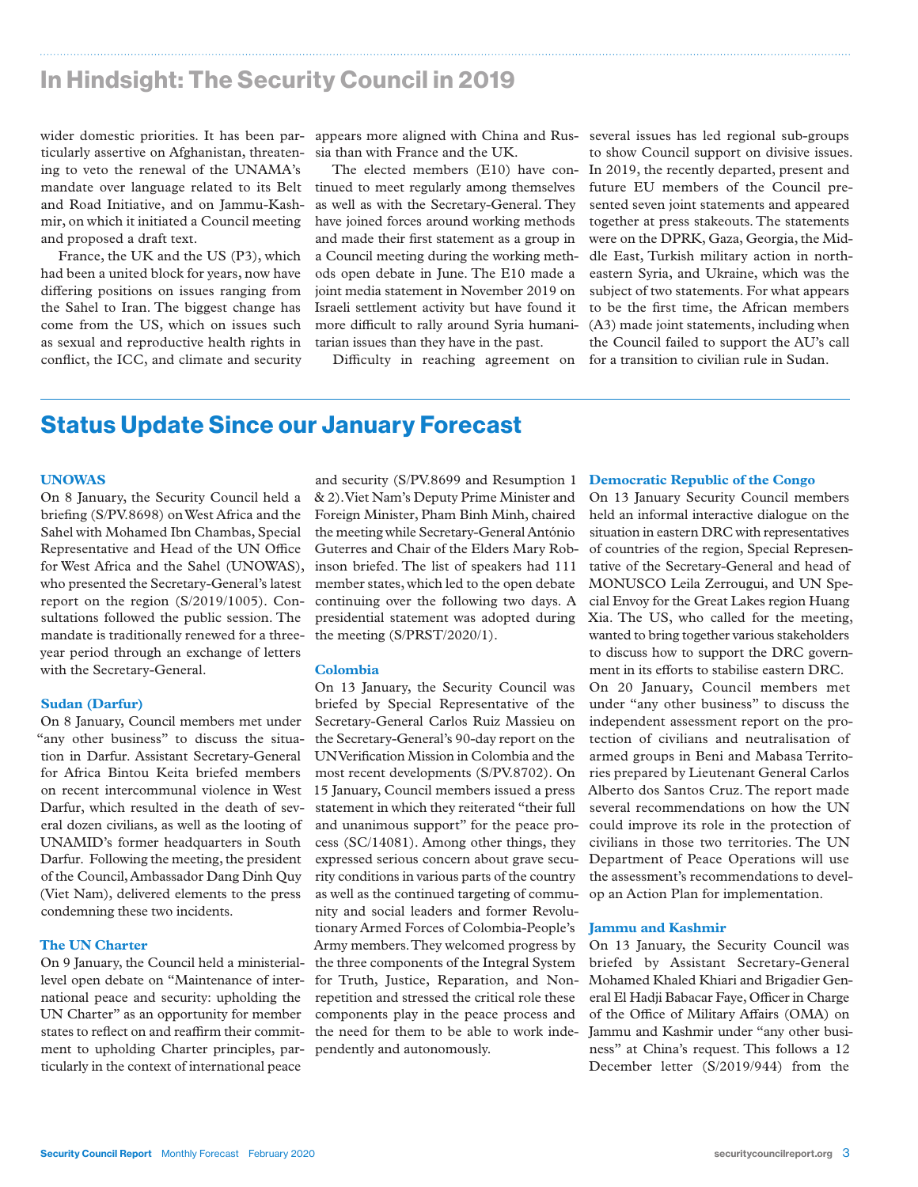## In Hindsight: The Security Council in 2019

wider domestic priorities. It has been particularly assertive on Afghanistan, threatening to veto the renewal of the UNAMA's mandate over language related to its Belt and Road Initiative, and on Jammu-Kashmir, on which it initiated a Council meeting and proposed a draft text.

France, the UK and the US (P3), which had been a united block for years, now have differing positions on issues ranging from the Sahel to Iran. The biggest change has come from the US, which on issues such as sexual and reproductive health rights in conflict, the ICC, and climate and security appears more aligned with China and Russia than with France and the UK.

The elected members (E10) have continued to meet regularly among themselves as well as with the Secretary-General. They have joined forces around working methods and made their first statement as a group in a Council meeting during the working methods open debate in June. The E10 made a joint media statement in November 2019 on Israeli settlement activity but have found it more difficult to rally around Syria humanitarian issues than they have in the past.

Difficulty in reaching agreement on several issues has led regional sub-groups to show Council support on divisive issues. In 2019, the recently departed, present and future EU members of the Council presented seven joint statements and appeared together at press stakeouts. The statements were on the DPRK, Gaza, Georgia, the Middle East, Turkish military action in northeastern Syria, and Ukraine, which was the subject of two statements. For what appears to be the first time, the African members (A3) made joint statements, including when the Council failed to support the AU's call for a transition to civilian rule in Sudan.

## Status Update Since our January Forecast

### UNOWAS

On 8 January, the Security Council held a briefing (S/PV.8698) on West Africa and the Sahel with Mohamed Ibn Chambas, Special Representative and Head of the UN Office for West Africa and the Sahel (UNOWAS), who presented the Secretary-General's latest report on the region (S/2019/1005). Consultations followed the public session. The mandate is traditionally renewed for a three-year period through an exchange of letters with the Secretary-General.

### Sudan (Darfur)

On 8 January, Council members met under "any other business" to discuss the situation in Darfur. Assistant Secretary-General for Africa Bintou Keita briefed members on recent intercommunal violence in West Darfur, which resulted in the death of several dozen civilians, as well as the looting of UNAMID's former headquarters in South Darfur. Following the meeting, the president of the Council, Ambassador Dang Dinh Quy (Viet Nam), delivered elements to the press condemning these two incidents.

### The UN Charter

On 9 January, the Council held a ministerial-level open debate on "Maintenance of international peace and security: upholding the UN Charter" as an opportunity for member states to reflect on and reaffirm their commitment to upholding Charter principles, particularly in the context of international peace and security (S/PV.8699 and Resumption 1 & 2). Viet Nam's Deputy Prime Minister and Foreign Minister, Pham Binh Minh, chaired the meeting while Secretary-General António Guterres and Chair of the Elders Mary Robinson briefed. The list of speakers had 111 member states, which led to the open debate continuing over the following two days. A presidential statement was adopted during the meeting (S/PRST/2020/1).

### Colombia

On 13 January, the Security Council was briefed by Special Representative of the Secretary-General Carlos Ruiz Massieu on the Secretary-General's 90-day report on the UN Verification Mission in Colombia and the most recent developments (S/PV.8702). On 15 January, Council members issued a press statement in which they reiterated "their full and unanimous support" for the peace process (SC/14081). Among other things, they expressed serious concern about grave security conditions in various parts of the country as well as the continued targeting of community and social leaders and former Revolutionary Armed Forces of Colombia-People's Army members. They welcomed progress by the three components of the Integral System for Truth, Justice, Reparation, and Non-repetition and stressed the critical role these components play in the peace process and the need for them to be able to work independently and autonomously.

### Democratic Republic of the Congo

On 13 January Security Council members held an informal interactive dialogue on the situation in eastern DRC with representatives of countries of the region, Special Representative of the Secretary-General and head of MONUSCO Leila Zerrougui, and UN Special Envoy for the Great Lakes region Huang Xia. The US, who called for the meeting, wanted to bring together various stakeholders to discuss how to support the DRC government in its efforts to stabilise eastern DRC. On 20 January, Council members met under "any other business" to discuss the independent assessment report on the protection of civilians and neutralisation of armed groups in Beni and Mabasa Territories prepared by Lieutenant General Carlos Alberto dos Santos Cruz. The report made several recommendations on how the UN could improve its role in the protection of civilians in those two territories. The UN Department of Peace Operations will use the assessment's recommendations to develop an Action Plan for implementation.

### Jammu and Kashmir

On 13 January, the Security Council was briefed by Assistant Secretary-General Mohamed Khaled Khiari and Brigadier General El Hadji Babacar Faye, Officer in Charge of the Office of Military Affairs (OMA) on Jammu and Kashmir under "any other business" at China's request. This follows a 12 December letter (S/2019/944) from the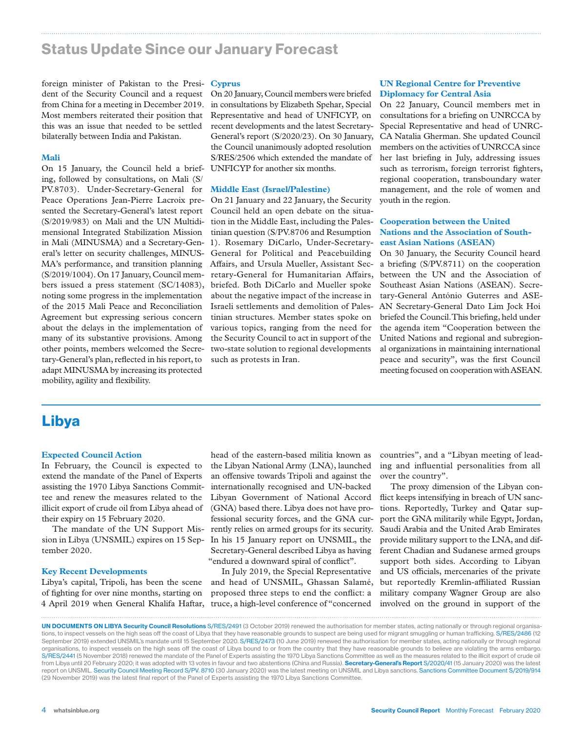## Status Update Since our January Forecast

foreign minister of Pakistan to the President of the Security Council and a request from China for a meeting in December 2019. Most members reiterated their position that this was an issue that needed to be settled bilaterally between India and Pakistan.

### Mali

On 15 January, the Council held a briefing, followed by consultations, on Mali (S/PV.8703). Under-Secretary-General for Peace Operations Jean-Pierre Lacroix presented the Secretary-General's latest report (S/2019/983) on Mali and the UN Multidimensional Integrated Stabilization Mission in Mali (MINUSMA) and a Secretary-General's letter on security challenges, MINUSMA's performance, and transition planning (S/2019/1004). On 17 January, Council members issued a press statement (SC/14083), noting some progress in the implementation of the 2015 Mali Peace and Reconciliation Agreement but expressing serious concern about the delays in the implementation of many of its substantive provisions. Among other points, members welcomed the Secretary-General's plan, reflected in his report, to adapt MINUSMA by increasing its protected mobility, agility and flexibility.

### Cyprus

On 20 January, Council members were briefed in consultations by Elizabeth Spehar, Special Representative and head of UNFICYP, on recent developments and the latest Secretary-General's report (S/2020/23). On 30 January, the Council unanimously adopted resolution S/RES/2506 which extended the mandate of UNFICYP for another six months.

### Middle East (Israel/Palestine)

On 21 January and 22 January, the Security Council held an open debate on the situation in the Middle East, including the Palestinian question (S/PV.8706 and Resumption 1). Rosemary DiCarlo, Under-Secretary-General for Political and Peacebuilding Affairs, and Ursula Mueller, Assistant Secretary-General for Humanitarian Affairs, briefed. Both DiCarlo and Mueller spoke about the negative impact of the increase in Israeli settlements and demolition of Palestinian structures. Member states spoke on various topics, ranging from the need for the Security Council to act in support of the two-state solution to regional developments such as protests in Iran.

### UN Regional Centre for Preventive Diplomacy for Central Asia

On 22 January, Council members met in consultations for a briefing on UNRCCA by Special Representative and head of UNRCCA Natalia Gherman. She updated Council members on the activities of UNRCCA since her last briefing in July, addressing issues such as terrorism, foreign terrorist fighters, regional cooperation, transboundary water management, and the role of women and youth in the region.

### Cooperation between the United Nations and the Association of Southeast Asian Nations (ASEAN)

On 30 January, the Security Council heard a briefing (S/PV.8711) on the cooperation between the UN and the Association of Southeast Asian Nations (ASEAN). Secretary-General António Guterres and ASEAN Secretary-General Dato Lim Jock Hoi briefed the Council. This briefing, held under the agenda item "Cooperation between the United Nations and regional and subregional organizations in maintaining international peace and security", was the first Council meeting focused on cooperation with ASEAN.

# Libya

### Expected Council Action

In February, the Council is expected to extend the mandate of the Panel of Experts assisting the 1970 Libya Sanctions Committee and renew the measures related to the illicit export of crude oil from Libya ahead of their expiry on 15 February 2020.

The mandate of the UN Support Mission in Libya (UNSMIL) expires on 15 September 2020.

### Key Recent Developments

Libya's capital, Tripoli, has been the scene of fighting for over nine months, starting on 4 April 2019 when General Khalifa Haftar, head of the eastern-based militia known as the Libyan National Army (LNA), launched an offensive towards Tripoli and against the internationally recognised and UN-backed Libyan Government of National Accord (GNA) based there. Libya does not have professional security forces, and the GNA currently relies on armed groups for its security. In his 15 January report on UNSMIL, the Secretary-General described Libya as having "endured a downward spiral of conflict".

In July 2019, the Special Representative and head of UNSMIL, Ghassan Salamé, proposed three steps to end the conflict: a truce, a high-level conference of "concerned countries", and a "Libyan meeting of leading and influential personalities from all over the country".

The proxy dimension of the Libyan conflict keeps intensifying in breach of UN sanctions. Reportedly, Turkey and Qatar support the GNA militarily while Egypt, Jordan, Saudi Arabia and the United Arab Emirates provide military support to the LNA, and different Chadian and Sudanese armed groups support both sides. According to Libyan and US officials, mercenaries of the private but reportedly Kremlin-affiliated Russian military company Wagner Group are also involved on the ground in support of the

**UN DOCUMENTS ON LIBYA Security Council Resolutions** S/RES/2491 (3 October 2019) renewed the authorisation for member states, acting nationally or through regional organisations, to inspect vessels on the high seas off the coast of Libya that they have reasonable grounds to suspect are being used for migrant smuggling or human trafficking. S/RES/2486 (12 September 2019) extended UNSMIL's mandate until 15 September 2020. S/RES/2473 (10 June 2019) renewed the authorisation for member states, acting nationally or through regional organisations, to inspect vessels on the high seas off the coast of Libya bound to or from the country that they have reasonable grounds to believe are violating the arms embargo. S/RES/2441 (5 November 2018) renewed the mandate of the Panel of Experts assisting the 1970 Libya Sanctions Committee as well as the measures related to the illicit export of crude oil from Libya until 20 February 2020; it was adopted with 13 votes in favour and two abstentions (China and Russia). **Secretary-General's Report** S/2020/41 (15 January 2020) was the latest report on UNSMIL. Security Council Meeting Record S/PV. 8710 (30 January 2020) was the latest meeting on UNSMIL and Libya sanctions. Sanctions Committee Document S/2019/914 (29 November 2019) was the latest final report of the Panel of Experts assisting the 1970 Libya Sanctions Committee.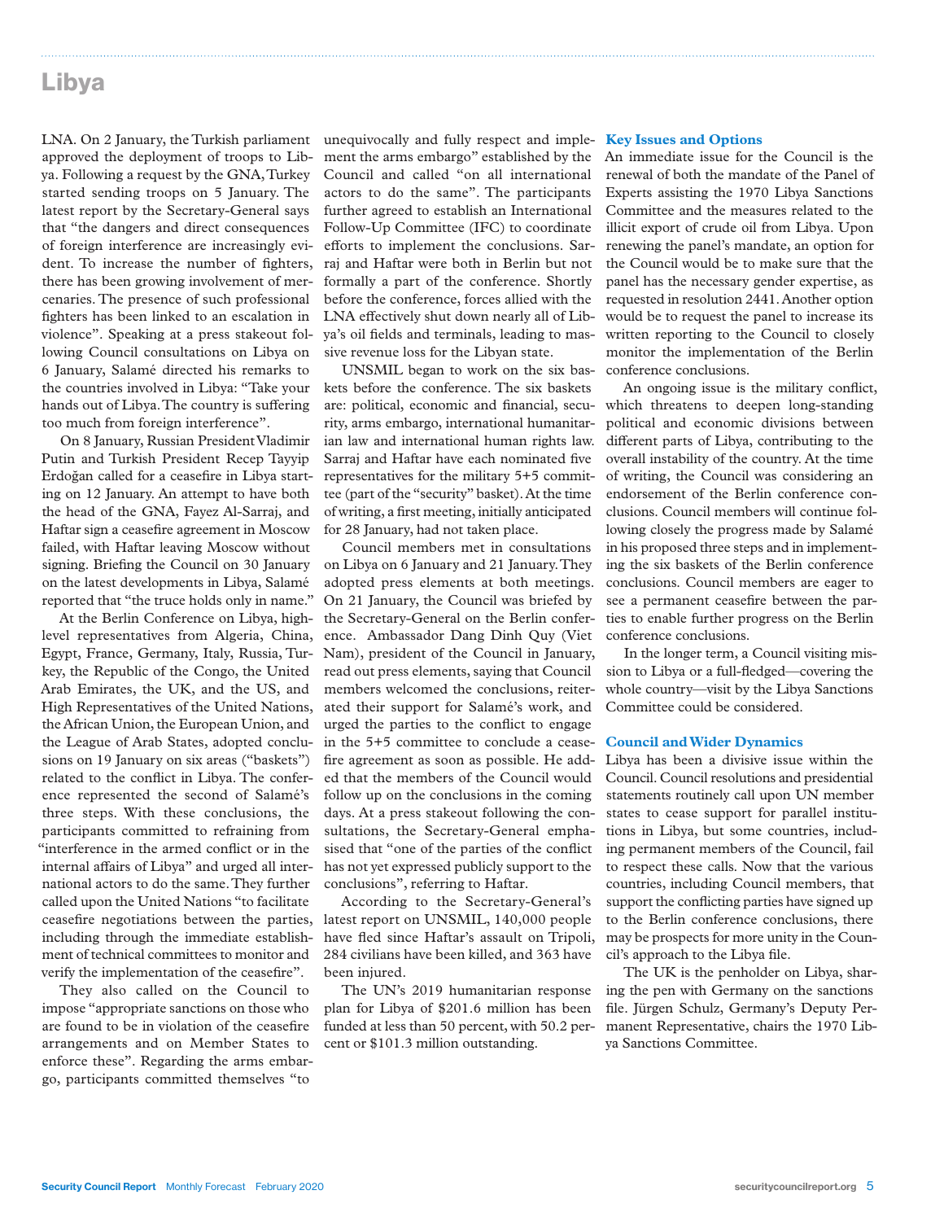LNA. On 2 January, the Turkish parliament approved the deployment of troops to Libya. Following a request by the GNA, Turkey started sending troops on 5 January. The latest report by the Secretary-General says that "the dangers and direct consequences of foreign interference are increasingly evident. To increase the number of fighters, there has been growing involvement of mercenaries. The presence of such professional fighters has been linked to an escalation in violence". Speaking at a press stakeout following Council consultations on Libya on 6 January, Salamé directed his remarks to the countries involved in Libya: "Take your hands out of Libya. The country is suffering too much from foreign interference".

On 8 January, Russian President Vladimir Putin and Turkish President Recep Tayyip Erdoğan called for a ceasefire in Libya starting on 12 January. An attempt to have both the head of the GNA, Fayez Al-Sarraj, and Haftar sign a ceasefire agreement in Moscow failed, with Haftar leaving Moscow without signing. Briefing the Council on 30 January on the latest developments in Libya, Salamé reported that "the truce holds only in name."

At the Berlin Conference on Libya, high-level representatives from Algeria, China, Egypt, France, Germany, Italy, Russia, Turkey, the Republic of the Congo, the United Arab Emirates, the UK, and the US, and High Representatives of the United Nations, the African Union, the European Union, and the League of Arab States, adopted conclusions on 19 January on six areas ("baskets") related to the conflict in Libya. The conference represented the second of Salamé's three steps. With these conclusions, the participants committed to refraining from "interference in the armed conflict or in the internal affairs of Libya" and urged all international actors to do the same. They further called upon the United Nations "to facilitate ceasefire negotiations between the parties, including through the immediate establishment of technical committees to monitor and verify the implementation of the ceasefire".

They also called on the Council to impose "appropriate sanctions on those who are found to be in violation of the ceasefire arrangements and on Member States to enforce these". Regarding the arms embargo, participants committed themselves "to unequivocally and fully respect and implement the arms embargo" established by the Council and called "on all international actors to do the same". The participants further agreed to establish an International Follow-Up Committee (IFC) to coordinate efforts to implement the conclusions. Sarraj and Haftar were both in Berlin but not formally a part of the conference. Shortly before the conference, forces allied with the LNA effectively shut down nearly all of Libya's oil fields and terminals, leading to massive revenue loss for the Libyan state.

UNSMIL began to work on the six baskets before the conference. The six baskets are: political, economic and financial, security, arms embargo, international humanitarian law and international human rights law. Sarraj and Haftar have each nominated five representatives for the military 5+5 committee (part of the "security" basket). At the time of writing, a first meeting, initially anticipated for 28 January, had not taken place.

Council members met in consultations on Libya on 6 January and 21 January. They adopted press elements at both meetings. On 21 January, the Council was briefed by the Secretary-General on the Berlin conference. Ambassador Dang Dinh Quy (Viet Nam), president of the Council in January, read out press elements, saying that Council members welcomed the conclusions, reiterated their support for Salamé's work, and urged the parties to the conflict to engage in the 5+5 committee to conclude a ceasefire agreement as soon as possible. He added that the members of the Council would follow up on the conclusions in the coming days. At a press stakeout following the consultations, the Secretary-General emphasised that "one of the parties of the conflict has not yet expressed publicly support to the conclusions", referring to Haftar.

According to the Secretary-General's latest report on UNSMIL, 140,000 people have fled since Haftar's assault on Tripoli, 284 civilians have been killed, and 363 have been injured.

The UN's 2019 humanitarian response plan for Libya of $201.6 million has been funded at less than 50 percent, with 50.2 percent or $101.3 million outstanding.

## Key Issues and Options

An immediate issue for the Council is the renewal of both the mandate of the Panel of Experts assisting the 1970 Libya Sanctions Committee and the measures related to the illicit export of crude oil from Libya. Upon renewing the panel's mandate, an option for the Council would be to make sure that the panel has the necessary gender expertise, as requested in resolution 2441. Another option would be to request the panel to increase its written reporting to the Council to closely monitor the implementation of the Berlin conference conclusions.

An ongoing issue is the military conflict, which threatens to deepen long-standing political and economic divisions between different parts of Libya, contributing to the overall instability of the country. At the time of writing, the Council was considering an endorsement of the Berlin conference conclusions. Council members will continue following closely the progress made by Salamé in his proposed three steps and in implementing the six baskets of the Berlin conference conclusions. Council members are eager to see a permanent ceasefire between the parties to enable further progress on the Berlin conference conclusions.

In the longer term, a Council visiting mission to Libya or a full-fledged—covering the whole country—visit by the Libya Sanctions Committee could be considered.

## Council and Wider Dynamics

Libya has been a divisive issue within the Council. Council resolutions and presidential statements routinely call upon UN member states to cease support for parallel institutions in Libya, but some countries, including permanent members of the Council, fail to respect these calls. Now that the various countries, including Council members, that support the conflicting parties have signed up to the Berlin conference conclusions, there may be prospects for more unity in the Council's approach to the Libya file.

The UK is the penholder on Libya, sharing the pen with Germany on the sanctions file. Jürgen Schulz, Germany's Deputy Permanent Representative, chairs the 1970 Libya Sanctions Committee.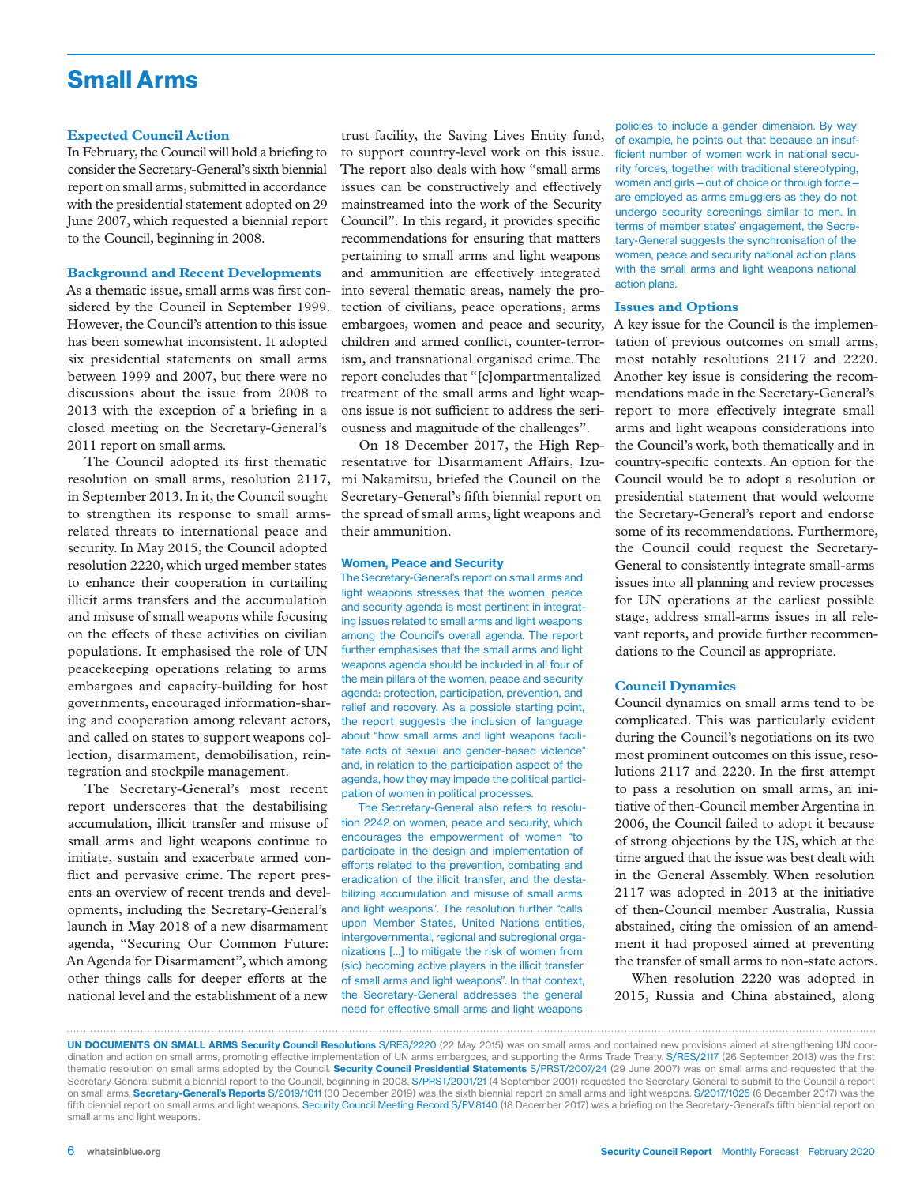# Small Arms

## Expected Council Action

In February, the Council will hold a briefing to consider the Secretary-General's sixth biennial report on small arms, submitted in accordance with the presidential statement adopted on 29 June 2007, which requested a biennial report to the Council, beginning in 2008.

## Background and Recent Developments

As a thematic issue, small arms was first considered by the Council in September 1999. However, the Council's attention to this issue has been somewhat inconsistent. It adopted six presidential statements on small arms between 1999 and 2007, but there were no discussions about the issue from 2008 to 2013 with the exception of a briefing in a closed meeting on the Secretary-General's 2011 report on small arms.

The Council adopted its first thematic resolution on small arms, resolution 2117, in September 2013. In it, the Council sought to strengthen its response to small arms-related threats to international peace and security. In May 2015, the Council adopted resolution 2220, which urged member states to enhance their cooperation in curtailing illicit arms transfers and the accumulation and misuse of small weapons while focusing on the effects of these activities on civilian populations. It emphasised the role of UN peacekeeping operations relating to arms embargoes and capacity-building for host governments, encouraged information-sharing and cooperation among relevant actors, and called on states to support weapons collection, disarmament, demobilisation, reintegration and stockpile management.

The Secretary-General's most recent report underscores that the destabilising accumulation, illicit transfer and misuse of small arms and light weapons continue to initiate, sustain and exacerbate armed conflict and pervasive crime. The report presents an overview of recent trends and developments, including the Secretary-General's launch in May 2018 of a new disarmament agenda, "Securing Our Common Future: An Agenda for Disarmament", which among other things calls for deeper efforts at the national level and the establishment of a new trust facility, the Saving Lives Entity fund, to support country-level work on this issue. The report also deals with how "small arms issues can be constructively and effectively mainstreamed into the work of the Security Council". In this regard, it provides specific recommendations for ensuring that matters pertaining to small arms and light weapons and ammunition are effectively integrated into several thematic areas, namely the protection of civilians, peace operations, arms embargoes, women and peace and security, children and armed conflict, counter-terrorism, and transnational organised crime. The report concludes that "[c]ompartmentalized treatment of the small arms and light weapons issue is not sufficient to address the seriousness and magnitude of the challenges".

On 18 December 2017, the High Representative for Disarmament Affairs, Izumi Nakamitsu, briefed the Council on the Secretary-General's fifth biennial report on the spread of small arms, light weapons and their ammunition.

### Women, Peace and Security

The Secretary-General's report on small arms and light weapons stresses that the women, peace and security agenda is most pertinent in integrating issues related to small arms and light weapons among the Council's overall agenda. The report further emphasises that the small arms and light weapons agenda should be included in all four of the main pillars of the women, peace and security agenda: protection, participation, prevention, and relief and recovery. As a possible starting point, the report suggests the inclusion of language about "how small arms and light weapons facilitate acts of sexual and gender-based violence" and, in relation to the participation aspect of the agenda, how they may impede the political participation of women in political processes.

The Secretary-General also refers to resolution 2242 on women, peace and security, which encourages the empowerment of women "to participate in the design and implementation of efforts related to the prevention, combating and eradication of the illicit transfer, and the destabilizing accumulation and misuse of small arms and light weapons". The resolution further "calls upon Member States, United Nations entities, intergovernmental, regional and subregional organizations […] to mitigate the risk of women from (sic) becoming active players in the illicit transfer of small arms and light weapons". In that context, the Secretary-General addresses the general need for effective small arms and light weapons policies to include a gender dimension. By way of example, he points out that because an insufficient number of women work in national security forces, together with traditional stereotyping, women and girls – out of choice or through force – are employed as arms smugglers as they do not undergo security screenings similar to men. In terms of member states' engagement, the Secretary-General suggests the synchronisation of the women, peace and security national action plans with the small arms and light weapons national action plans.

## Issues and Options

A key issue for the Council is the implementation of previous outcomes on small arms, most notably resolutions 2117 and 2220. Another key issue is considering the recommendations made in the Secretary-General's report to more effectively integrate small arms and light weapons considerations into the Council's work, both thematically and in country-specific contexts. An option for the Council would be to adopt a resolution or presidential statement that would welcome the Secretary-General's report and endorse some of its recommendations. Furthermore, the Council could request the Secretary-General to consistently integrate small-arms issues into all planning and review processes for UN operations at the earliest possible stage, address small-arms issues in all relevant reports, and provide further recommendations to the Council as appropriate.

## Council Dynamics

Council dynamics on small arms tend to be complicated. This was particularly evident during the Council's negotiations on its two most prominent outcomes on this issue, resolutions 2117 and 2220. In the first attempt to pass a resolution on small arms, an initiative of then-Council member Argentina in 2006, the Council failed to adopt it because of strong objections by the US, which at the time argued that the issue was best dealt with in the General Assembly. When resolution 2117 was adopted in 2013 at the initiative of then-Council member Australia, Russia abstained, citing the omission of an amendment it had proposed aimed at preventing the transfer of small arms to non-state actors.

When resolution 2220 was adopted in 2015, Russia and China abstained, along

**UN DOCUMENTS ON SMALL ARMS Security Council Resolutions** S/RES/2220 (22 May 2015) was on small arms and contained new provisions aimed at strengthening UN coordination and action on small arms, promoting effective implementation of UN arms embargoes, and supporting the Arms Trade Treaty. S/RES/2117 (26 September 2013) was the first thematic resolution on small arms adopted by the Council. **Security Council Presidential Statements** S/PRST/2007/24 (29 June 2007) was on small arms and requested that the Secretary-General submit a biennial report to the Council, beginning in 2008. S/PRST/2001/21 (4 September 2001) requested the Secretary-General to submit to the Council a report on small arms. **Secretary-General's Reports** S/2019/1011 (30 December 2019) was the sixth biennial report on small arms and light weapons. S/2017/1025 (6 December 2017) was the fifth biennial report on small arms and light weapons. Security Council Meeting Record S/PV.8140 (18 December 2017) was a briefing on the Secretary-General's fifth biennial report on small arms and light weapons.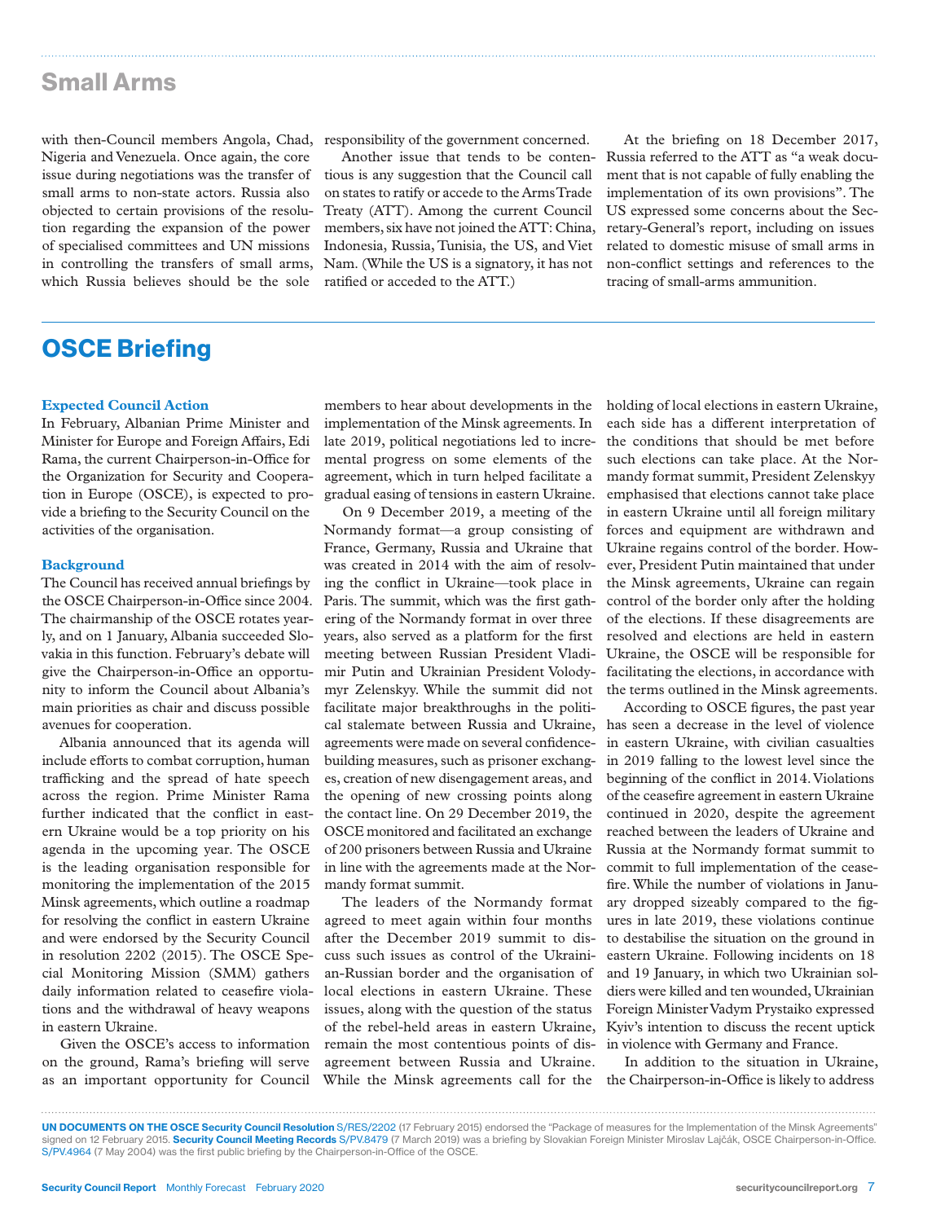## Small Arms

with then-Council members Angola, Chad, Nigeria and Venezuela. Once again, the core issue during negotiations was the transfer of small arms to non-state actors. Russia also objected to certain provisions of the resolution regarding the expansion of the power of specialised committees and UN missions in controlling the transfers of small arms, which Russia believes should be the sole responsibility of the government concerned.

Another issue that tends to be contentious is any suggestion that the Council call on states to ratify or accede to the Arms Trade Treaty (ATT). Among the current Council members, six have not joined the ATT: China, Indonesia, Russia, Tunisia, the US, and Viet Nam. (While the US is a signatory, it has not ratified or acceded to the ATT.)

At the briefing on 18 December 2017, Russia referred to the ATT as "a weak document that is not capable of fully enabling the implementation of its own provisions". The US expressed some concerns about the Secretary-General's report, including on issues related to domestic misuse of small arms in non-conflict settings and references to the tracing of small-arms ammunition.

# OSCE Briefing

### Expected Council Action

In February, Albanian Prime Minister and Minister for Europe and Foreign Affairs, Edi Rama, the current Chairperson-in-Office for the Organization for Security and Cooperation in Europe (OSCE), is expected to provide a briefing to the Security Council on the activities of the organisation.

### Background

The Council has received annual briefings by the OSCE Chairperson-in-Office since 2004. The chairmanship of the OSCE rotates yearly, and on 1 January, Albania succeeded Slovakia in this function. February's debate will give the Chairperson-in-Office an opportunity to inform the Council about Albania's main priorities as chair and discuss possible avenues for cooperation.

Albania announced that its agenda will include efforts to combat corruption, human trafficking and the spread of hate speech across the region. Prime Minister Rama further indicated that the conflict in eastern Ukraine would be a top priority on his agenda in the upcoming year. The OSCE is the leading organisation responsible for monitoring the implementation of the 2015 Minsk agreements, which outline a roadmap for resolving the conflict in eastern Ukraine and were endorsed by the Security Council in resolution 2202 (2015). The OSCE Special Monitoring Mission (SMM) gathers daily information related to ceasefire violations and the withdrawal of heavy weapons in eastern Ukraine.

Given the OSCE's access to information on the ground, Rama's briefing will serve as an important opportunity for Council members to hear about developments in the implementation of the Minsk agreements. In late 2019, political negotiations led to incremental progress on some elements of the agreement, which in turn helped facilitate a gradual easing of tensions in eastern Ukraine.

On 9 December 2019, a meeting of the Normandy format—a group consisting of France, Germany, Russia and Ukraine that was created in 2014 with the aim of resolving the conflict in Ukraine—took place in Paris. The summit, which was the first gathering of the Normandy format in over three years, also served as a platform for the first meeting between Russian President Vladimir Putin and Ukrainian President Volodymyr Zelenskyy. While the summit did not facilitate major breakthroughs in the political stalemate between Russia and Ukraine, agreements were made on several confidence-building measures, such as prisoner exchanges, creation of new disengagement areas, and the opening of new crossing points along the contact line. On 29 December 2019, the OSCE monitored and facilitated an exchange of 200 prisoners between Russia and Ukraine in line with the agreements made at the Normandy format summit.

The leaders of the Normandy format agreed to meet again within four months after the December 2019 summit to discuss such issues as control of the Ukrainian-Russian border and the organisation of local elections in eastern Ukraine. These issues, along with the question of the status of the rebel-held areas in eastern Ukraine, remain the most contentious points of disagreement between Russia and Ukraine. While the Minsk agreements call for the holding of local elections in eastern Ukraine, each side has a different interpretation of the conditions that should be met before such elections can take place. At the Normandy format summit, President Zelenskyy emphasised that elections cannot take place in eastern Ukraine until all foreign military forces and equipment are withdrawn and Ukraine regains control of the border. However, President Putin maintained that under the Minsk agreements, Ukraine can regain control of the border only after the holding of the elections. If these disagreements are resolved and elections are held in eastern Ukraine, the OSCE will be responsible for facilitating the elections, in accordance with the terms outlined in the Minsk agreements.

According to OSCE figures, the past year has seen a decrease in the level of violence in eastern Ukraine, with civilian casualties in 2019 falling to the lowest level since the beginning of the conflict in 2014. Violations of the ceasefire agreement in eastern Ukraine continued in 2020, despite the agreement reached between the leaders of Ukraine and Russia at the Normandy format summit to commit to full implementation of the ceasefire. While the number of violations in January dropped sizeably compared to the figures in late 2019, these violations continue to destabilise the situation on the ground in eastern Ukraine. Following incidents on 18 and 19 January, in which two Ukrainian soldiers were killed and ten wounded, Ukrainian Foreign Minister Vadym Prystaiko expressed Kyiv's intention to discuss the recent uptick in violence with Germany and France.

In addition to the situation in Ukraine, the Chairperson-in-Office is likely to address

**UN DOCUMENTS ON THE OSCE Security Council Resolution** S/RES/2202 (17 February 2015) endorsed the "Package of measures for the Implementation of the Minsk Agreements" signed on 12 February 2015. **Security Council Meeting Records** S/PV.8479 (7 March 2019) was a briefing by Slovakian Foreign Minister Miroslav Lajčák, OSCE Chairperson-in-Office. S/PV.4964 (7 May 2004) was the first public briefing by the Chairperson-in-Office of the OSCE.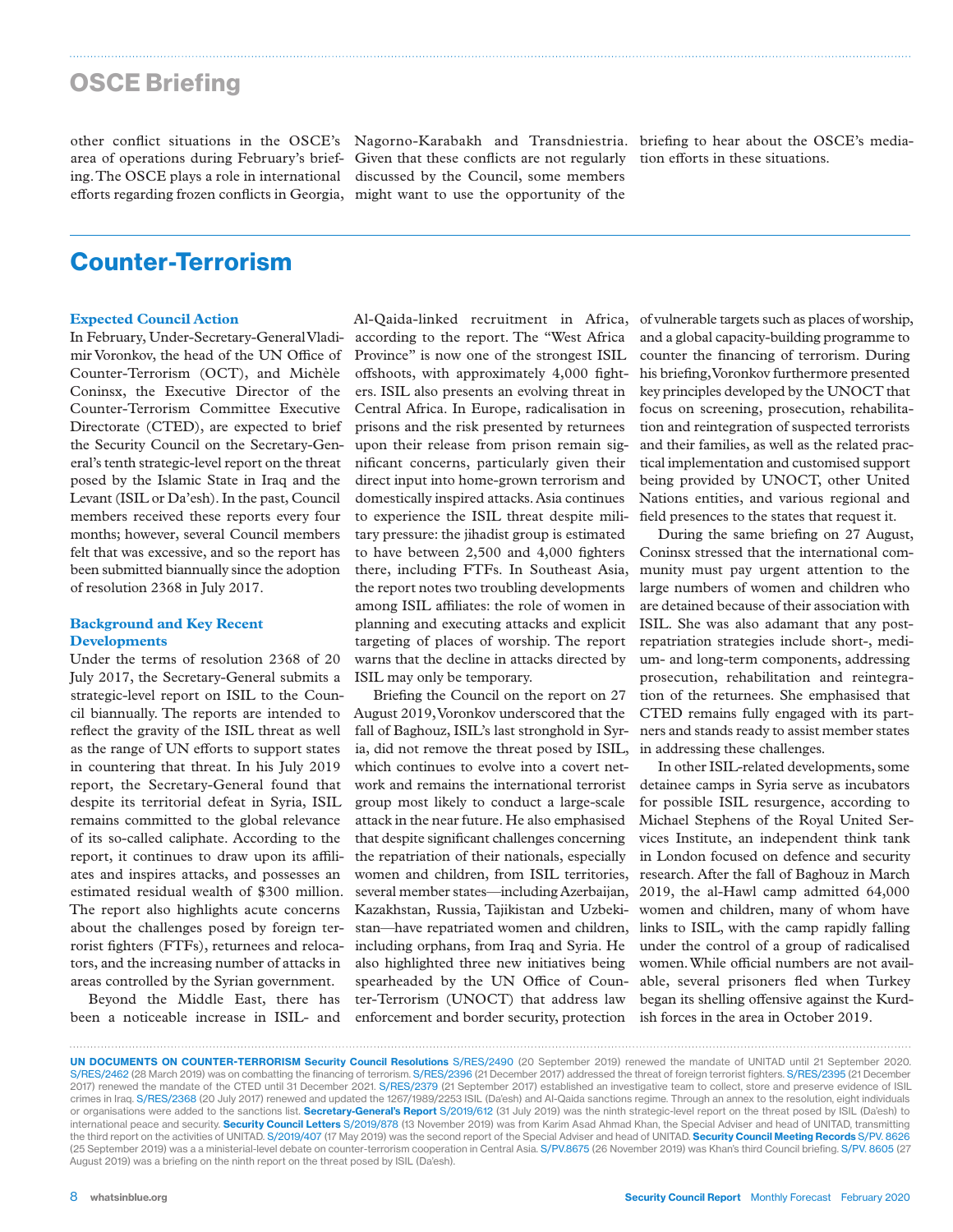other conflict situations in the OSCE's area of operations during February's briefing. The OSCE plays a role in international efforts regarding frozen conflicts in Georgia, Nagorno-Karabakh and Transdniestria. Given that these conflicts are not regularly discussed by the Council, some members might want to use the opportunity of the briefing to hear about the OSCE's mediation efforts in these situations.

## Counter-Terrorism

### Expected Council Action

In February, Under-Secretary-General Vladimir Voronkov, the head of the UN Office of Counter-Terrorism (OCT), and Michèle Coninsx, the Executive Director of the Counter-Terrorism Committee Executive Directorate (CTED), are expected to brief the Security Council on the Secretary-General's tenth strategic-level report on the threat posed by the Islamic State in Iraq and the Levant (ISIL or Da'esh). In the past, Council members received these reports every four months; however, several Council members felt that was excessive, and so the report has been submitted biannually since the adoption of resolution 2368 in July 2017.

### Background and Key Recent Developments

Under the terms of resolution 2368 of 20 July 2017, the Secretary-General submits a strategic-level report on ISIL to the Council biannually. The reports are intended to reflect the gravity of the ISIL threat as well as the range of UN efforts to support states in countering that threat. In his July 2019 report, the Secretary-General found that despite its territorial defeat in Syria, ISIL remains committed to the global relevance of its so-called caliphate. According to the report, it continues to draw upon its affiliates and inspires attacks, and possesses an estimated residual wealth of $300 million. The report also highlights acute concerns about the challenges posed by foreign terrorist fighters (FTFs), returnees and relocators, and the increasing number of attacks in areas controlled by the Syrian government.

Beyond the Middle East, there has been a noticeable increase in ISIL- and Al-Qaida-linked recruitment in Africa, according to the report. The "West Africa Province" is now one of the strongest ISIL offshoots, with approximately 4,000 fighters. ISIL also presents an evolving threat in Central Africa. In Europe, radicalisation in prisons and the risk presented by returnees upon their release from prison remain significant concerns, particularly given their direct input into home-grown terrorism and domestically inspired attacks. Asia continues to experience the ISIL threat despite military pressure: the jihadist group is estimated to have between 2,500 and 4,000 fighters there, including FTFs. In Southeast Asia, the report notes two troubling developments among ISIL affiliates: the role of women in planning and executing attacks and explicit targeting of places of worship. The report warns that the decline in attacks directed by ISIL may only be temporary.

Briefing the Council on the report on 27 August 2019, Voronkov underscored that the fall of Baghouz, ISIL's last stronghold in Syria, did not remove the threat posed by ISIL, which continues to evolve into a covert network and remains the international terrorist group most likely to conduct a large-scale attack in the near future. He also emphasised that despite significant challenges concerning the repatriation of their nationals, especially women and children, from ISIL territories, several member states—including Azerbaijan, Kazakhstan, Russia, Tajikistan and Uzbekistan—have repatriated women and children, including orphans, from Iraq and Syria. He also highlighted three new initiatives being spearheaded by the UN Office of Counter-Terrorism (UNOCT) that address law enforcement and border security, protection of vulnerable targets such as places of worship, and a global capacity-building programme to counter the financing of terrorism. During his briefing, Voronkov furthermore presented key principles developed by the UNOCT that focus on screening, prosecution, rehabilitation and reintegration of suspected terrorists and their families, as well as the related practical implementation and customised support being provided by UNOCT, other United Nations entities, and various regional and field presences to the states that request it.

During the same briefing on 27 August, Coninsx stressed that the international community must pay urgent attention to the large numbers of women and children who are detained because of their association with ISIL. She was also adamant that any post-repatriation strategies include short-, medium- and long-term components, addressing prosecution, rehabilitation and reintegration of the returnees. She emphasised that CTED remains fully engaged with its partners and stands ready to assist member states in addressing these challenges.

In other ISIL-related developments, some detainee camps in Syria serve as incubators for possible ISIL resurgence, according to Michael Stephens of the Royal United Services Institute, an independent think tank in London focused on defence and security research. After the fall of Baghouz in March 2019, the al-Hawl camp admitted 64,000 women and children, many of whom have links to ISIL, with the camp rapidly falling under the control of a group of radicalised women. While official numbers are not available, several prisoners fled when Turkey began its shelling offensive against the Kurdish forces in the area in October 2019.

**UN DOCUMENTS ON COUNTER-TERRORISM Security Council Resolutions** S/RES/2490 (20 September 2019) renewed the mandate of UNITAD until 21 September 2020. S/RES/2462 (28 March 2019) was on combatting the financing of terrorism. S/RES/2396 (21 December 2017) addressed the threat of foreign terrorist fighters. S/RES/2395 (21 December 2017) renewed the mandate of the CTED until 31 December 2021. S/RES/2379 (21 September 2017) established an investigative team to collect, store and preserve evidence of ISIL crimes in Iraq. S/RES/2368 (20 July 2017) renewed and updated the 1267/1989/2253 ISIL (Da'esh) and Al-Qaida sanctions regime. Through an annex to the resolution, eight individuals or organisations were added to the sanctions list. **Secretary-General's Report** S/2019/612 (31 July 2019) was the ninth strategic-level report on the threat posed by ISIL (Da'esh) to international peace and security. **Security Council Letters** S/2019/878 (13 November 2019) was from Karim Asad Ahmad Khan, the Special Adviser and head of UNITAD, transmitting the third report on the activities of UNITAD. S/2019/407 (17 May 2019) was the second report of the Special Adviser and head of UNITAD. **Security Council Meeting Records** S/PV. 8626 (25 September 2019) was a a ministerial-level debate on counter-terrorism cooperation in Central Asia. S/PV.8675 (26 November 2019) was Khan's third Council briefing. S/PV. 8605 (27 August 2019) was a briefing on the ninth report on the threat posed by ISIL (Da'esh).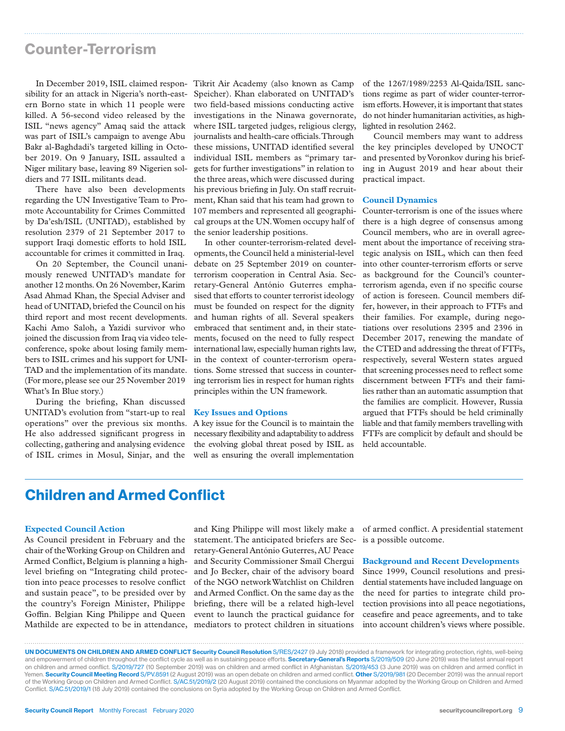## Counter-Terrorism

In December 2019, ISIL claimed responsibility for an attack in Nigeria's north-eastern Borno state in which 11 people were killed. A 56-second video released by the ISIL "news agency" Amaq said the attack was part of ISIL's campaign to avenge Abu Bakr al-Baghdadi's targeted killing in October 2019. On 9 January, ISIL assaulted a Niger military base, leaving 89 Nigerien soldiers and 77 ISIL militants dead.

There have also been developments regarding the UN Investigative Team to Promote Accountability for Crimes Committed by Da'esh/ISIL (UNITAD), established by resolution 2379 of 21 September 2017 to support Iraqi domestic efforts to hold ISIL accountable for crimes it committed in Iraq.

On 20 September, the Council unanimously renewed UNITAD's mandate for another 12 months. On 26 November, Karim Asad Ahmad Khan, the Special Adviser and head of UNITAD, briefed the Council on his third report and most recent developments. Kachi Amo Saloh, a Yazidi survivor who joined the discussion from Iraq via video teleconference, spoke about losing family members to ISIL crimes and his support for UNITAD and the implementation of its mandate. (For more, please see our 25 November 2019 What's In Blue story.)

During the briefing, Khan discussed UNITAD's evolution from "start-up to real operations" over the previous six months. He also addressed significant progress in collecting, gathering and analysing evidence of ISIL crimes in Mosul, Sinjar, and the Tikrit Air Academy (also known as Camp Speicher). Khan elaborated on UNITAD's two field-based missions conducting active investigations in the Ninawa governorate, where ISIL targeted judges, religious clergy, journalists and health-care officials. Through these missions, UNITAD identified several individual ISIL members as "primary targets for further investigations" in relation to the three areas, which were discussed during his previous briefing in July. On staff recruitment, Khan said that his team had grown to 107 members and represented all geographical groups at the UN. Women occupy half of the senior leadership positions.

In other counter-terrorism-related developments, the Council held a ministerial-level debate on 25 September 2019 on counter-terrorism cooperation in Central Asia. Secretary-General António Guterres emphasised that efforts to counter terrorist ideology must be founded on respect for the dignity and human rights of all. Several speakers embraced that sentiment and, in their statements, focused on the need to fully respect international law, especially human rights law, in the context of counter-terrorism operations. Some stressed that success in countering terrorism lies in respect for human rights principles within the UN framework.

### Key Issues and Options

A key issue for the Council is to maintain the necessary flexibility and adaptability to address the evolving global threat posed by ISIL as well as ensuring the overall implementation of the 1267/1989/2253 Al-Qaida/ISIL sanctions regime as part of wider counter-terrorism efforts. However, it is important that states do not hinder humanitarian activities, as highlighted in resolution 2462.

Council members may want to address the key principles developed by UNOCT and presented by Voronkov during his briefing in August 2019 and hear about their practical impact.

### Council Dynamics

Counter-terrorism is one of the issues where there is a high degree of consensus among Council members, who are in overall agreement about the importance of receiving strategic analysis on ISIL, which can then feed into other counter-terrorism efforts or serve as background for the Council's counter-terrorism agenda, even if no specific course of action is foreseen. Council members differ, however, in their approach to FTFs and their families. For example, during negotiations over resolutions 2395 and 2396 in December 2017, renewing the mandate of the CTED and addressing the threat of FTFs, respectively, several Western states argued that screening processes need to reflect some discernment between FTFs and their families rather than an automatic assumption that the families are complicit. However, Russia argued that FTFs should be held criminally liable and that family members travelling with FTFs are complicit by default and should be held accountable.

## Children and Armed Conflict

### Expected Council Action

As Council president in February and the chair of the Working Group on Children and Armed Conflict, Belgium is planning a high-level briefing on "Integrating child protection into peace processes to resolve conflict and sustain peace", to be presided over by the country's Foreign Minister, Philippe Goffin. Belgian King Philippe and Queen Mathilde are expected to be in attendance, and King Philippe will most likely make a statement. The anticipated briefers are Secretary-General António Guterres, AU Peace and Security Commissioner Smaïl Chergui and Jo Becker, chair of the advisory board of the NGO network Watchlist on Children and Armed Conflict. On the same day as the briefing, there will be a related high-level event to launch the practical guidance for mediators to protect children in situations of armed conflict. A presidential statement is a possible outcome.

### Background and Recent Developments

Since 1999, Council resolutions and presidential statements have included language on the need for parties to integrate child protection provisions into all peace negotiations, ceasefire and peace agreements, and to take into account children's views where possible.

**UN DOCUMENTS ON CHILDREN AND ARMED CONFLICT Security Council Resolution** S/RES/2427 (9 July 2018) provided a framework for integrating protection, rights, well-being and empowerment of children throughout the conflict cycle as well as in sustaining peace efforts. **Secretary-General's Reports** S/2019/509 (20 June 2019) was the latest annual report on children and armed conflict. S/2019/727 (10 September 2019) was on children and armed conflict in Afghanistan. S/2019/453 (3 June 2019) was on children and armed conflict in Yemen. **Security Council Meeting Record** S/PV.8591 (2 August 2019) was an open debate on children and armed conflict. **Other** S/2019/981 (20 December 2019) was the annual report of the Working Group on Children and Armed Conflict. S/AC.51/2019/2 (20 August 2019) contained the conclusions on Myanmar adopted by the Working Group on Children and Armed Conflict. S/AC.51/2019/1 (18 July 2019) contained the conclusions on Syria adopted by the Working Group on Children and Armed Conflict.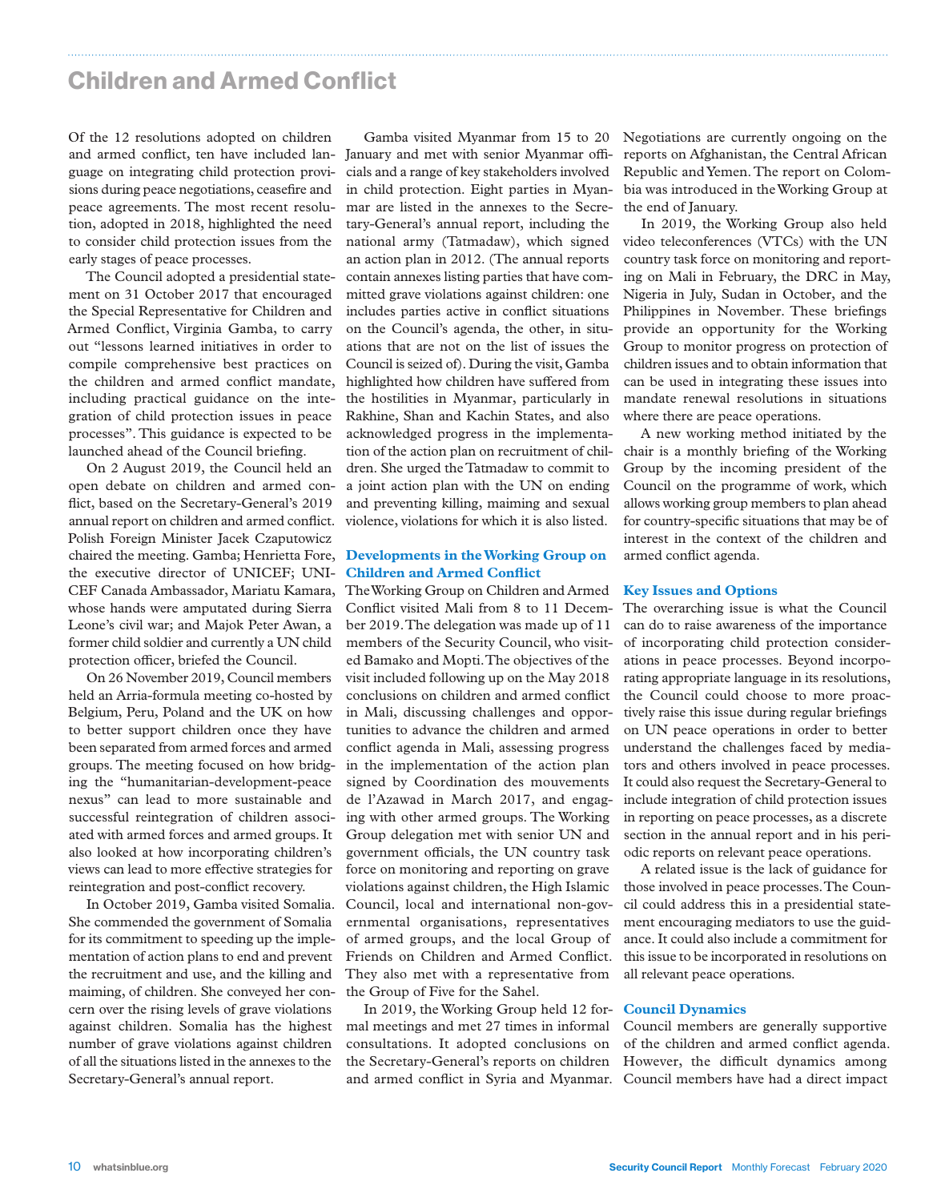## Children and Armed Conflict

Of the 12 resolutions adopted on children and armed conflict, ten have included language on integrating child protection provisions during peace negotiations, ceasefire and peace agreements. The most recent resolution, adopted in 2018, highlighted the need to consider child protection issues from the early stages of peace processes.

The Council adopted a presidential statement on 31 October 2017 that encouraged the Special Representative for Children and Armed Conflict, Virginia Gamba, to carry out "lessons learned initiatives in order to compile comprehensive best practices on the children and armed conflict mandate, including practical guidance on the integration of child protection issues in peace processes". This guidance is expected to be launched ahead of the Council briefing.

On 2 August 2019, the Council held an open debate on children and armed conflict, based on the Secretary-General's 2019 annual report on children and armed conflict. Polish Foreign Minister Jacek Czaputowicz chaired the meeting. Gamba; Henrietta Fore, the executive director of UNICEF; UNICEF Canada Ambassador, Mariatu Kamara, whose hands were amputated during Sierra Leone's civil war; and Majok Peter Awan, a former child soldier and currently a UN child protection officer, briefed the Council.

On 26 November 2019, Council members held an Arria-formula meeting co-hosted by Belgium, Peru, Poland and the UK on how to better support children once they have been separated from armed forces and armed groups. The meeting focused on how bridging the "humanitarian-development-peace nexus" can lead to more sustainable and successful reintegration of children associated with armed forces and armed groups. It also looked at how incorporating children's views can lead to more effective strategies for reintegration and post-conflict recovery.

In October 2019, Gamba visited Somalia. She commended the government of Somalia for its commitment to speeding up the implementation of action plans to end and prevent the recruitment and use, and the killing and maiming, of children. She conveyed her concern over the rising levels of grave violations against children. Somalia has the highest number of grave violations against children of all the situations listed in the annexes to the Secretary-General's annual report.

Gamba visited Myanmar from 15 to 20 January and met with senior Myanmar officials and a range of key stakeholders involved in child protection. Eight parties in Myanmar are listed in the annexes to the Secretary-General's annual report, including the national army (Tatmadaw), which signed an action plan in 2012. (The annual reports contain annexes listing parties that have committed grave violations against children: one includes parties active in conflict situations on the Council's agenda, the other, in situations that are not on the list of issues the Council is seized of). During the visit, Gamba highlighted how children have suffered from the hostilities in Myanmar, particularly in Rakhine, Shan and Kachin States, and also acknowledged progress in the implementation of the action plan on recruitment of children. She urged the Tatmadaw to commit to a joint action plan with the UN on ending and preventing killing, maiming and sexual violence, violations for which it is also listed.

### Developments in the Working Group on Children and Armed Conflict

The Working Group on Children and Armed Conflict visited Mali from 8 to 11 December 2019. The delegation was made up of 11 members of the Security Council, who visited Bamako and Mopti. The objectives of the visit included following up on the May 2018 conclusions on children and armed conflict in Mali, discussing challenges and opportunities to advance the children and armed conflict agenda in Mali, assessing progress in the implementation of the action plan signed by Coordination des mouvements de l'Azawad in March 2017, and engaging with other armed groups. The Working Group delegation met with senior UN and government officials, the UN country task force on monitoring and reporting on grave violations against children, the High Islamic Council, local and international non-governmental organisations, representatives of armed groups, and the local Group of Friends on Children and Armed Conflict. They also met with a representative from the Group of Five for the Sahel.

In 2019, the Working Group held 12 formal meetings and met 27 times in informal consultations. It adopted conclusions on the Secretary-General's reports on children and armed conflict in Syria and Myanmar. Negotiations are currently ongoing on the reports on Afghanistan, the Central African Republic and Yemen. The report on Colombia was introduced in the Working Group at the end of January.

In 2019, the Working Group also held video teleconferences (VTCs) with the UN country task force on monitoring and reporting on Mali in February, the DRC in May, Nigeria in July, Sudan in October, and the Philippines in November. These briefings provide an opportunity for the Working Group to monitor progress on protection of children issues and to obtain information that can be used in integrating these issues into mandate renewal resolutions in situations where there are peace operations.

A new working method initiated by the chair is a monthly briefing of the Working Group by the incoming president of the Council on the programme of work, which allows working group members to plan ahead for country-specific situations that may be of interest in the context of the children and armed conflict agenda.

### Key Issues and Options

The overarching issue is what the Council can do to raise awareness of the importance of incorporating child protection considerations in peace processes. Beyond incorporating appropriate language in its resolutions, the Council could choose to more proactively raise this issue during regular briefings on UN peace operations in order to better understand the challenges faced by mediators and others involved in peace processes. It could also request the Secretary-General to include integration of child protection issues in reporting on peace processes, as a discrete section in the annual report and in his periodic reports on relevant peace operations.

A related issue is the lack of guidance for those involved in peace processes. The Council could address this in a presidential statement encouraging mediators to use the guidance. It could also include a commitment for this issue to be incorporated in resolutions on all relevant peace operations.

### Council Dynamics

Council members are generally supportive of the children and armed conflict agenda. However, the difficult dynamics among Council members have had a direct impact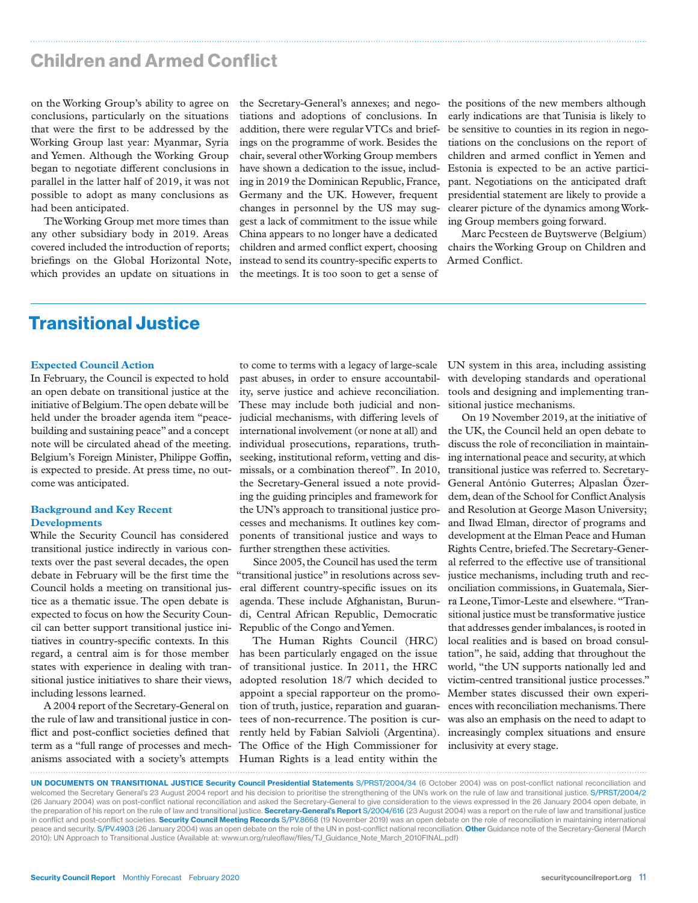## Children and Armed Conflict

on the Working Group's ability to agree on conclusions, particularly on the situations that were the first to be addressed by the Working Group last year: Myanmar, Syria and Yemen. Although the Working Group began to negotiate different conclusions in parallel in the latter half of 2019, it was not possible to adopt as many conclusions as had been anticipated.

The Working Group met more times than any other subsidiary body in 2019. Areas covered included the introduction of reports; briefings on the Global Horizontal Note, which provides an update on situations in the Secretary-General's annexes; and negotiations and adoptions of conclusions. In addition, there were regular VTCs and briefings on the programme of work. Besides the chair, several other Working Group members have shown a dedication to the issue, including in 2019 the Dominican Republic, France, Germany and the UK. However, frequent changes in personnel by the US may suggest a lack of commitment to the issue while China appears to no longer have a dedicated children and armed conflict expert, choosing instead to send its country-specific experts to the meetings. It is too soon to get a sense of the positions of the new members although early indications are that Tunisia is likely to be sensitive to counties in its region in negotiations on the conclusions on the report of children and armed conflict in Yemen and Estonia is expected to be an active participant. Negotiations on the anticipated draft presidential statement are likely to provide a clearer picture of the dynamics among Working Group members going forward.

Marc Pecsteen de Buytswerve (Belgium) chairs the Working Group on Children and Armed Conflict.

# Transitional Justice

### Expected Council Action

In February, the Council is expected to hold an open debate on transitional justice at the initiative of Belgium. The open debate will be held under the broader agenda item "peacebuilding and sustaining peace" and a concept note will be circulated ahead of the meeting. Belgium's Foreign Minister, Philippe Goffin, is expected to preside. At press time, no outcome was anticipated.

### Background and Key Recent Developments

While the Security Council has considered transitional justice indirectly in various contexts over the past several decades, the open debate in February will be the first time the Council holds a meeting on transitional justice as a thematic issue. The open debate is expected to focus on how the Security Council can better support transitional justice initiatives in country-specific contexts. In this regard, a central aim is for those member states with experience in dealing with transitional justice initiatives to share their views, including lessons learned.

A 2004 report of the Secretary-General on the rule of law and transitional justice in conflict and post-conflict societies defined that term as a "full range of processes and mechanisms associated with a society's attempts to come to terms with a legacy of large-scale past abuses, in order to ensure accountability, serve justice and achieve reconciliation. These may include both judicial and non-judicial mechanisms, with differing levels of international involvement (or none at all) and individual prosecutions, reparations, truth-seeking, institutional reform, vetting and dismissals, or a combination thereof". In 2010, the Secretary-General issued a note providing the guiding principles and framework for the UN's approach to transitional justice processes and mechanisms. It outlines key components of transitional justice and ways to further strengthen these activities.

Since 2005, the Council has used the term "transitional justice" in resolutions across several different country-specific issues on its agenda. These include Afghanistan, Burundi, Central African Republic, Democratic Republic of the Congo and Yemen.

The Human Rights Council (HRC) has been particularly engaged on the issue of transitional justice. In 2011, the HRC adopted resolution 18/7 which decided to appoint a special rapporteur on the promotion of truth, justice, reparation and guarantees of non-recurrence. The position is currently held by Fabian Salvioli (Argentina). The Office of the High Commissioner for Human Rights is a lead entity within the UN system in this area, including assisting with developing standards and operational tools and designing and implementing transitional justice mechanisms.

On 19 November 2019, at the initiative of the UK, the Council held an open debate to discuss the role of reconciliation in maintaining international peace and security, at which transitional justice was referred to. Secretary-General António Guterres; Alpaslan Özerdem, dean of the School for Conflict Analysis and Resolution at George Mason University; and Ilwad Elman, director of programs and development at the Elman Peace and Human Rights Centre, briefed. The Secretary-General referred to the effective use of transitional justice mechanisms, including truth and reconciliation commissions, in Guatemala, Sierra Leone, Timor-Leste and elsewhere. "Transitional justice must be transformative justice that addresses gender imbalances, is rooted in local realities and is based on broad consultation", he said, adding that throughout the world, "the UN supports nationally led and victim-centred transitional justice processes." Member states discussed their own experiences with reconciliation mechanisms. There was also an emphasis on the need to adapt to increasingly complex situations and ensure inclusivity at every stage.

**UN DOCUMENTS ON TRANSITIONAL JUSTICE Security Council Presidential Statements** S/PRST/2004/34 (6 October 2004) was on post-conflict national reconciliation and welcomed the Secretary General's 23 August 2004 report and his decision to prioritise the strengthening of the UN's work on the rule of law and transitional justice. S/PRST/2004/2 (26 January 2004) was on post-conflict national reconciliation and asked the Secretary-General to give consideration to the views expressed in the 26 January 2004 open debate, in the preparation of his report on the rule of law and transitional justice. **Secretary-General's Report** S/2004/616 (23 August 2004) was a report on the rule of law and transitional justice in conflict and post-conflict societies. **Security Council Meeting Records** S/PV.8668 (19 November 2019) was an open debate on the role of reconciliation in maintaining international peace and security. S/PV.4903 (26 January 2004) was an open debate on the role of the UN in post-conflict national reconciliation. **Other** Guidance note of the Secretary-General (March 2010): UN Approach to Transitional Justice (Available at: www.un.org/ruleoflaw/files/TJ_Guidance_Note_March_2010FINAL.pdf)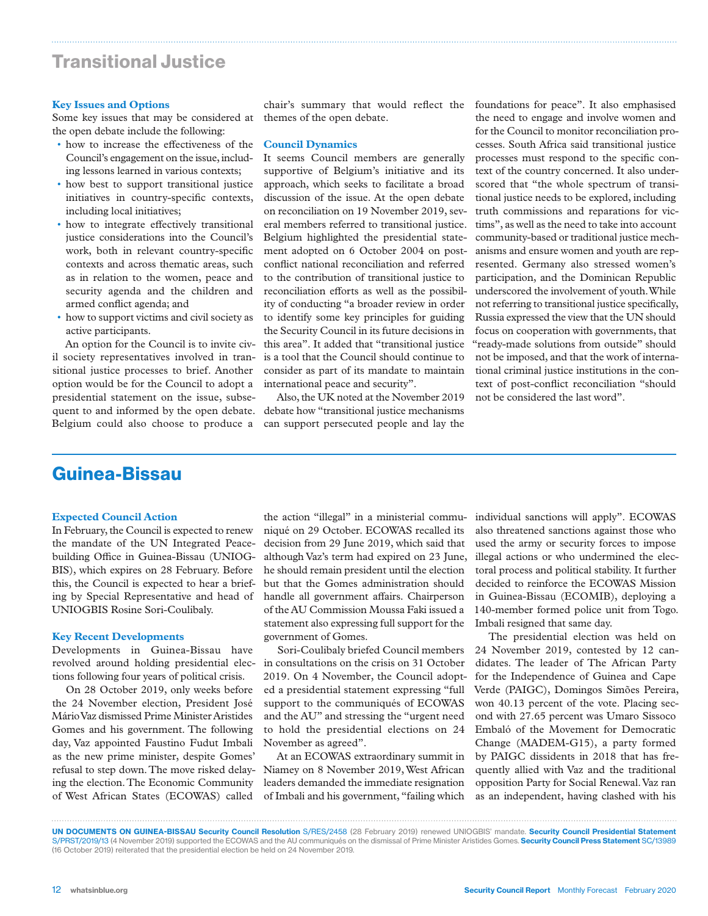# Transitional Justice

### Key Issues and Options

Some key issues that may be considered at the open debate include the following:

- how to increase the effectiveness of the Council's engagement on the issue, including lessons learned in various contexts;
- how best to support transitional justice initiatives in country-specific contexts, including local initiatives;
- how to integrate effectively transitional justice considerations into the Council's work, both in relevant country-specific contexts and across thematic areas, such as in relation to the women, peace and security agenda and the children and armed conflict agenda; and
- how to support victims and civil society as active participants.

An option for the Council is to invite civil society representatives involved in transitional justice processes to brief. Another option would be for the Council to adopt a presidential statement on the issue, subsequent to and informed by the open debate. Belgium could also choose to produce a chair's summary that would reflect the themes of the open debate.

### Council Dynamics

It seems Council members are generally supportive of Belgium's initiative and its approach, which seeks to facilitate a broad discussion of the issue. At the open debate on reconciliation on 19 November 2019, several members referred to transitional justice. Belgium highlighted the presidential statement adopted on 6 October 2004 on post-conflict national reconciliation and referred to the contribution of transitional justice to reconciliation efforts as well as the possibility of conducting "a broader review in order to identify some key principles for guiding the Security Council in its future decisions in this area". It added that "transitional justice is a tool that the Council should continue to consider as part of its mandate to maintain international peace and security".

Also, the UK noted at the November 2019 debate how "transitional justice mechanisms can support persecuted people and lay the foundations for peace". It also emphasised the need to engage and involve women and for the Council to monitor reconciliation processes. South Africa said transitional justice processes must respond to the specific context of the country concerned. It also underscored that "the whole spectrum of transitional justice needs to be explored, including truth commissions and reparations for victims", as well as the need to take into account community-based or traditional justice mechanisms and ensure women and youth are represented. Germany also stressed women's participation, and the Dominican Republic underscored the involvement of youth. While not referring to transitional justice specifically, Russia expressed the view that the UN should focus on cooperation with governments, that "ready-made solutions from outside" should not be imposed, and that the work of international criminal justice institutions in the context of post-conflict reconciliation "should not be considered the last word".

# Guinea-Bissau

### Expected Council Action

In February, the Council is expected to renew the mandate of the UN Integrated Peacebuilding Office in Guinea-Bissau (UNIOGBIS), which expires on 28 February. Before this, the Council is expected to hear a briefing by Special Representative and head of UNIOGBIS Rosine Sori-Coulibaly.

### Key Recent Developments

Developments in Guinea-Bissau have revolved around holding presidential elections following four years of political crisis.

On 28 October 2019, only weeks before the 24 November election, President José Mário Vaz dismissed Prime Minister Aristides Gomes and his government. The following day, Vaz appointed Faustino Fudut Imbali as the new prime minister, despite Gomes' refusal to step down. The move risked delaying the election. The Economic Community of West African States (ECOWAS) called the action "illegal" in a ministerial communiqué on 29 October. ECOWAS recalled its decision from 29 June 2019, which said that although Vaz's term had expired on 23 June, he should remain president until the election but that the Gomes administration should handle all government affairs. Chairperson of the AU Commission Moussa Faki issued a statement also expressing full support for the government of Gomes.

Sori-Coulibaly briefed Council members in consultations on the crisis on 31 October 2019. On 4 November, the Council adopted a presidential statement expressing "full support to the communiqués of ECOWAS and the AU" and stressing the "urgent need to hold the presidential elections on 24 November as agreed".

At an ECOWAS extraordinary summit in Niamey on 8 November 2019, West African leaders demanded the immediate resignation of Imbali and his government, "failing which individual sanctions will apply". ECOWAS also threatened sanctions against those who used the army or security forces to impose illegal actions or who undermined the electoral process and political stability. It further decided to reinforce the ECOWAS Mission in Guinea-Bissau (ECOMIB), deploying a 140-member formed police unit from Togo. Imbali resigned that same day.

The presidential election was held on 24 November 2019, contested by 12 candidates. The leader of The African Party for the Independence of Guinea and Cape Verde (PAIGC), Domingos Simões Pereira, won 40.13 percent of the vote. Placing second with 27.65 percent was Umaro Sissoco Embaló of the Movement for Democratic Change (MADEM-G15), a party formed by PAIGC dissidents in 2018 that has frequently allied with Vaz and the traditional opposition Party for Social Renewal. Vaz ran as an independent, having clashed with his

**UN DOCUMENTS ON GUINEA-BISSAU Security Council Resolution** S/RES/2458 (28 February 2019) renewed UNIOGBIS' mandate. **Security Council Presidential Statement** S/PRST/2019/13 (4 November 2019) supported the ECOWAS and the AU communiqués on the dismissal of Prime Minister Aristides Gomes. **Security Council Press Statement** SC/13989 (16 October 2019) reiterated that the presidential election be held on 24 November 2019.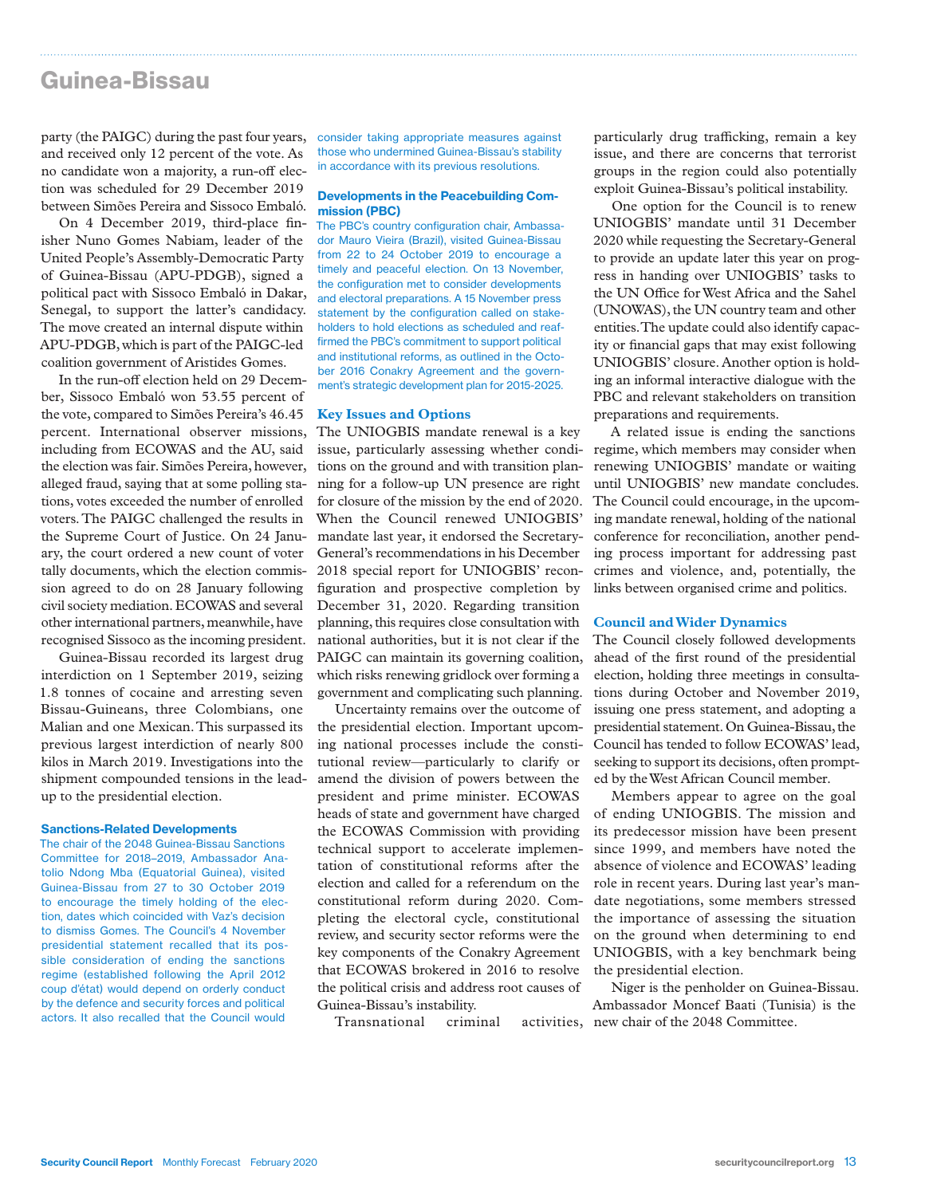## Guinea-Bissau

party (the PAIGC) during the past four years, and received only 12 percent of the vote. As no candidate won a majority, a run-off election was scheduled for 29 December 2019 between Simões Pereira and Sissoco Embaló.

On 4 December 2019, third-place finisher Nuno Gomes Nabiam, leader of the United People's Assembly-Democratic Party of Guinea-Bissau (APU-PDGB), signed a political pact with Sissoco Embaló in Dakar, Senegal, to support the latter's candidacy. The move created an internal dispute within APU-PDGB, which is part of the PAIGC-led coalition government of Aristides Gomes.

In the run-off election held on 29 December, Sissoco Embaló won 53.55 percent of the vote, compared to Simões Pereira's 46.45 percent. International observer missions, including from ECOWAS and the AU, said the election was fair. Simões Pereira, however, alleged fraud, saying that at some polling stations, votes exceeded the number of enrolled voters. The PAIGC challenged the results in the Supreme Court of Justice. On 24 January, the court ordered a new count of voter tally documents, which the election commission agreed to do on 28 January following civil society mediation. ECOWAS and several other international partners, meanwhile, have recognised Sissoco as the incoming president.

Guinea-Bissau recorded its largest drug interdiction on 1 September 2019, seizing 1.8 tonnes of cocaine and arresting seven Bissau-Guineans, three Colombians, one Malian and one Mexican. This surpassed its previous largest interdiction of nearly 800 kilos in March 2019. Investigations into the shipment compounded tensions in the lead-up to the presidential election.

### Sanctions-Related Developments

The chair of the 2048 Guinea-Bissau Sanctions Committee for 2018–2019, Ambassador Anatolio Ndong Mba (Equatorial Guinea), visited Guinea-Bissau from 27 to 30 October 2019 to encourage the timely holding of the election, dates which coincided with Vaz's decision to dismiss Gomes. The Council's 4 November presidential statement recalled that its possible consideration of ending the sanctions regime (established following the April 2012 coup d'état) would depend on orderly conduct by the defence and security forces and political actors. It also recalled that the Council would consider taking appropriate measures against those who undermined Guinea-Bissau's stability in accordance with its previous resolutions.

### Developments in the Peacebuilding Commission (PBC)

The PBC's country configuration chair, Ambassador Mauro Vieira (Brazil), visited Guinea-Bissau from 22 to 24 October 2019 to encourage a timely and peaceful election. On 13 November, the configuration met to consider developments and electoral preparations. A 15 November press statement by the configuration called on stakeholders to hold elections as scheduled and reaffirmed the PBC's commitment to support political and institutional reforms, as outlined in the October 2016 Conakry Agreement and the government's strategic development plan for 2015-2025.

### Key Issues and Options

The UNIOGBIS mandate renewal is a key issue, particularly assessing whether conditions on the ground and with transition planning for a follow-up UN presence are right for closure of the mission by the end of 2020. When the Council renewed UNIOGBIS' mandate last year, it endorsed the Secretary-General's recommendations in his December 2018 special report for UNIOGBIS' reconfiguration and prospective completion by December 31, 2020. Regarding transition planning, this requires close consultation with national authorities, but it is not clear if the PAIGC can maintain its governing coalition, which risks renewing gridlock over forming a government and complicating such planning.

Uncertainty remains over the outcome of the presidential election. Important upcoming national processes include the constitutional review—particularly to clarify or amend the division of powers between the president and prime minister. ECOWAS heads of state and government have charged the ECOWAS Commission with providing technical support to accelerate implementation of constitutional reforms after the election and called for a referendum on the constitutional reform during 2020. Completing the electoral cycle, constitutional review, and security sector reforms were the key components of the Conakry Agreement that ECOWAS brokered in 2016 to resolve the political crisis and address root causes of Guinea-Bissau's instability.

Transnational criminal activities, particularly drug trafficking, remain a key issue, and there are concerns that terrorist groups in the region could also potentially exploit Guinea-Bissau's political instability.

One option for the Council is to renew UNIOGBIS' mandate until 31 December 2020 while requesting the Secretary-General to provide an update later this year on progress in handing over UNIOGBIS' tasks to the UN Office for West Africa and the Sahel (UNOWAS), the UN country team and other entities. The update could also identify capacity or financial gaps that may exist following UNIOGBIS' closure. Another option is holding an informal interactive dialogue with the PBC and relevant stakeholders on transition preparations and requirements.

A related issue is ending the sanctions regime, which members may consider when renewing UNIOGBIS' mandate or waiting until UNIOGBIS' new mandate concludes. The Council could encourage, in the upcoming mandate renewal, holding of the national conference for reconciliation, another pending process important for addressing past crimes and violence, and, potentially, the links between organised crime and politics.

### Council and Wider Dynamics

The Council closely followed developments ahead of the first round of the presidential election, holding three meetings in consultations during October and November 2019, issuing one press statement, and adopting a presidential statement. On Guinea-Bissau, the Council has tended to follow ECOWAS' lead, seeking to support its decisions, often prompted by the West African Council member.

Members appear to agree on the goal of ending UNIOGBIS. The mission and its predecessor mission have been present since 1999, and members have noted the absence of violence and ECOWAS' leading role in recent years. During last year's mandate negotiations, some members stressed the importance of assessing the situation on the ground when determining to end UNIOGBIS, with a key benchmark being the presidential election.

Niger is the penholder on Guinea-Bissau. Ambassador Moncef Baati (Tunisia) is the new chair of the 2048 Committee.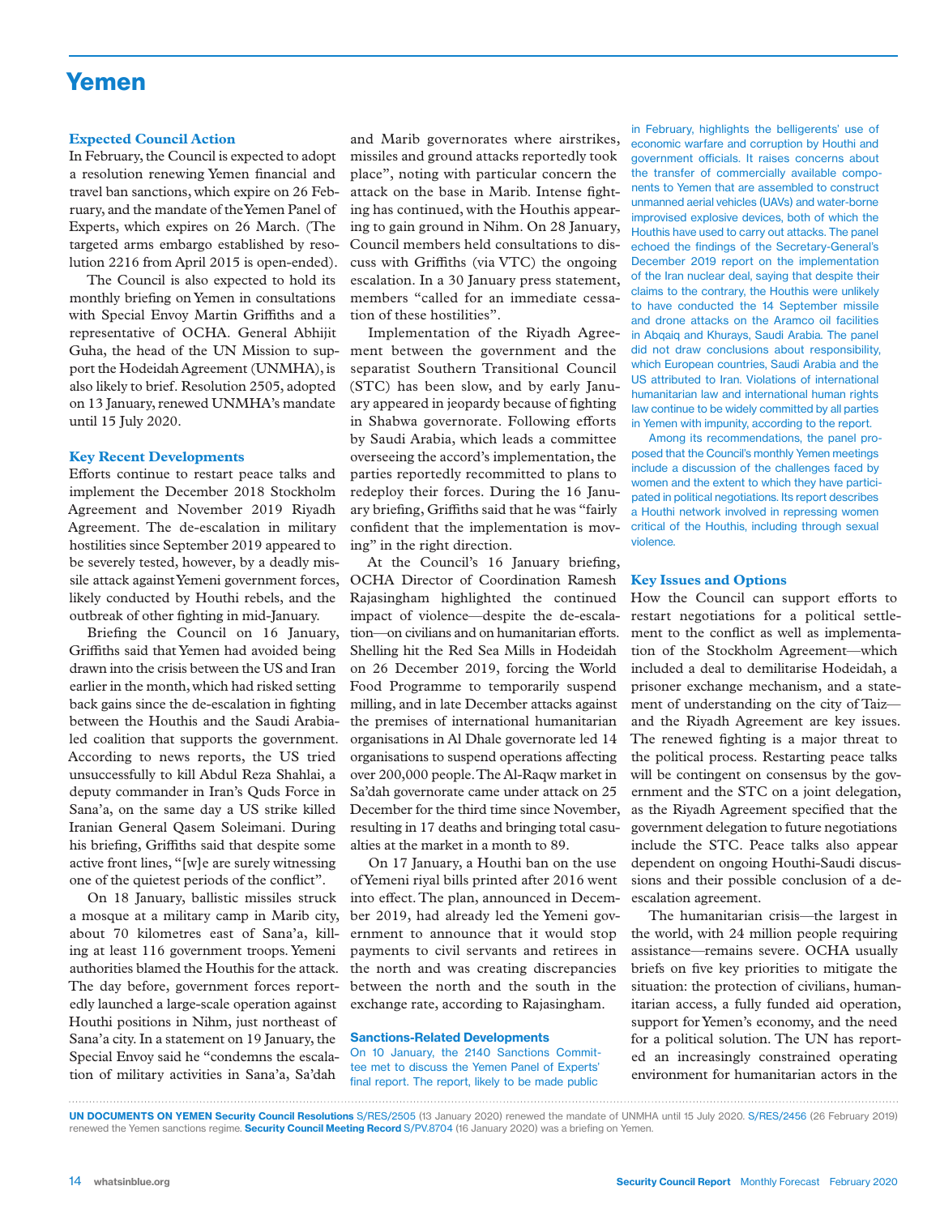# Yemen

## Expected Council Action

In February, the Council is expected to adopt a resolution renewing Yemen financial and travel ban sanctions, which expire on 26 February, and the mandate of the Yemen Panel of Experts, which expires on 26 March. (The targeted arms embargo established by resolution 2216 from April 2015 is open-ended).

The Council is also expected to hold its monthly briefing on Yemen in consultations with Special Envoy Martin Griffiths and a representative of OCHA. General Abhijit Guha, the head of the UN Mission to support the Hodeidah Agreement (UNMHA), is also likely to brief. Resolution 2505, adopted on 13 January, renewed UNMHA's mandate until 15 July 2020.

## Key Recent Developments

Efforts continue to restart peace talks and implement the December 2018 Stockholm Agreement and November 2019 Riyadh Agreement. The de-escalation in military hostilities since September 2019 appeared to be severely tested, however, by a deadly missile attack against Yemeni government forces, likely conducted by Houthi rebels, and the outbreak of other fighting in mid-January.

Briefing the Council on 16 January, Griffiths said that Yemen had avoided being drawn into the crisis between the US and Iran earlier in the month, which had risked setting back gains since the de-escalation in fighting between the Houthis and the Saudi Arabia-led coalition that supports the government. According to news reports, the US tried unsuccessfully to kill Abdul Reza Shahlai, a deputy commander in Iran's Quds Force in Sana'a, on the same day a US strike killed Iranian General Qasem Soleimani. During his briefing, Griffiths said that despite some active front lines, "[w]e are surely witnessing one of the quietest periods of the conflict".

On 18 January, ballistic missiles struck a mosque at a military camp in Marib city, about 70 kilometres east of Sana'a, killing at least 116 government troops. Yemeni authorities blamed the Houthis for the attack. The day before, government forces reportedly launched a large-scale operation against Houthi positions in Nihm, just northeast of Sana'a city. In a statement on 19 January, the Special Envoy said he "condemns the escalation of military activities in Sana'a, Sa'dah and Marib governorates where airstrikes, missiles and ground attacks reportedly took place", noting with particular concern the attack on the base in Marib. Intense fighting has continued, with the Houthis appearing to gain ground in Nihm. On 28 January, Council members held consultations to discuss with Griffiths (via VTC) the ongoing escalation. In a 30 January press statement, members "called for an immediate cessation of these hostilities".

Implementation of the Riyadh Agreement between the government and the separatist Southern Transitional Council (STC) has been slow, and by early January appeared in jeopardy because of fighting in Shabwa governorate. Following efforts by Saudi Arabia, which leads a committee overseeing the accord's implementation, the parties reportedly recommitted to plans to redeploy their forces. During the 16 January briefing, Griffiths said that he was "fairly confident that the implementation is moving" in the right direction.

At the Council's 16 January briefing, OCHA Director of Coordination Ramesh Rajasingham highlighted the continued impact of violence—despite the de-escalation—on civilians and on humanitarian efforts. Shelling hit the Red Sea Mills in Hodeidah on 26 December 2019, forcing the World Food Programme to temporarily suspend milling, and in late December attacks against the premises of international humanitarian organisations in Al Dhale governorate led 14 organisations to suspend operations affecting over 200,000 people. The Al-Raqw market in Sa'dah governorate came under attack on 25 December for the third time since November, resulting in 17 deaths and bringing total casualties at the market in a month to 89.

On 17 January, a Houthi ban on the use of Yemeni riyal bills printed after 2016 went into effect. The plan, announced in December 2019, had already led the Yemeni government to announce that it would stop payments to civil servants and retirees in the north and was creating discrepancies between the north and the south in the exchange rate, according to Rajasingham.

### Sanctions-Related Developments

On 10 January, the 2140 Sanctions Committee met to discuss the Yemen Panel of Experts' final report. The report, likely to be made public in February, highlights the belligerents' use of economic warfare and corruption by Houthi and government officials. It raises concerns about the transfer of commercially available components to Yemen that are assembled to construct unmanned aerial vehicles (UAVs) and water-borne improvised explosive devices, both of which the Houthis have used to carry out attacks. The panel echoed the findings of the Secretary-General's December 2019 report on the implementation of the Iran nuclear deal, saying that despite their claims to the contrary, the Houthis were unlikely to have conducted the 14 September missile and drone attacks on the Aramco oil facilities in Abqaiq and Khurays, Saudi Arabia. The panel did not draw conclusions about responsibility, which European countries, Saudi Arabia and the US attributed to Iran. Violations of international humanitarian law and international human rights law continue to be widely committed by all parties in Yemen with impunity, according to the report.

Among its recommendations, the panel proposed that the Council's monthly Yemen meetings include a discussion of the challenges faced by women and the extent to which they have participated in political negotiations. Its report describes a Houthi network involved in repressing women critical of the Houthis, including through sexual violence.

## Key Issues and Options

How the Council can support efforts to restart negotiations for a political settlement to the conflict as well as implementation of the Stockholm Agreement—which included a deal to demilitarise Hodeidah, a prisoner exchange mechanism, and a statement of understanding on the city of Taiz—and the Riyadh Agreement are key issues. The renewed fighting is a major threat to the political process. Restarting peace talks will be contingent on consensus by the government and the STC on a joint delegation, as the Riyadh Agreement specified that the government delegation to future negotiations include the STC. Peace talks also appear dependent on ongoing Houthi-Saudi discussions and their possible conclusion of a de-escalation agreement.

The humanitarian crisis—the largest in the world, with 24 million people requiring assistance—remains severe. OCHA usually briefs on five key priorities to mitigate the situation: the protection of civilians, humanitarian access, a fully funded aid operation, support for Yemen's economy, and the need for a political solution. The UN has reported an increasingly constrained operating environment for humanitarian actors in the

**UN DOCUMENTS ON YEMEN Security Council Resolutions** S/RES/2505 (13 January 2020) renewed the mandate of UNMHA until 15 July 2020. S/RES/2456 (26 February 2019) renewed the Yemen sanctions regime. **Security Council Meeting Record** S/PV.8704 (16 January 2020) was a briefing on Yemen.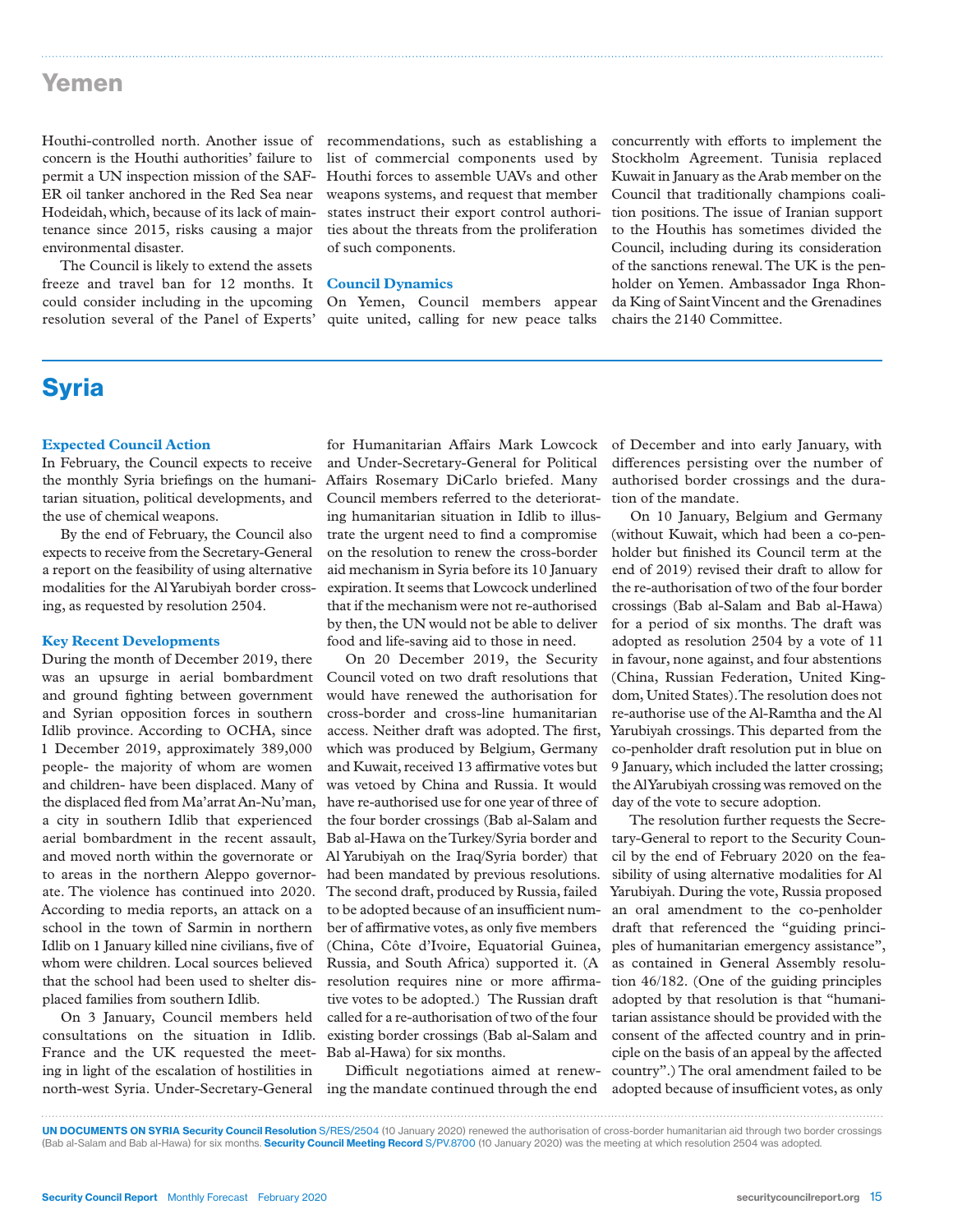## Yemen

Houthi-controlled north. Another issue of concern is the Houthi authorities' failure to permit a UN inspection mission of the SAFER oil tanker anchored in the Red Sea near Hodeidah, which, because of its lack of maintenance since 2015, risks causing a major environmental disaster.

The Council is likely to extend the assets freeze and travel ban for 12 months. It could consider including in the upcoming resolution several of the Panel of Experts' recommendations, such as establishing a list of commercial components used by Houthi forces to assemble UAVs and other weapons systems, and request that member states instruct their export control authorities about the threats from the proliferation of such components.

### Council Dynamics

On Yemen, Council members appear quite united, calling for new peace talks concurrently with efforts to implement the Stockholm Agreement. Tunisia replaced Kuwait in January as the Arab member on the Council that traditionally champions coalition positions. The issue of Iranian support to the Houthis has sometimes divided the Council, including during its consideration of the sanctions renewal. The UK is the penholder on Yemen. Ambassador Inga Rhonda King of Saint Vincent and the Grenadines chairs the 2140 Committee.

## Syria

### Expected Council Action

In February, the Council expects to receive the monthly Syria briefings on the humanitarian situation, political developments, and the use of chemical weapons.

By the end of February, the Council also expects to receive from the Secretary-General a report on the feasibility of using alternative modalities for the Al Yarubiyah border crossing, as requested by resolution 2504.

### Key Recent Developments

During the month of December 2019, there was an upsurge in aerial bombardment and ground fighting between government and Syrian opposition forces in southern Idlib province. According to OCHA, since 1 December 2019, approximately 389,000 people- the majority of whom are women and children- have been displaced. Many of the displaced fled from Ma'arrat An-Nu'man, a city in southern Idlib that experienced aerial bombardment in the recent assault, and moved north within the governorate or to areas in the northern Aleppo governorate. The violence has continued into 2020. According to media reports, an attack on a school in the town of Sarmin in northern Idlib on 1 January killed nine civilians, five of whom were children. Local sources believed that the school had been used to shelter displaced families from southern Idlib.

On 3 January, Council members held consultations on the situation in Idlib. France and the UK requested the meeting in light of the escalation of hostilities in north-west Syria. Under-Secretary-General for Humanitarian Affairs Mark Lowcock and Under-Secretary-General for Political Affairs Rosemary DiCarlo briefed. Many Council members referred to the deteriorating humanitarian situation in Idlib to illustrate the urgent need to find a compromise on the resolution to renew the cross-border aid mechanism in Syria before its 10 January expiration. It seems that Lowcock underlined that if the mechanism were not re-authorised by then, the UN would not be able to deliver food and life-saving aid to those in need.

On 20 December 2019, the Security Council voted on two draft resolutions that would have renewed the authorisation for cross-border and cross-line humanitarian access. Neither draft was adopted. The first, which was produced by Belgium, Germany and Kuwait, received 13 affirmative votes but was vetoed by China and Russia. It would have re-authorised use for one year of three of the four border crossings (Bab al-Salam and Bab al-Hawa on the Turkey/Syria border and Al Yarubiyah on the Iraq/Syria border) that had been mandated by previous resolutions. The second draft, produced by Russia, failed to be adopted because of an insufficient number of affirmative votes, as only five members (China, Côte d'Ivoire, Equatorial Guinea, Russia, and South Africa) supported it. (A resolution requires nine or more affirmative votes to be adopted.) The Russian draft called for a re-authorisation of two of the four existing border crossings (Bab al-Salam and Bab al-Hawa) for six months.

Difficult negotiations aimed at renewing the mandate continued through the end of December and into early January, with differences persisting over the number of authorised border crossings and the duration of the mandate.

On 10 January, Belgium and Germany (without Kuwait, which had been a co-penholder but finished its Council term at the end of 2019) revised their draft to allow for the re-authorisation of two of the four border crossings (Bab al-Salam and Bab al-Hawa) for a period of six months. The draft was adopted as resolution 2504 by a vote of 11 in favour, none against, and four abstentions (China, Russian Federation, United Kingdom, United States). The resolution does not re-authorise use of the Al-Ramtha and the Al Yarubiyah crossings. This departed from the co-penholder draft resolution put in blue on 9 January, which included the latter crossing; the Al Yarubiyah crossing was removed on the day of the vote to secure adoption.

The resolution further requests the Secretary-General to report to the Security Council by the end of February 2020 on the feasibility of using alternative modalities for Al Yarubiyah. During the vote, Russia proposed an oral amendment to the co-penholder draft that referenced the "guiding principles of humanitarian emergency assistance", as contained in General Assembly resolution 46/182. (One of the guiding principles adopted by that resolution is that "humanitarian assistance should be provided with the consent of the affected country and in principle on the basis of an appeal by the affected country".) The oral amendment failed to be adopted because of insufficient votes, as only

**UN DOCUMENTS ON SYRIA Security Council Resolution** S/RES/2504 (10 January 2020) renewed the authorisation of cross-border humanitarian aid through two border crossings (Bab al-Salam and Bab al-Hawa) for six months. **Security Council Meeting Record** S/PV.8700 (10 January 2020) was the meeting at which resolution 2504 was adopted.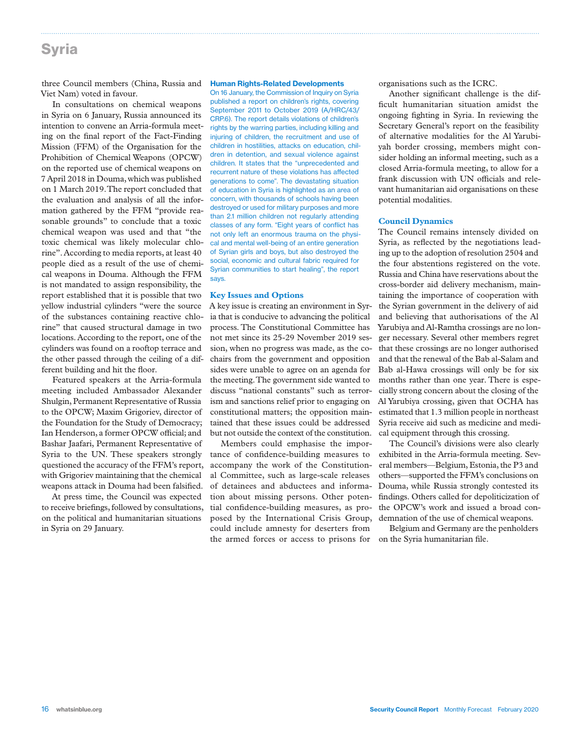# Syria

three Council members (China, Russia and Viet Nam) voted in favour.

In consultations on chemical weapons in Syria on 6 January, Russia announced its intention to convene an Arria-formula meeting on the final report of the Fact-Finding Mission (FFM) of the Organisation for the Prohibition of Chemical Weapons (OPCW) on the reported use of chemical weapons on 7 April 2018 in Douma, which was published on 1 March 2019. The report concluded that the evaluation and analysis of all the information gathered by the FFM "provide reasonable grounds" to conclude that a toxic chemical weapon was used and that "the toxic chemical was likely molecular chlorine". According to media reports, at least 40 people died as a result of the use of chemical weapons in Douma. Although the FFM is not mandated to assign responsibility, the report established that it is possible that two yellow industrial cylinders "were the source of the substances containing reactive chlorine" that caused structural damage in two locations. According to the report, one of the cylinders was found on a rooftop terrace and the other passed through the ceiling of a different building and hit the floor.

Featured speakers at the Arria-formula meeting included Ambassador Alexander Shulgin, Permanent Representative of Russia to the OPCW; Maxim Grigoriev, director of the Foundation for the Study of Democracy; Ian Henderson, a former OPCW official; and Bashar Jaafari, Permanent Representative of Syria to the UN. These speakers strongly questioned the accuracy of the FFM's report, with Grigoriev maintaining that the chemical weapons attack in Douma had been falsified.

At press time, the Council was expected to receive briefings, followed by consultations, on the political and humanitarian situations in Syria on 29 January.

### Human Rights-Related Developments

On 16 January, the Commission of Inquiry on Syria published a report on children's rights, covering September 2011 to October 2019 (A/HRC/43/CRP.6). The report details violations of children's rights by the warring parties, including killing and injuring of children, the recruitment and use of children in hostilities, attacks on education, children in detention, and sexual violence against children. It states that the "unprecedented and recurrent nature of these violations has affected generations to come". The devastating situation of education in Syria is highlighted as an area of concern, with thousands of schools having been destroyed or used for military purposes and more than 2.1 million children not regularly attending classes of any form. "Eight years of conflict has not only left an enormous trauma on the physical and mental well-being of an entire generation of Syrian girls and boys, but also destroyed the social, economic and cultural fabric required for Syrian communities to start healing", the report says.

### Key Issues and Options

A key issue is creating an environment in Syria that is conducive to advancing the political process. The Constitutional Committee has not met since its 25-29 November 2019 session, when no progress was made, as the co-chairs from the government and opposition sides were unable to agree on an agenda for the meeting. The government side wanted to discuss "national constants" such as terrorism and sanctions relief prior to engaging on constitutional matters; the opposition maintained that these issues could be addressed but not outside the context of the constitution.

Members could emphasise the importance of confidence-building measures to accompany the work of the Constitutional Committee, such as large-scale releases of detainees and abductees and information about missing persons. Other potential confidence-building measures, as proposed by the International Crisis Group, could include amnesty for deserters from the armed forces or access to prisons for organisations such as the ICRC.

Another significant challenge is the difficult humanitarian situation amidst the ongoing fighting in Syria. In reviewing the Secretary General's report on the feasibility of alternative modalities for the Al Yarubiyah border crossing, members might consider holding an informal meeting, such as a closed Arria-formula meeting, to allow for a frank discussion with UN officials and relevant humanitarian aid organisations on these potential modalities.

### Council Dynamics

The Council remains intensely divided on Syria, as reflected by the negotiations leading up to the adoption of resolution 2504 and the four abstentions registered on the vote. Russia and China have reservations about the cross-border aid delivery mechanism, maintaining the importance of cooperation with the Syrian government in the delivery of aid and believing that authorisations of the Al Yarubiya and Al-Ramtha crossings are no longer necessary. Several other members regret that these crossings are no longer authorised and that the renewal of the Bab al-Salam and Bab al-Hawa crossings will only be for six months rather than one year. There is especially strong concern about the closing of the Al Yarubiya crossing, given that OCHA has estimated that 1.3 million people in northeast Syria receive aid such as medicine and medical equipment through this crossing.

The Council's divisions were also clearly exhibited in the Arria-formula meeting. Several members—Belgium, Estonia, the P3 and others—supported the FFM's conclusions on Douma, while Russia strongly contested its findings. Others called for depoliticization of the OPCW's work and issued a broad condemnation of the use of chemical weapons.

Belgium and Germany are the penholders on the Syria humanitarian file.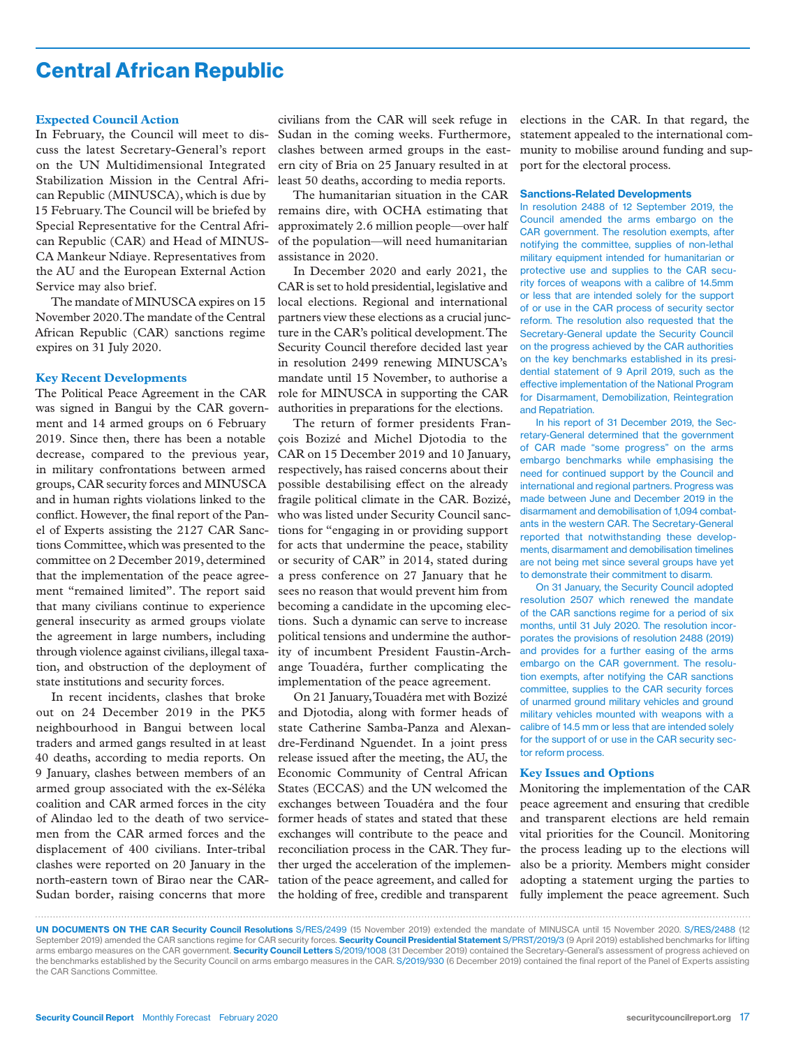# Central African Republic

### Expected Council Action

In February, the Council will meet to discuss the latest Secretary-General's report on the UN Multidimensional Integrated Stabilization Mission in the Central African Republic (MINUSCA), which is due by 15 February. The Council will be briefed by Special Representative for the Central African Republic (CAR) and Head of MINUSCA Mankeur Ndiaye. Representatives from the AU and the European External Action Service may also brief.

The mandate of MINUSCA expires on 15 November 2020. The mandate of the Central African Republic (CAR) sanctions regime expires on 31 July 2020.

### Key Recent Developments

The Political Peace Agreement in the CAR was signed in Bangui by the CAR government and 14 armed groups on 6 February 2019. Since then, there has been a notable decrease, compared to the previous year, in military confrontations between armed groups, CAR security forces and MINUSCA and in human rights violations linked to the conflict. However, the final report of the Panel of Experts assisting the 2127 CAR Sanctions Committee, which was presented to the committee on 2 December 2019, determined that the implementation of the peace agreement "remained limited". The report said that many civilians continue to experience general insecurity as armed groups violate the agreement in large numbers, including through violence against civilians, illegal taxation, and obstruction of the deployment of state institutions and security forces.

In recent incidents, clashes that broke out on 24 December 2019 in the PK5 neighbourhood in Bangui between local traders and armed gangs resulted in at least 40 deaths, according to media reports. On 9 January, clashes between members of an armed group associated with the ex-Séléka coalition and CAR armed forces in the city of Alindao led to the death of two servicemen from the CAR armed forces and the displacement of 400 civilians. Inter-tribal clashes were reported on 20 January in the north-eastern town of Birao near the CAR-Sudan border, raising concerns that more civilians from the CAR will seek refuge in Sudan in the coming weeks. Furthermore, clashes between armed groups in the eastern city of Bria on 25 January resulted in at least 50 deaths, according to media reports.

The humanitarian situation in the CAR remains dire, with OCHA estimating that approximately 2.6 million people—over half of the population—will need humanitarian assistance in 2020.

In December 2020 and early 2021, the CAR is set to hold presidential, legislative and local elections. Regional and international partners view these elections as a crucial juncture in the CAR's political development. The Security Council therefore decided last year in resolution 2499 renewing MINUSCA's mandate until 15 November, to authorise a role for MINUSCA in supporting the CAR authorities in preparations for the elections.

The return of former presidents François Bozizé and Michel Djotodia to the CAR on 15 December 2019 and 10 January, respectively, has raised concerns about their possible destabilising effect on the already fragile political climate in the CAR. Bozizé, who was listed under Security Council sanctions for "engaging in or providing support for acts that undermine the peace, stability or security of CAR" in 2014, stated during a press conference on 27 January that he sees no reason that would prevent him from becoming a candidate in the upcoming elections. Such a dynamic can serve to increase political tensions and undermine the authority of incumbent President Faustin-Archange Touadéra, further complicating the implementation of the peace agreement.

On 21 January, Touadéra met with Bozizé and Djotodia, along with former heads of state Catherine Samba-Panza and Alexandre-Ferdinand Nguendet. In a joint press release issued after the meeting, the AU, the Economic Community of Central African States (ECCAS) and the UN welcomed the exchanges between Touadéra and the four former heads of states and stated that these exchanges will contribute to the peace and reconciliation process in the CAR. They further urged the acceleration of the implementation of the peace agreement, and called for the holding of free, credible and transparent elections in the CAR. In that regard, the statement appealed to the international community to mobilise around funding and support for the electoral process.

### Sanctions-Related Developments

In resolution 2488 of 12 September 2019, the Council amended the arms embargo on the CAR government. The resolution exempts, after notifying the committee, supplies of non-lethal military equipment intended for humanitarian or protective use and supplies to the CAR security forces of weapons with a calibre of 14.5mm or less that are intended solely for the support of or use in the CAR process of security sector reform. The resolution also requested that the Secretary-General update the Security Council on the progress achieved by the CAR authorities on the key benchmarks established in its presidential statement of 9 April 2019, such as the effective implementation of the National Program for Disarmament, Demobilization, Reintegration and Repatriation.

In his report of 31 December 2019, the Secretary-General determined that the government of CAR made "some progress" on the arms embargo benchmarks while emphasising the need for continued support by the Council and international and regional partners. Progress was made between June and December 2019 in the disarmament and demobilisation of 1,094 combatants in the western CAR. The Secretary-General reported that notwithstanding these developments, disarmament and demobilisation timelines are not being met since several groups have yet to demonstrate their commitment to disarm.

On 31 January, the Security Council adopted resolution 2507 which renewed the mandate of the CAR sanctions regime for a period of six months, until 31 July 2020. The resolution incorporates the provisions of resolution 2488 (2019) and provides for a further easing of the arms embargo on the CAR government. The resolution exempts, after notifying the CAR sanctions committee, supplies to the CAR security forces of unarmed ground military vehicles and ground military vehicles mounted with weapons with a calibre of 14.5 mm or less that are intended solely for the support of or use in the CAR security sector reform process.

### Key Issues and Options

Monitoring the implementation of the CAR peace agreement and ensuring that credible and transparent elections are held remain vital priorities for the Council. Monitoring the process leading up to the elections will also be a priority. Members might consider adopting a statement urging the parties to fully implement the peace agreement. Such

**UN DOCUMENTS ON THE CAR Security Council Resolutions** S/RES/2499 (15 November 2019) extended the mandate of MINUSCA until 15 November 2020. S/RES/2488 (12 September 2019) amended the CAR sanctions regime for CAR security forces. **Security Council Presidential Statement** S/PRST/2019/3 (9 April 2019) established benchmarks for lifting arms embargo measures on the CAR government. **Security Council Letters** S/2019/1008 (31 December 2019) contained the Secretary-General's assessment of progress achieved on the benchmarks established by the Security Council on arms embargo measures in the CAR. S/2019/930 (6 December 2019) contained the final report of the Panel of Experts assisting the CAR Sanctions Committee.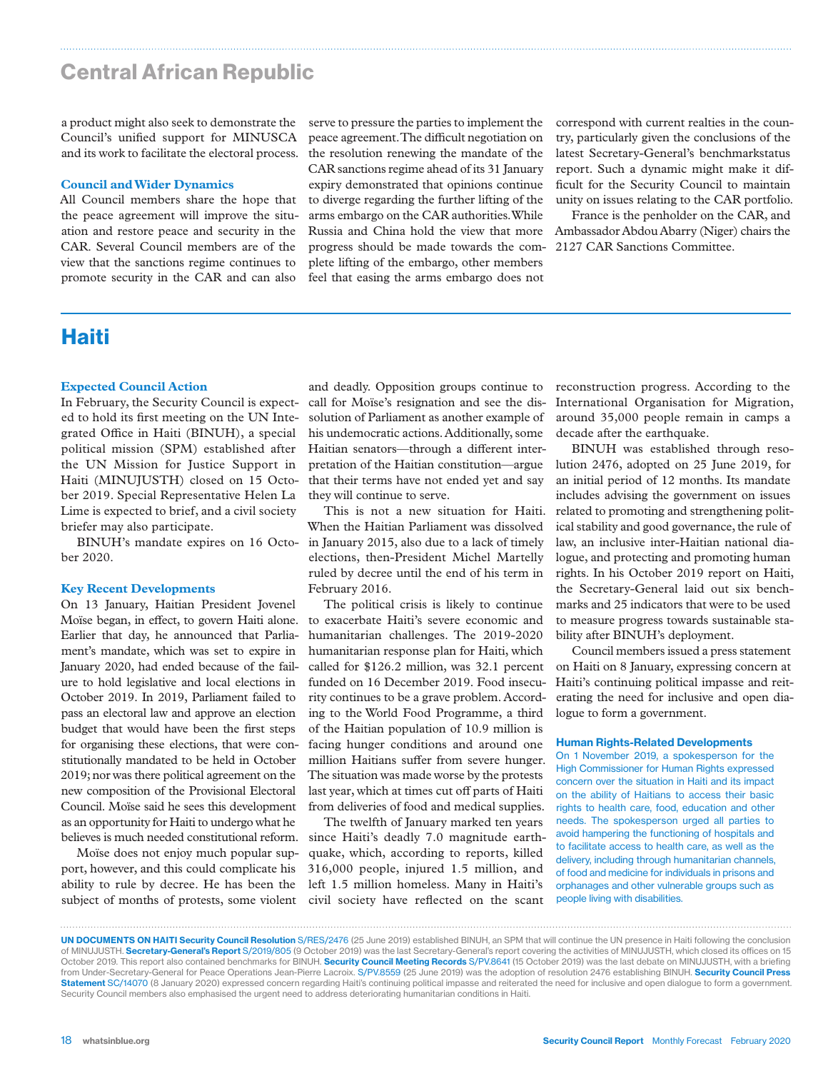## Central African Republic

a product might also seek to demonstrate the Council's unified support for MINUSCA and its work to facilitate the electoral process.

### Council and Wider Dynamics

All Council members share the hope that the peace agreement will improve the situation and restore peace and security in the CAR. Several Council members are of the view that the sanctions regime continues to promote security in the CAR and can also serve to pressure the parties to implement the peace agreement. The difficult negotiation on the resolution renewing the mandate of the CAR sanctions regime ahead of its 31 January expiry demonstrated that opinions continue to diverge regarding the further lifting of the arms embargo on the CAR authorities. While Russia and China hold the view that more progress should be made towards the complete lifting of the embargo, other members feel that easing the arms embargo does not correspond with current realties in the country, particularly given the conclusions of the latest Secretary-General's benchmarkstatus report. Such a dynamic might make it difficult for the Security Council to maintain unity on issues relating to the CAR portfolio.

France is the penholder on the CAR, and Ambassador Abdou Abarry (Niger) chairs the 2127 CAR Sanctions Committee.

## Haiti

### Expected Council Action

In February, the Security Council is expected to hold its first meeting on the UN Integrated Office in Haiti (BINUH), a special political mission (SPM) established after the UN Mission for Justice Support in Haiti (MINUJUSTH) closed on 15 October 2019. Special Representative Helen La Lime is expected to brief, and a civil society briefer may also participate.

BINUH's mandate expires on 16 October 2020.

### Key Recent Developments

On 13 January, Haitian President Jovenel Moïse began, in effect, to govern Haiti alone. Earlier that day, he announced that Parliament's mandate, which was set to expire in January 2020, had ended because of the failure to hold legislative and local elections in October 2019. In 2019, Parliament failed to pass an electoral law and approve an election budget that would have been the first steps for organising these elections, that were constitutionally mandated to be held in October 2019; nor was there political agreement on the new composition of the Provisional Electoral Council. Moïse said he sees this development as an opportunity for Haiti to undergo what he believes is much needed constitutional reform.

Moïse does not enjoy much popular support, however, and this could complicate his ability to rule by decree. He has been the subject of months of protests, some violent and deadly. Opposition groups continue to call for Moïse's resignation and see the dissolution of Parliament as another example of his undemocratic actions. Additionally, some Haitian senators—through a different interpretation of the Haitian constitution—argue that their terms have not ended yet and say they will continue to serve.

This is not a new situation for Haiti. When the Haitian Parliament was dissolved in January 2015, also due to a lack of timely elections, then-President Michel Martelly ruled by decree until the end of his term in February 2016.

The political crisis is likely to continue to exacerbate Haiti's severe economic and humanitarian challenges. The 2019-2020 humanitarian response plan for Haiti, which called for $126.2 million, was 32.1 percent funded on 16 December 2019. Food insecurity continues to be a grave problem. According to the World Food Programme, a third of the Haitian population of 10.9 million is facing hunger conditions and around one million Haitians suffer from severe hunger. The situation was made worse by the protests last year, which at times cut off parts of Haiti from deliveries of food and medical supplies.

The twelfth of January marked ten years since Haiti's deadly 7.0 magnitude earthquake, which, according to reports, killed 316,000 people, injured 1.5 million, and left 1.5 million homeless. Many in Haiti's civil society have reflected on the scant reconstruction progress. According to the International Organisation for Migration, around 35,000 people remain in camps a decade after the earthquake.

BINUH was established through resolution 2476, adopted on 25 June 2019, for an initial period of 12 months. Its mandate includes advising the government on issues related to promoting and strengthening political stability and good governance, the rule of law, an inclusive inter-Haitian national dialogue, and protecting and promoting human rights. In his October 2019 report on Haiti, the Secretary-General laid out six benchmarks and 25 indicators that were to be used to measure progress towards sustainable stability after BINUH's deployment.

Council members issued a press statement on Haiti on 8 January, expressing concern at Haiti's continuing political impasse and reiterating the need for inclusive and open dialogue to form a government.

### Human Rights-Related Developments

On 1 November 2019, a spokesperson for the High Commissioner for Human Rights expressed concern over the situation in Haiti and its impact on the ability of Haitians to access their basic rights to health care, food, education and other needs. The spokesperson urged all parties to avoid hampering the functioning of hospitals and to facilitate access to health care, as well as the delivery, including through humanitarian channels, of food and medicine for individuals in prisons and orphanages and other vulnerable groups such as people living with disabilities.

**UN DOCUMENTS ON HAITI Security Council Resolution** S/RES/2476 (25 June 2019) established BINUH, an SPM that will continue the UN presence in Haiti following the conclusion of MINUJUSTH. **Secretary-General's Report** S/2019/805 (9 October 2019) was the last Secretary-General's report covering the activities of MINUJUSTH, which closed its offices on 15 October 2019. This report also contained benchmarks for BINUH. **Security Council Meeting Records** S/PV.8641 (15 October 2019) was the last debate on MINUJUSTH, with a briefing from Under-Secretary-General for Peace Operations Jean-Pierre Lacroix. S/PV.8559 (25 June 2019) was the adoption of resolution 2476 establishing BINUH. **Security Council Press Statement** SC/14070 (8 January 2020) expressed concern regarding Haiti's continuing political impasse and reiterated the need for inclusive and open dialogue to form a government. Security Council members also emphasised the urgent need to address deteriorating humanitarian conditions in Haiti.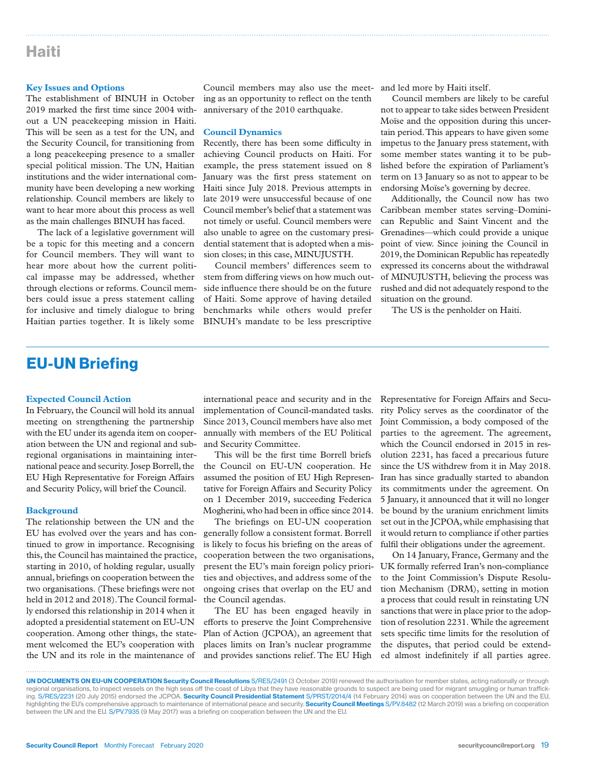# Haiti

### Key Issues and Options

The establishment of BINUH in October 2019 marked the first time since 2004 without a UN peacekeeping mission in Haiti. This will be seen as a test for the UN, and the Security Council, for transitioning from a long peacekeeping presence to a smaller special political mission. The UN, Haitian institutions and the wider international community have been developing a new working relationship. Council members are likely to want to hear more about this process as well as the main challenges BINUH has faced.

The lack of a legislative government will be a topic for this meeting and a concern for Council members. They will want to hear more about how the current political impasse may be addressed, whether through elections or reforms. Council members could issue a press statement calling for inclusive and timely dialogue to bring Haitian parties together. It is likely some Council members may also use the meeting as an opportunity to reflect on the tenth anniversary of the 2010 earthquake.

### Council Dynamics

Recently, there has been some difficulty in achieving Council products on Haiti. For example, the press statement issued on 8 January was the first press statement on Haiti since July 2018. Previous attempts in late 2019 were unsuccessful because of one Council member's belief that a statement was not timely or useful. Council members were also unable to agree on the customary presidential statement that is adopted when a mission closes; in this case, MINUJUSTH.

Council members' differences seem to stem from differing views on how much outside influence there should be on the future of Haiti. Some approve of having detailed benchmarks while others would prefer BINUH's mandate to be less prescriptive and led more by Haiti itself.

Council members are likely to be careful not to appear to take sides between President Moïse and the opposition during this uncertain period. This appears to have given some impetus to the January press statement, with some member states wanting it to be published before the expiration of Parliament's term on 13 January so as not to appear to be endorsing Moïse's governing by decree.

Additionally, the Council now has two Caribbean member states serving–Dominican Republic and Saint Vincent and the Grenadines—which could provide a unique point of view. Since joining the Council in 2019, the Dominican Republic has repeatedly expressed its concerns about the withdrawal of MINUJUSTH, believing the process was rushed and did not adequately respond to the situation on the ground.

The US is the penholder on Haiti.

# EU-UN Briefing

### Expected Council Action

In February, the Council will hold its annual meeting on strengthening the partnership with the EU under its agenda item on cooperation between the UN and regional and subregional organisations in maintaining international peace and security. Josep Borrell, the EU High Representative for Foreign Affairs and Security Policy, will brief the Council.

### Background

The relationship between the UN and the EU has evolved over the years and has continued to grow in importance. Recognising this, the Council has maintained the practice, starting in 2010, of holding regular, usually annual, briefings on cooperation between the two organisations. (These briefings were not held in 2012 and 2018). The Council formally endorsed this relationship in 2014 when it adopted a presidential statement on EU-UN cooperation. Among other things, the statement welcomed the EU's cooperation with the UN and its role in the maintenance of international peace and security and in the implementation of Council-mandated tasks. Since 2013, Council members have also met annually with members of the EU Political and Security Committee.

This will be the first time Borrell briefs the Council on EU-UN cooperation. He assumed the position of EU High Representative for Foreign Affairs and Security Policy on 1 December 2019, succeeding Federica Mogherini, who had been in office since 2014.

The briefings on EU-UN cooperation generally follow a consistent format. Borrell is likely to focus his briefing on the areas of cooperation between the two organisations, present the EU's main foreign policy priorities and objectives, and address some of the ongoing crises that overlap on the EU and the Council agendas.

The EU has been engaged heavily in efforts to preserve the Joint Comprehensive Plan of Action (JCPOA), an agreement that places limits on Iran's nuclear programme and provides sanctions relief. The EU High Representative for Foreign Affairs and Security Policy serves as the coordinator of the Joint Commission, a body composed of the parties to the agreement. The agreement, which the Council endorsed in 2015 in resolution 2231, has faced a precarious future since the US withdrew from it in May 2018. Iran has since gradually started to abandon its commitments under the agreement. On 5 January, it announced that it will no longer be bound by the uranium enrichment limits set out in the JCPOA, while emphasising that it would return to compliance if other parties fulfil their obligations under the agreement.

On 14 January, France, Germany and the UK formally referred Iran's non-compliance to the Joint Commission's Dispute Resolution Mechanism (DRM), setting in motion a process that could result in reinstating UN sanctions that were in place prior to the adoption of resolution 2231. While the agreement sets specific time limits for the resolution of the disputes, that period could be extended almost indefinitely if all parties agree.

**UN DOCUMENTS ON EU-UN COOPERATION Security Council Resolutions** S/RES/2491 (3 October 2019) renewed the authorisation for member states, acting nationally or through regional organisations, to inspect vessels on the high seas off the coast of Libya that they have reasonable grounds to suspect are being used for migrant smuggling or human trafficking. S/RES/2231 (20 July 2015) endorsed the JCPOA. **Security Council Presidential Statement** S/PRST/2014/4 (14 February 2014) was on cooperation between the UN and the EU, highlighting the EU's comprehensive approach to maintenance of international peace and security. **Security Council Meetings** S/PV.8482 (12 March 2019) was a briefing on cooperation between the UN and the EU. S/PV.7935 (9 May 2017) was a briefing on cooperation between the UN and the EU.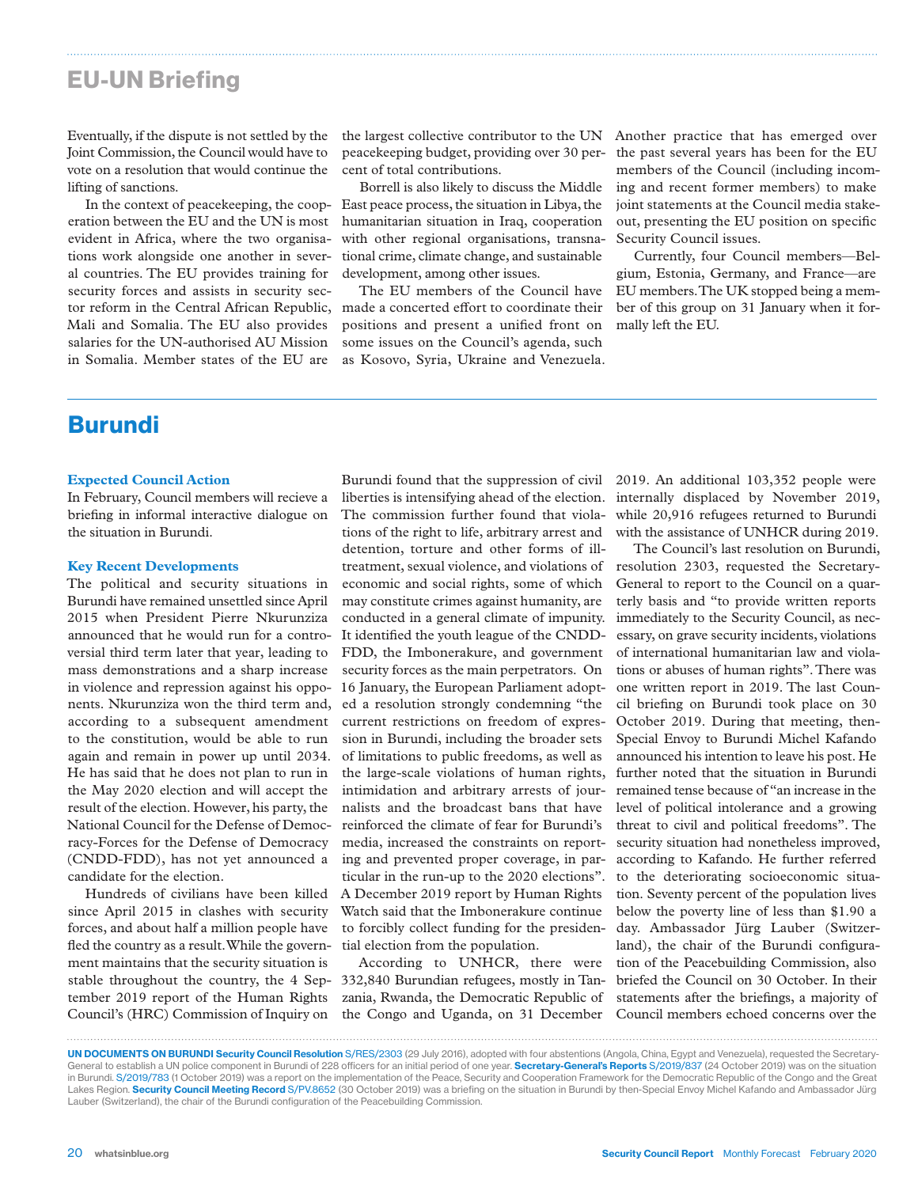## EU-UN Briefing

Eventually, if the dispute is not settled by the Joint Commission, the Council would have to vote on a resolution that would continue the lifting of sanctions.

In the context of peacekeeping, the cooperation between the EU and the UN is most evident in Africa, where the two organisations work alongside one another in several countries. The EU provides training for security forces and assists in security sector reform in the Central African Republic, Mali and Somalia. The EU also provides salaries for the UN-authorised AU Mission in Somalia. Member states of the EU are the largest collective contributor to the UN peacekeeping budget, providing over 30 percent of total contributions.

Borrell is also likely to discuss the Middle East peace process, the situation in Libya, the humanitarian situation in Iraq, cooperation with other regional organisations, transnational crime, climate change, and sustainable development, among other issues.

The EU members of the Council have made a concerted effort to coordinate their positions and present a unified front on some issues on the Council's agenda, such as Kosovo, Syria, Ukraine and Venezuela. Another practice that has emerged over the past several years has been for the EU members of the Council (including incoming and recent former members) to make joint statements at the Council media stakeout, presenting the EU position on specific Security Council issues.

Currently, four Council members—Belgium, Estonia, Germany, and France—are EU members. The UK stopped being a member of this group on 31 January when it formally left the EU.

# Burundi

### Expected Council Action

In February, Council members will recieve a briefing in informal interactive dialogue on the situation in Burundi.

### Key Recent Developments

The political and security situations in Burundi have remained unsettled since April 2015 when President Pierre Nkurunziza announced that he would run for a controversial third term later that year, leading to mass demonstrations and a sharp increase in violence and repression against his opponents. Nkurunziza won the third term and, according to a subsequent amendment to the constitution, would be able to run again and remain in power up until 2034. He has said that he does not plan to run in the May 2020 election and will accept the result of the election. However, his party, the National Council for the Defense of Democracy-Forces for the Defense of Democracy (CNDD-FDD), has not yet announced a candidate for the election.

Hundreds of civilians have been killed since April 2015 in clashes with security forces, and about half a million people have fled the country as a result. While the government maintains that the security situation is stable throughout the country, the 4 September 2019 report of the Human Rights Council's (HRC) Commission of Inquiry on Burundi found that the suppression of civil liberties is intensifying ahead of the election. The commission further found that violations of the right to life, arbitrary arrest and detention, torture and other forms of ill-treatment, sexual violence, and violations of economic and social rights, some of which may constitute crimes against humanity, are conducted in a general climate of impunity. It identified the youth league of the CNDD-FDD, the Imbonerakure, and government security forces as the main perpetrators. On 16 January, the European Parliament adopted a resolution strongly condemning "the current restrictions on freedom of expression in Burundi, including the broader sets of limitations to public freedoms, as well as the large-scale violations of human rights, intimidation and arbitrary arrests of journalists and the broadcast bans that have reinforced the climate of fear for Burundi's media, increased the constraints on reporting and prevented proper coverage, in particular in the run-up to the 2020 elections". A December 2019 report by Human Rights Watch said that the Imbonerakure continue to forcibly collect funding for the presidential election from the population.

According to UNHCR, there were 332,840 Burundian refugees, mostly in Tanzania, Rwanda, the Democratic Republic of the Congo and Uganda, on 31 December 2019. An additional 103,352 people were internally displaced by November 2019, while 20,916 refugees returned to Burundi with the assistance of UNHCR during 2019.

The Council's last resolution on Burundi, resolution 2303, requested the Secretary-General to report to the Council on a quarterly basis and "to provide written reports immediately to the Security Council, as necessary, on grave security incidents, violations of international humanitarian law and violations or abuses of human rights". There was one written report in 2019. The last Council briefing on Burundi took place on 30 October 2019. During that meeting, then-Special Envoy to Burundi Michel Kafando announced his intention to leave his post. He further noted that the situation in Burundi remained tense because of "an increase in the level of political intolerance and a growing threat to civil and political freedoms". The security situation had nonetheless improved, according to Kafando. He further referred to the deteriorating socioeconomic situation. Seventy percent of the population lives below the poverty line of less than $1.90 a day. Ambassador Jürg Lauber (Switzerland), the chair of the Burundi configuration of the Peacebuilding Commission, also briefed the Council on 30 October. In their statements after the briefings, a majority of Council members echoed concerns over the

**UN DOCUMENTS ON BURUNDI Security Council Resolution** S/RES/2303 (29 July 2016), adopted with four abstentions (Angola, China, Egypt and Venezuela), requested the Secretary-General to establish a UN police component in Burundi of 228 officers for an initial period of one year. **Secretary-General's Reports** S/2019/837 (24 October 2019) was on the situation in Burundi. S/2019/783 (1 October 2019) was a report on the implementation of the Peace, Security and Cooperation Framework for the Democratic Republic of the Congo and the Great Lakes Region. **Security Council Meeting Record** S/PV.8652 (30 October 2019) was a briefing on the situation in Burundi by then-Special Envoy Michel Kafando and Ambassador Jürg Lauber (Switzerland), the chair of the Burundi configuration of the Peacebuilding Commission.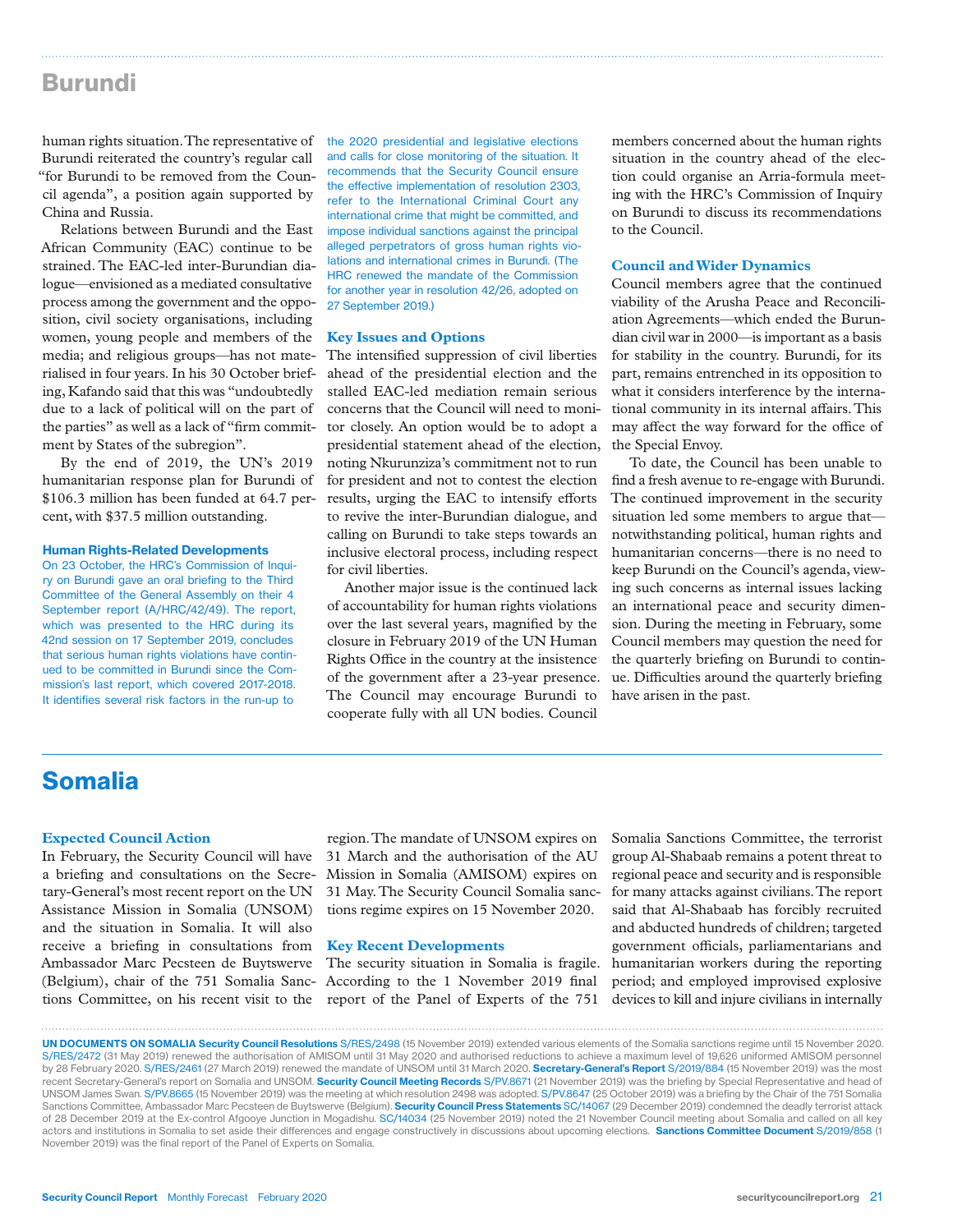## Burundi

human rights situation. The representative of Burundi reiterated the country's regular call "for Burundi to be removed from the Council agenda", a position again supported by China and Russia.

Relations between Burundi and the East African Community (EAC) continue to be strained. The EAC-led inter-Burundian dialogue—envisioned as a mediated consultative process among the government and the opposition, civil society organisations, including women, young people and members of the media; and religious groups—has not materialised in four years. In his 30 October briefing, Kafando said that this was "undoubtedly due to a lack of political will on the part of the parties" as well as a lack of "firm commitment by States of the subregion".

By the end of 2019, the UN's 2019 humanitarian response plan for Burundi of $106.3 million has been funded at 64.7 percent, with $37.5 million outstanding.

#### Human Rights-Related Developments

On 23 October, the HRC's Commission of Inquiry on Burundi gave an oral briefing to the Third Committee of the General Assembly on their 4 September report (A/HRC/42/49). The report, which was presented to the HRC during its 42nd session on 17 September 2019, concludes that serious human rights violations have continued to be committed in Burundi since the Commission's last report, which covered 2017-2018. It identifies several risk factors in the run-up to the 2020 presidential and legislative elections and calls for close monitoring of the situation. It recommends that the Security Council ensure the effective implementation of resolution 2303, refer to the International Criminal Court any international crime that might be committed, and impose individual sanctions against the principal alleged perpetrators of gross human rights violations and international crimes in Burundi. (The HRC renewed the mandate of the Commission for another year in resolution 42/26, adopted on 27 September 2019.)

### Key Issues and Options

The intensified suppression of civil liberties ahead of the presidential election and the stalled EAC-led mediation remain serious concerns that the Council will need to monitor closely. An option would be to adopt a presidential statement ahead of the election, noting Nkurunziza's commitment not to run for president and not to contest the election results, urging the EAC to intensify efforts to revive the inter-Burundian dialogue, and calling on Burundi to take steps towards an inclusive electoral process, including respect for civil liberties.

Another major issue is the continued lack of accountability for human rights violations over the last several years, magnified by the closure in February 2019 of the UN Human Rights Office in the country at the insistence of the government after a 23-year presence. The Council may encourage Burundi to cooperate fully with all UN bodies. Council members concerned about the human rights situation in the country ahead of the election could organise an Arria-formula meeting with the HRC's Commission of Inquiry on Burundi to discuss its recommendations to the Council.

### Council and Wider Dynamics

Council members agree that the continued viability of the Arusha Peace and Reconciliation Agreements—which ended the Burundian civil war in 2000—is important as a basis for stability in the country. Burundi, for its part, remains entrenched in its opposition to what it considers interference by the international community in its internal affairs. This may affect the way forward for the office of the Special Envoy.

To date, the Council has been unable to find a fresh avenue to re-engage with Burundi. The continued improvement in the security situation led some members to argue that—notwithstanding political, human rights and humanitarian concerns—there is no need to keep Burundi on the Council's agenda, viewing such concerns as internal issues lacking an international peace and security dimension. During the meeting in February, some Council members may question the need for the quarterly briefing on Burundi to continue. Difficulties around the quarterly briefing have arisen in the past.

## Somalia

### Expected Council Action

In February, the Security Council will have a briefing and consultations on the Secretary-General's most recent report on the UN Assistance Mission in Somalia (UNSOM) and the situation in Somalia. It will also receive a briefing in consultations from Ambassador Marc Pecsteen de Buytswerve (Belgium), chair of the 751 Somalia Sanctions Committee, on his recent visit to the region. The mandate of UNSOM expires on 31 March and the authorisation of the AU Mission in Somalia (AMISOM) expires on 31 May. The Security Council Somalia sanctions regime expires on 15 November 2020.

### Key Recent Developments

The security situation in Somalia is fragile. According to the 1 November 2019 final report of the Panel of Experts of the 751 Somalia Sanctions Committee, the terrorist group Al-Shabaab remains a potent threat to regional peace and security and is responsible for many attacks against civilians. The report said that Al-Shabaab has forcibly recruited and abducted hundreds of children; targeted government officials, parliamentarians and humanitarian workers during the reporting period; and employed improvised explosive devices to kill and injure civilians in internally

**UN DOCUMENTS ON SOMALIA Security Council Resolutions** S/RES/2498 (15 November 2019) extended various elements of the Somalia sanctions regime until 15 November 2020. S/RES/2472 (31 May 2019) renewed the authorisation of AMISOM until 31 May 2020 and authorised reductions to achieve a maximum level of 19,626 uniformed AMISOM personnel by 28 February 2020. S/RES/2461 (27 March 2019) renewed the mandate of UNSOM until 31 March 2020. **Secretary-General's Report** S/2019/884 (15 November 2019) was the most recent Secretary-General's report on Somalia and UNSOM. **Security Council Meeting Records** S/PV.8671 (21 November 2019) was the briefing by Special Representative and head of UNSOM James Swan. S/PV.8665 (15 November 2019) was the meeting at which resolution 2498 was adopted. S/PV.8647 (25 October 2019) was a briefing by the Chair of the 751 Somalia Sanctions Committee, Ambassador Marc Pecsteen de Buytswerve (Belgium). **Security Council Press Statements** SC/14067 (29 December 2019) condemned the deadly terrorist attack of 28 December 2019 at the Ex-control Afgooye Junction in Mogadishu. SC/14034 (25 November 2019) noted the 21 November Council meeting about Somalia and called on all key actors and institutions in Somalia to set aside their differences and engage constructively in discussions about upcoming elections. **Sanctions Committee Document** S/2019/858 (1 November 2019) was the final report of the Panel of Experts on Somalia.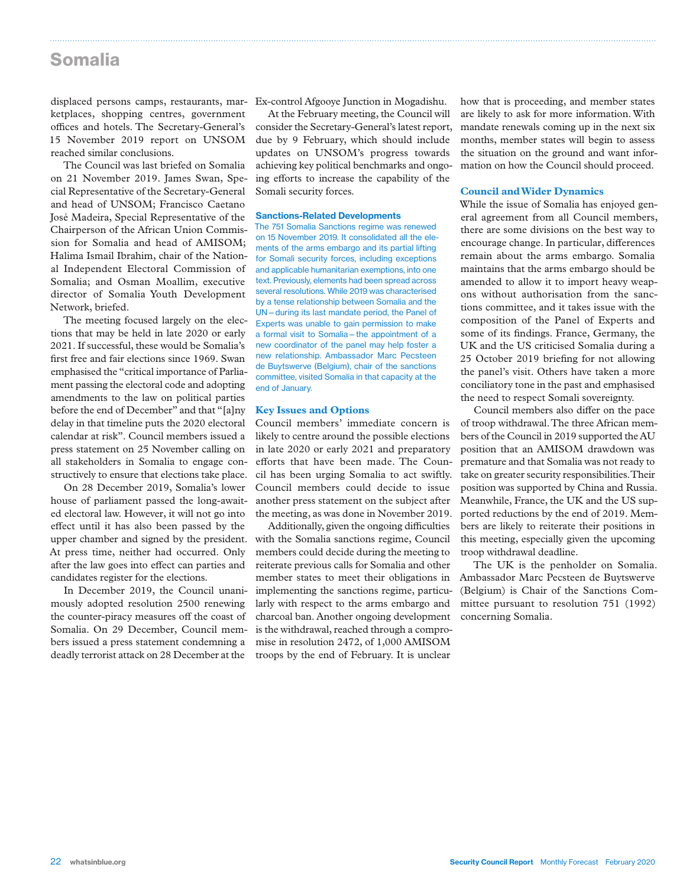# Somalia

displaced persons camps, restaurants, marketplaces, shopping centres, government offices and hotels. The Secretary-General's 15 November 2019 report on UNSOM reached similar conclusions.

The Council was last briefed on Somalia on 21 November 2019. James Swan, Special Representative of the Secretary-General and head of UNSOM; Francisco Caetano José Madeira, Special Representative of the Chairperson of the African Union Commission for Somalia and head of AMISOM; Halima Ismail Ibrahim, chair of the National Independent Electoral Commission of Somalia; and Osman Moallim, executive director of Somalia Youth Development Network, briefed.

The meeting focused largely on the elections that may be held in late 2020 or early 2021. If successful, these would be Somalia's first free and fair elections since 1969. Swan emphasised the "critical importance of Parliament passing the electoral code and adopting amendments to the law on political parties before the end of December" and that "[a]ny delay in that timeline puts the 2020 electoral calendar at risk". Council members issued a press statement on 25 November calling on all stakeholders in Somalia to engage constructively to ensure that elections take place.

On 28 December 2019, Somalia's lower house of parliament passed the long-awaited electoral law. However, it will not go into effect until it has also been passed by the upper chamber and signed by the president. At press time, neither had occurred. Only after the law goes into effect can parties and candidates register for the elections.

In December 2019, the Council unanimously adopted resolution 2500 renewing the counter-piracy measures off the coast of Somalia. On 29 December, Council members issued a press statement condemning a deadly terrorist attack on 28 December at the Ex-control Afgooye Junction in Mogadishu.

At the February meeting, the Council will consider the Secretary-General's latest report, due by 9 February, which should include updates on UNSOM's progress towards achieving key political benchmarks and ongoing efforts to increase the capability of the Somali security forces.

### Sanctions-Related Developments

The 751 Somalia Sanctions regime was renewed on 15 November 2019. It consolidated all the elements of the arms embargo and its partial lifting for Somali security forces, including exceptions and applicable humanitarian exemptions, into one text. Previously, elements had been spread across several resolutions. While 2019 was characterised by a tense relationship between Somalia and the UN – during its last mandate period, the Panel of Experts was unable to gain permission to make a formal visit to Somalia – the appointment of a new coordinator of the panel may help foster a new relationship. Ambassador Marc Pecsteen de Buytswerve (Belgium), chair of the sanctions committee, visited Somalia in that capacity at the end of January.

### Key Issues and Options

Council members' immediate concern is likely to centre around the possible elections in late 2020 or early 2021 and preparatory efforts that have been made. The Council has been urging Somalia to act swiftly. Council members could decide to issue another press statement on the subject after the meeting, as was done in November 2019.

Additionally, given the ongoing difficulties with the Somalia sanctions regime, Council members could decide during the meeting to reiterate previous calls for Somalia and other member states to meet their obligations in implementing the sanctions regime, particularly with respect to the arms embargo and charcoal ban. Another ongoing development is the withdrawal, reached through a compromise in resolution 2472, of 1,000 AMISOM troops by the end of February. It is unclear how that is proceeding, and member states are likely to ask for more information. With mandate renewals coming up in the next six months, member states will begin to assess the situation on the ground and want information on how the Council should proceed.

### Council and Wider Dynamics

While the issue of Somalia has enjoyed general agreement from all Council members, there are some divisions on the best way to encourage change. In particular, differences remain about the arms embargo. Somalia maintains that the arms embargo should be amended to allow it to import heavy weapons without authorisation from the sanctions committee, and it takes issue with the composition of the Panel of Experts and some of its findings. France, Germany, the UK and the US criticised Somalia during a 25 October 2019 briefing for not allowing the panel's visit. Others have taken a more conciliatory tone in the past and emphasised the need to respect Somali sovereignty.

Council members also differ on the pace of troop withdrawal. The three African members of the Council in 2019 supported the AU position that an AMISOM drawdown was premature and that Somalia was not ready to take on greater security responsibilities. Their position was supported by China and Russia. Meanwhile, France, the UK and the US supported reductions by the end of 2019. Members are likely to reiterate their positions in this meeting, especially given the upcoming troop withdrawal deadline.

The UK is the penholder on Somalia. Ambassador Marc Pecsteen de Buytswerve (Belgium) is Chair of the Sanctions Committee pursuant to resolution 751 (1992) concerning Somalia.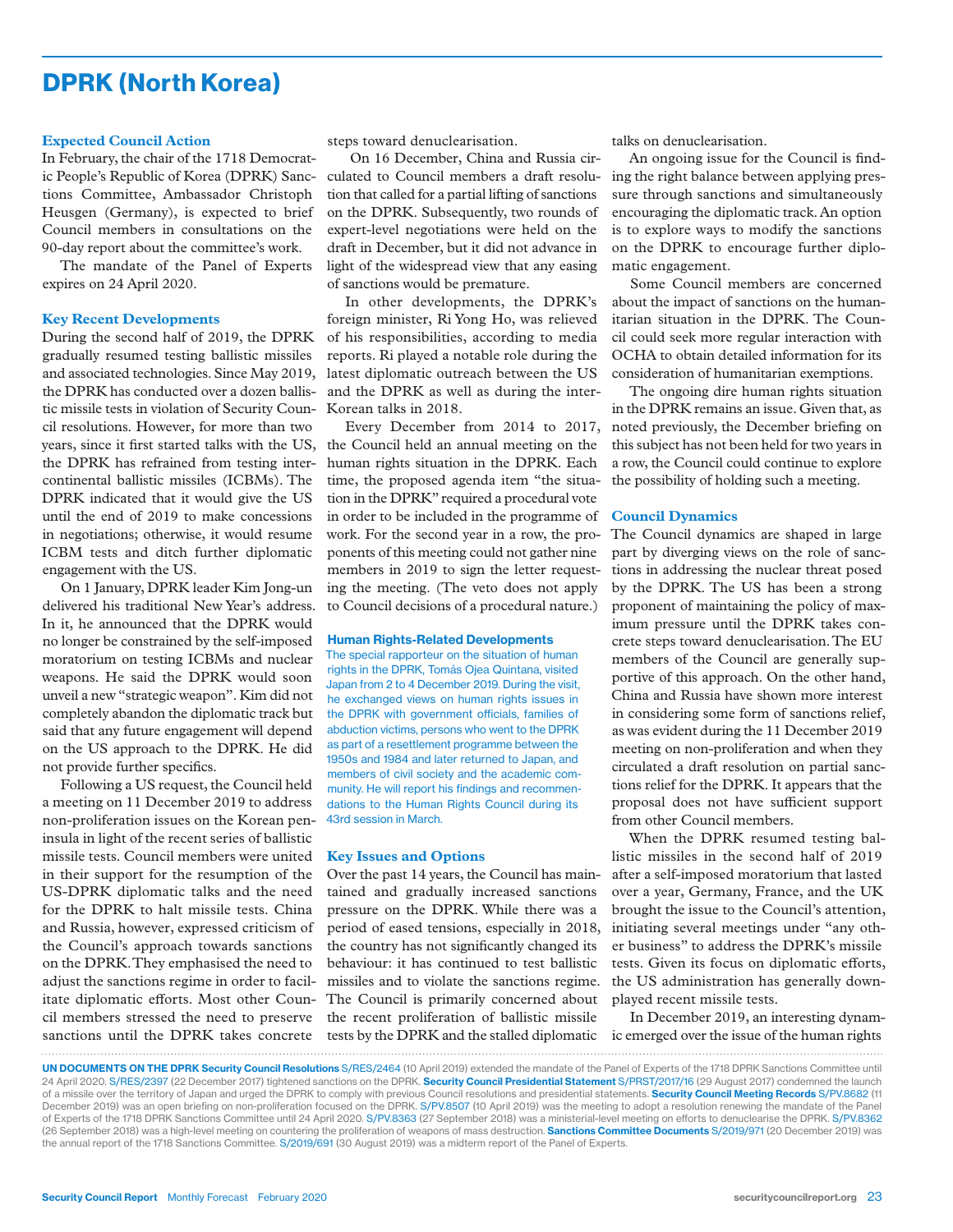# DPRK (North Korea)

### Expected Council Action

In February, the chair of the 1718 Democratic People's Republic of Korea (DPRK) Sanctions Committee, Ambassador Christoph Heusgen (Germany), is expected to brief Council members in consultations on the 90-day report about the committee's work.

The mandate of the Panel of Experts expires on 24 April 2020.

### Key Recent Developments

During the second half of 2019, the DPRK gradually resumed testing ballistic missiles and associated technologies. Since May 2019, the DPRK has conducted over a dozen ballistic missile tests in violation of Security Council resolutions. However, for more than two years, since it first started talks with the US, the DPRK has refrained from testing intercontinental ballistic missiles (ICBMs). The DPRK indicated that it would give the US until the end of 2019 to make concessions in negotiations; otherwise, it would resume ICBM tests and ditch further diplomatic engagement with the US.

On 1 January, DPRK leader Kim Jong-un delivered his traditional New Year's address. In it, he announced that the DPRK would no longer be constrained by the self-imposed moratorium on testing ICBMs and nuclear weapons. He said the DPRK would soon unveil a new "strategic weapon". Kim did not completely abandon the diplomatic track but said that any future engagement will depend on the US approach to the DPRK. He did not provide further specifics.

Following a US request, the Council held a meeting on 11 December 2019 to address non-proliferation issues on the Korean peninsula in light of the recent series of ballistic missile tests. Council members were united in their support for the resumption of the US-DPRK diplomatic talks and the need for the DPRK to halt missile tests. China and Russia, however, expressed criticism of the Council's approach towards sanctions on the DPRK. They emphasised the need to adjust the sanctions regime in order to facilitate diplomatic efforts. Most other Council members stressed the need to preserve sanctions until the DPRK takes concrete steps toward denuclearisation.

On 16 December, China and Russia circulated to Council members a draft resolution that called for a partial lifting of sanctions on the DPRK. Subsequently, two rounds of expert-level negotiations were held on the draft in December, but it did not advance in light of the widespread view that any easing of sanctions would be premature.

In other developments, the DPRK's foreign minister, Ri Yong Ho, was relieved of his responsibilities, according to media reports. Ri played a notable role during the latest diplomatic outreach between the US and the DPRK as well as during the inter-Korean talks in 2018.

Every December from 2014 to 2017, the Council held an annual meeting on the human rights situation in the DPRK. Each time, the proposed agenda item "the situation in the DPRK" required a procedural vote in order to be included in the programme of work. For the second year in a row, the proponents of this meeting could not gather nine members in 2019 to sign the letter requesting the meeting. (The veto does not apply to Council decisions of a procedural nature.)

#### Human Rights-Related Developments

The special rapporteur on the situation of human rights in the DPRK, Tomás Ojea Quintana, visited Japan from 2 to 4 December 2019. During the visit, he exchanged views on human rights issues in the DPRK with government officials, families of abduction victims, persons who went to the DPRK as part of a resettlement programme between the 1950s and 1984 and later returned to Japan, and members of civil society and the academic community. He will report his findings and recommendations to the Human Rights Council during its 43rd session in March.

### Key Issues and Options

Over the past 14 years, the Council has maintained and gradually increased sanctions pressure on the DPRK. While there was a period of eased tensions, especially in 2018, the country has not significantly changed its behaviour: it has continued to test ballistic missiles and to violate the sanctions regime. The Council is primarily concerned about the recent proliferation of ballistic missile tests by the DPRK and the stalled diplomatic talks on denuclearisation.

An ongoing issue for the Council is finding the right balance between applying pressure through sanctions and simultaneously encouraging the diplomatic track. An option is to explore ways to modify the sanctions on the DPRK to encourage further diplomatic engagement.

Some Council members are concerned about the impact of sanctions on the humanitarian situation in the DPRK. The Council could seek more regular interaction with OCHA to obtain detailed information for its consideration of humanitarian exemptions.

The ongoing dire human rights situation in the DPRK remains an issue. Given that, as noted previously, the December briefing on this subject has not been held for two years in a row, the Council could continue to explore the possibility of holding such a meeting.

### Council Dynamics

The Council dynamics are shaped in large part by diverging views on the role of sanctions in addressing the nuclear threat posed by the DPRK. The US has been a strong proponent of maintaining the policy of maximum pressure until the DPRK takes concrete steps toward denuclearisation. The EU members of the Council are generally supportive of this approach. On the other hand, China and Russia have shown more interest in considering some form of sanctions relief, as was evident during the 11 December 2019 meeting on non-proliferation and when they circulated a draft resolution on partial sanctions relief for the DPRK. It appears that the proposal does not have sufficient support from other Council members.

When the DPRK resumed testing ballistic missiles in the second half of 2019 after a self-imposed moratorium that lasted over a year, Germany, France, and the UK brought the issue to the Council's attention, initiating several meetings under "any other business" to address the DPRK's missile tests. Given its focus on diplomatic efforts, the US administration has generally downplayed recent missile tests.

In December 2019, an interesting dynamic emerged over the issue of the human rights

**UN DOCUMENTS ON THE DPRK Security Council Resolutions** S/RES/2464 (10 April 2019) extended the mandate of the Panel of Experts of the 1718 DPRK Sanctions Committee until 24 April 2020. S/RES/2397 (22 December 2017) tightened sanctions on the DPRK. **Security Council Presidential Statement** S/PRST/2017/16 (29 August 2017) condemned the launch of a missile over the territory of Japan and urged the DPRK to comply with previous Council resolutions and presidential statements. **Security Council Meeting Records** S/PV.8682 (11 December 2019) was an open briefing on non-proliferation focused on the DPRK. S/PV.8507 (10 April 2019) was the meeting to adopt a resolution renewing the mandate of the Panel of Experts of the 1718 DPRK Sanctions Committee until 24 April 2020. S/PV.8363 (27 September 2018) was a ministerial-level meeting on efforts to denuclearise the DPRK. S/PV.8362 (26 September 2018) was a high-level meeting on countering the proliferation of weapons of mass destruction. **Sanctions Committee Documents** S/2019/971 (20 December 2019) was the annual report of the 1718 Sanctions Committee. S/2019/691 (30 August 2019) was a midterm report of the Panel of Experts.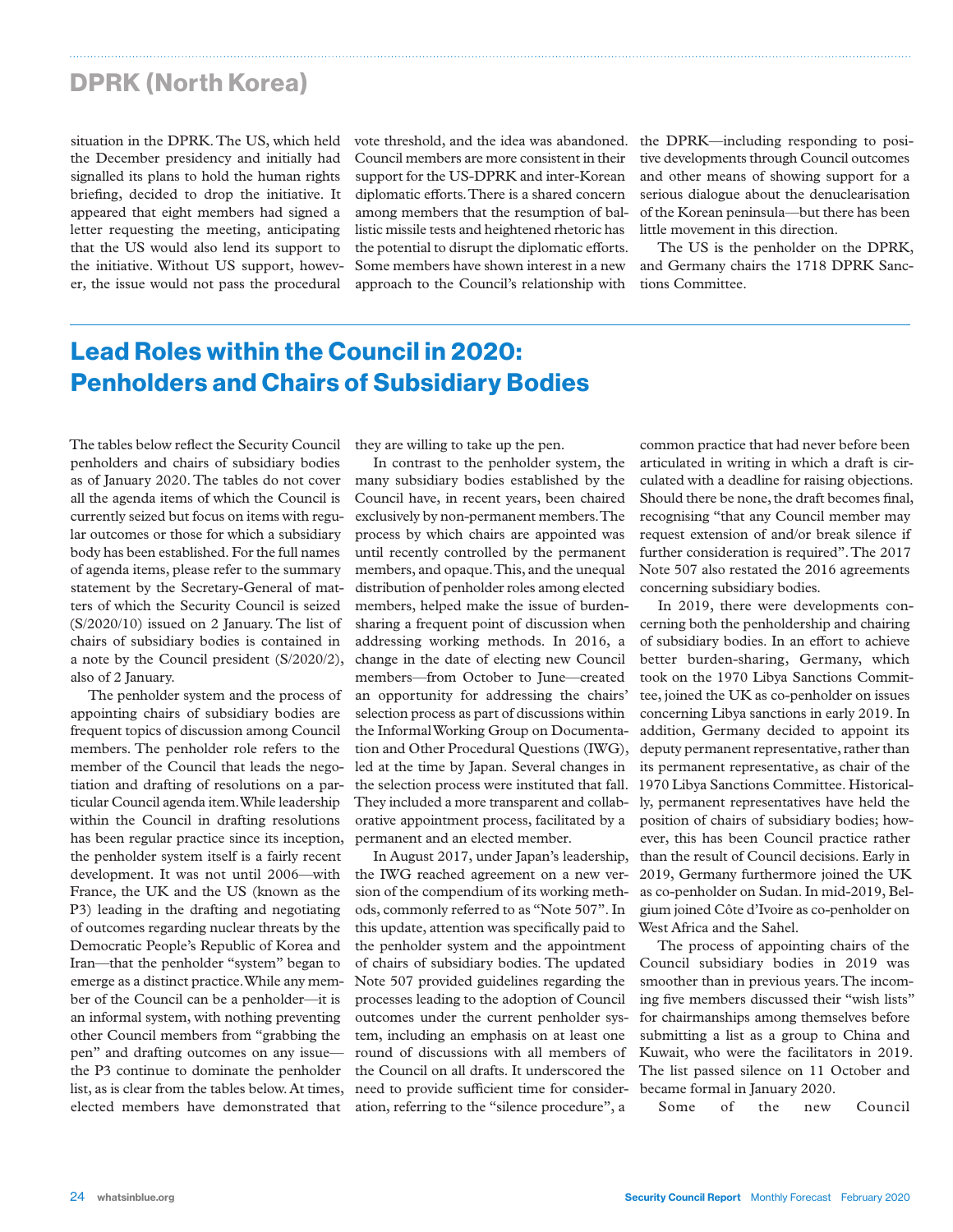## DPRK (North Korea)

situation in the DPRK. The US, which held the December presidency and initially had signalled its plans to hold the human rights briefing, decided to drop the initiative. It appeared that eight members had signed a letter requesting the meeting, anticipating that the US would also lend its support to the initiative. Without US support, however, the issue would not pass the procedural vote threshold, and the idea was abandoned. Council members are more consistent in their support for the US-DPRK and inter-Korean diplomatic efforts. There is a shared concern among members that the resumption of ballistic missile tests and heightened rhetoric has the potential to disrupt the diplomatic efforts. Some members have shown interest in a new approach to the Council's relationship with the DPRK—including responding to positive developments through Council outcomes and other means of showing support for a serious dialogue about the denuclearisation of the Korean peninsula—but there has been little movement in this direction.

The US is the penholder on the DPRK, and Germany chairs the 1718 DPRK Sanctions Committee.

# Lead Roles within the Council in 2020: Penholders and Chairs of Subsidiary Bodies

The tables below reflect the Security Council penholders and chairs of subsidiary bodies as of January 2020. The tables do not cover all the agenda items of which the Council is currently seized but focus on items with regular outcomes or those for which a subsidiary body has been established. For the full names of agenda items, please refer to the summary statement by the Secretary-General of matters of which the Security Council is seized (S/2020/10) issued on 2 January. The list of chairs of subsidiary bodies is contained in a note by the Council president (S/2020/2), also of 2 January.

The penholder system and the process of appointing chairs of subsidiary bodies are frequent topics of discussion among Council members. The penholder role refers to the member of the Council that leads the negotiation and drafting of resolutions on a particular Council agenda item. While leadership within the Council in drafting resolutions has been regular practice since its inception, the penholder system itself is a fairly recent development. It was not until 2006—with France, the UK and the US (known as the P3) leading in the drafting and negotiating of outcomes regarding nuclear threats by the Democratic People's Republic of Korea and Iran—that the penholder "system" began to emerge as a distinct practice. While any member of the Council can be a penholder—it is an informal system, with nothing preventing other Council members from "grabbing the pen" and drafting outcomes on any issue—the P3 continue to dominate the penholder list, as is clear from the tables below. At times, elected members have demonstrated that they are willing to take up the pen.

In contrast to the penholder system, the many subsidiary bodies established by the Council have, in recent years, been chaired exclusively by non-permanent members. The process by which chairs are appointed was until recently controlled by the permanent members, and opaque. This, and the unequal distribution of penholder roles among elected members, helped make the issue of burden-sharing a frequent point of discussion when addressing working methods. In 2016, a change in the date of electing new Council members—from October to June—created an opportunity for addressing the chairs' selection process as part of discussions within the Informal Working Group on Documentation and Other Procedural Questions (IWG), led at the time by Japan. Several changes in the selection process were instituted that fall. They included a more transparent and collaborative appointment process, facilitated by a permanent and an elected member.

In August 2017, under Japan's leadership, the IWG reached agreement on a new version of the compendium of its working methods, commonly referred to as "Note 507". In this update, attention was specifically paid to the penholder system and the appointment of chairs of subsidiary bodies. The updated Note 507 provided guidelines regarding the processes leading to the adoption of Council outcomes under the current penholder system, including an emphasis on at least one round of discussions with all members of the Council on all drafts. It underscored the need to provide sufficient time for consideration, referring to the "silence procedure", a common practice that had never before been articulated in writing in which a draft is circulated with a deadline for raising objections. Should there be none, the draft becomes final, recognising "that any Council member may request extension of and/or break silence if further consideration is required". The 2017 Note 507 also restated the 2016 agreements concerning subsidiary bodies.

In 2019, there were developments concerning both the penholdership and chairing of subsidiary bodies. In an effort to achieve better burden-sharing, Germany, which took on the 1970 Libya Sanctions Committee, joined the UK as co-penholder on issues concerning Libya sanctions in early 2019. In addition, Germany decided to appoint its deputy permanent representative, rather than its permanent representative, as chair of the 1970 Libya Sanctions Committee. Historically, permanent representatives have held the position of chairs of subsidiary bodies; however, this has been Council practice rather than the result of Council decisions. Early in 2019, Germany furthermore joined the UK as co-penholder on Sudan. In mid-2019, Belgium joined Côte d'Ivoire as co-penholder on West Africa and the Sahel.

The process of appointing chairs of the Council subsidiary bodies in 2019 was smoother than in previous years. The incoming five members discussed their "wish lists" for chairmanships among themselves before submitting a list as a group to China and Kuwait, who were the facilitators in 2019. The list passed silence on 11 October and became formal in January 2020.

Some of the new Council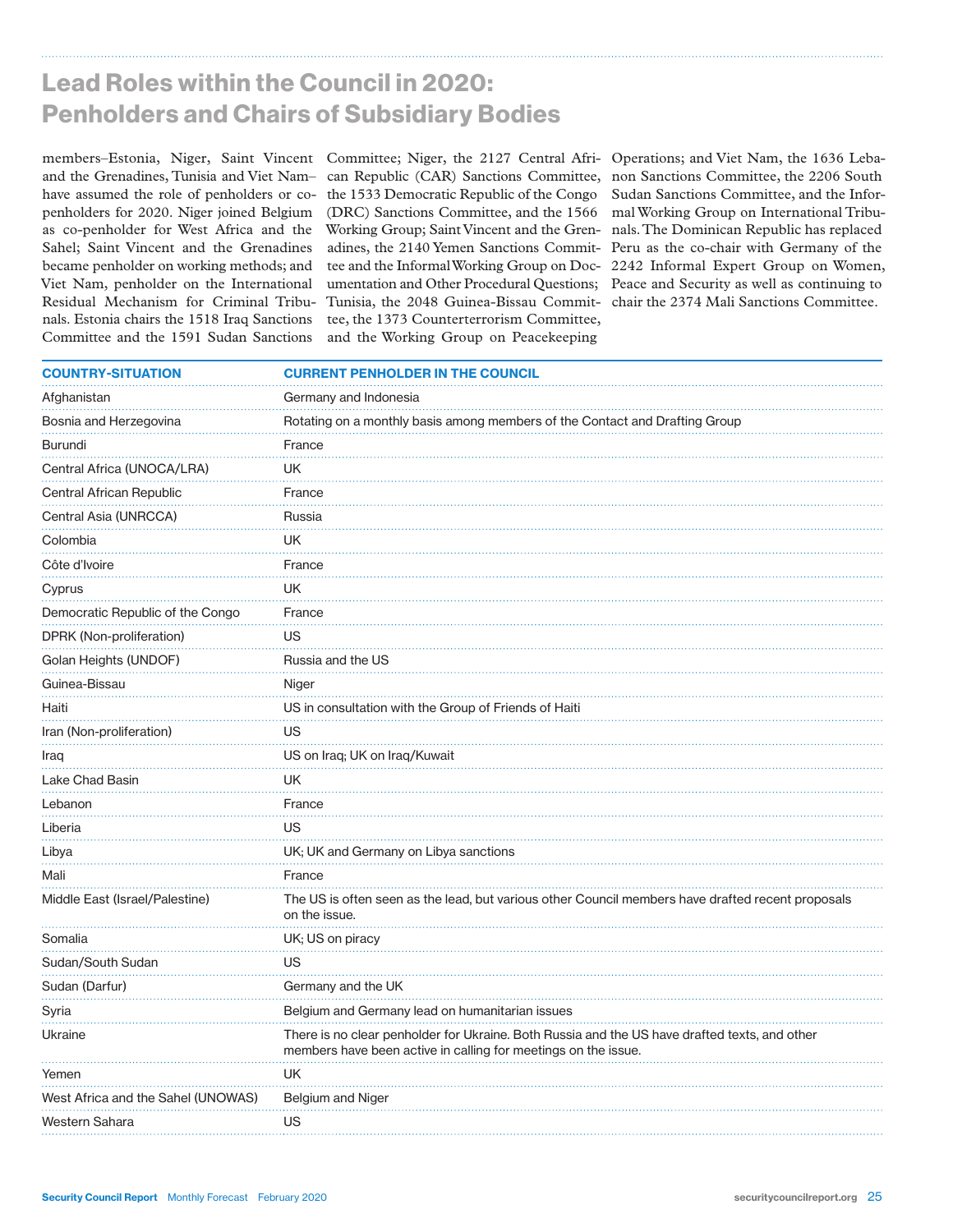# Lead Roles within the Council in 2020: Penholders and Chairs of Subsidiary Bodies

members–Estonia, Niger, Saint Vincent and the Grenadines, Tunisia and Viet Nam–have assumed the role of penholders or co-penholders for 2020. Niger joined Belgium as co-penholder for West Africa and the Sahel; Saint Vincent and the Grenadines became penholder on working methods; and Viet Nam, penholder on the International Residual Mechanism for Criminal Tribunals. Estonia chairs the 1518 Iraq Sanctions Committee and the 1591 Sudan Sanctions Committee; Niger, the 2127 Central African Republic (CAR) Sanctions Committee, the 1533 Democratic Republic of the Congo (DRC) Sanctions Committee, and the 1566 Working Group; Saint Vincent and the Grenadines, the 2140 Yemen Sanctions Committee and the Informal Working Group on Documentation and Other Procedural Questions; Tunisia, the 2048 Guinea-Bissau Committee, the 1373 Counterterrorism Committee, and the Working Group on Peacekeeping Operations; and Viet Nam, the 1636 Lebanon Sanctions Committee, the 2206 South Sudan Sanctions Committee, and the Informal Working Group on International Tribunals. The Dominican Republic has replaced Peru as the co-chair with Germany of the 2242 Informal Expert Group on Women, Peace and Security as well as continuing to chair the 2374 Mali Sanctions Committee.

| COUNTRY-SITUATION | CURRENT PENHOLDER IN THE COUNCIL |
|---|---|
| Afghanistan | Germany and Indonesia |
| Bosnia and Herzegovina | Rotating on a monthly basis among members of the Contact and Drafting Group |
| Burundi | France |
| Central Africa (UNOCA/LRA) | UK |
| Central African Republic | France |
| Central Asia (UNRCCA) | Russia |
| Colombia | UK |
| Côte d'Ivoire | France |
| Cyprus | UK |
| Democratic Republic of the Congo | France |
| DPRK (Non-proliferation) | US |
| Golan Heights (UNDOF) | Russia and the US |
| Guinea-Bissau | Niger |
| Haiti | US in consultation with the Group of Friends of Haiti |
| Iran (Non-proliferation) | US |
| Iraq | US on Iraq; UK on Iraq/Kuwait |
| Lake Chad Basin | UK |
| Lebanon | France |
| Liberia | US |
| Libya | UK; UK and Germany on Libya sanctions |
| Mali | France |
| Middle East (Israel/Palestine) | The US is often seen as the lead, but various other Council members have drafted recent proposals on the issue. |
| Somalia | UK; US on piracy |
| Sudan/South Sudan | US |
| Sudan (Darfur) | Germany and the UK |
| Syria | Belgium and Germany lead on humanitarian issues |
| Ukraine | There is no clear penholder for Ukraine. Both Russia and the US have drafted texts, and other members have been active in calling for meetings on the issue. |
| Yemen | UK |
| West Africa and the Sahel (UNOWAS) | Belgium and Niger |
| Western Sahara | US |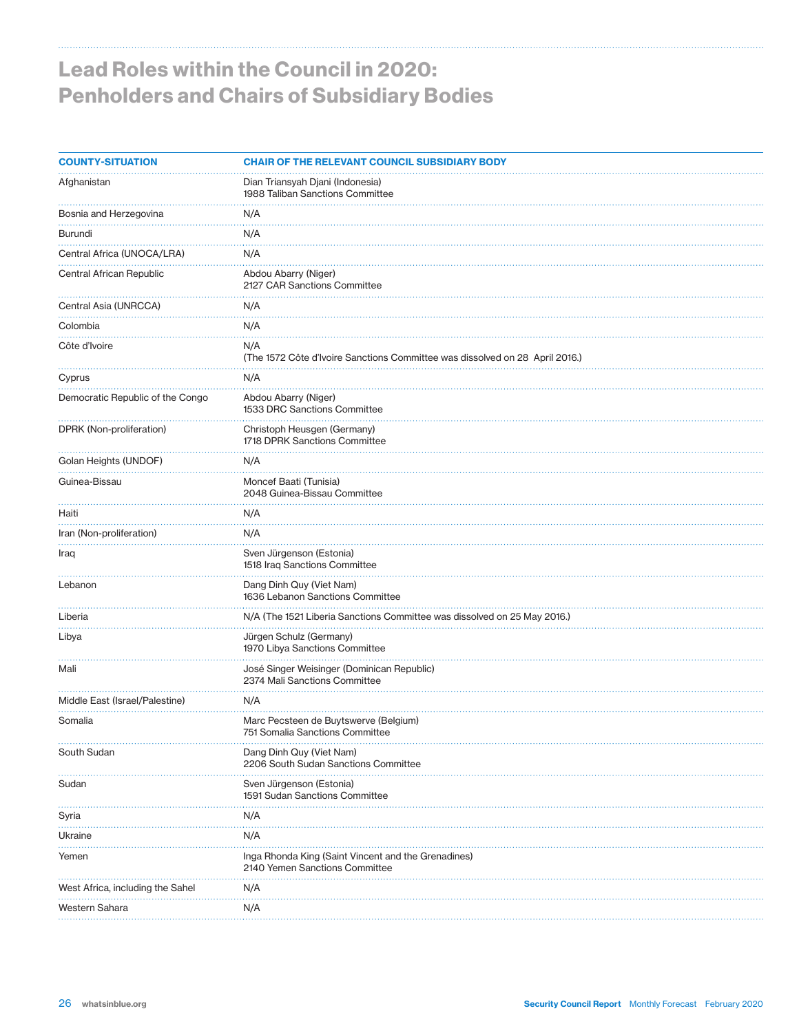# Lead Roles within the Council in 2020: Penholders and Chairs of Subsidiary Bodies

| COUNTY-SITUATION | CHAIR OF THE RELEVANT COUNCIL SUBSIDIARY BODY |
|---|---|
| Afghanistan | Dian Triansyah Djani (Indonesia)<br>1988 Taliban Sanctions Committee |
| Bosnia and Herzegovina | N/A |
| Burundi | N/A |
| Central Africa (UNOCA/LRA) | N/A |
| Central African Republic | Abdou Abarry (Niger)<br>2127 CAR Sanctions Committee |
| Central Asia (UNRCCA) | N/A |
| Colombia | N/A |
| Côte d'Ivoire | N/A<br>(The 1572 Côte d'Ivoire Sanctions Committee was dissolved on 28 April 2016.) |
| Cyprus | N/A |
| Democratic Republic of the Congo | Abdou Abarry (Niger)<br>1533 DRC Sanctions Committee |
| DPRK (Non-proliferation) | Christoph Heusgen (Germany)<br>1718 DPRK Sanctions Committee |
| Golan Heights (UNDOF) | N/A |
| Guinea-Bissau | Moncef Baati (Tunisia)<br>2048 Guinea-Bissau Committee |
| Haiti | N/A |
| Iran (Non-proliferation) | N/A |
| Iraq | Sven Jürgenson (Estonia)<br>1518 Iraq Sanctions Committee |
| Lebanon | Dang Dinh Quy (Viet Nam)<br>1636 Lebanon Sanctions Committee |
| Liberia | N/A (The 1521 Liberia Sanctions Committee was dissolved on 25 May 2016.) |
| Libya | Jürgen Schulz (Germany)<br>1970 Libya Sanctions Committee |
| Mali | José Singer Weisinger (Dominican Republic)<br>2374 Mali Sanctions Committee |
| Middle East (Israel/Palestine) | N/A |
| Somalia | Marc Pecsteen de Buytswerve (Belgium)<br>751 Somalia Sanctions Committee |
| South Sudan | Dang Dinh Quy (Viet Nam)<br>2206 South Sudan Sanctions Committee |
| Sudan | Sven Jürgenson (Estonia)<br>1591 Sudan Sanctions Committee |
| Syria | N/A |
| Ukraine | N/A |
| Yemen | Inga Rhonda King (Saint Vincent and the Grenadines)<br>2140 Yemen Sanctions Committee |
| West Africa, including the Sahel | N/A |
| Western Sahara | N/A |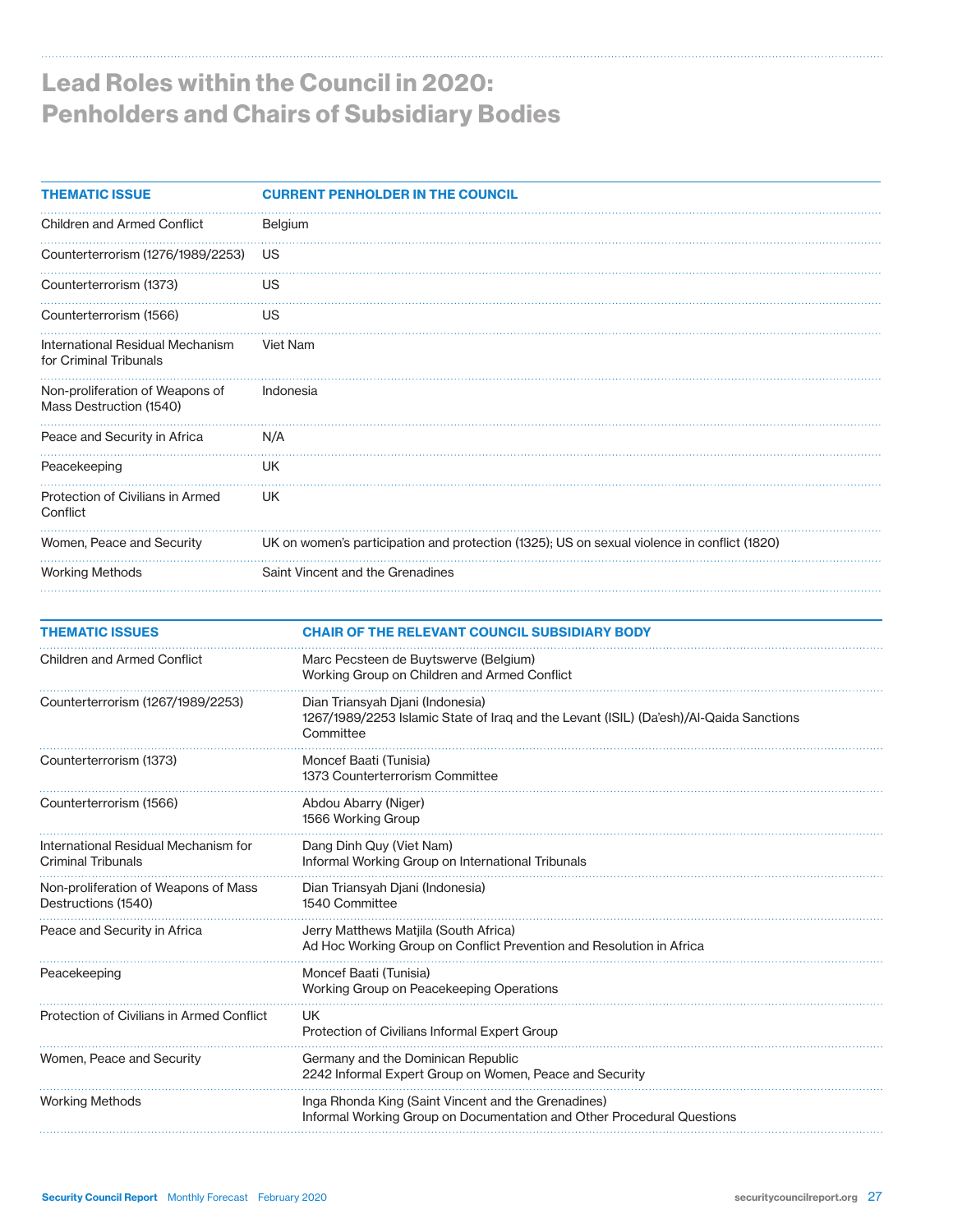# Lead Roles within the Council in 2020: Penholders and Chairs of Subsidiary Bodies

| THEMATIC ISSUE | CURRENT PENHOLDER IN THE COUNCIL |
|---|---|
| Children and Armed Conflict | Belgium |
| Counterterrorism (1276/1989/2253) | US |
| Counterterrorism (1373) | US |
| Counterterrorism (1566) | US |
| International Residual Mechanism for Criminal Tribunals | Viet Nam |
| Non-proliferation of Weapons of Mass Destruction (1540) | Indonesia |
| Peace and Security in Africa | N/A |
| Peacekeeping | UK |
| Protection of Civilians in Armed Conflict | UK |
| Women, Peace and Security | UK on women's participation and protection (1325); US on sexual violence in conflict (1820) |
| Working Methods | Saint Vincent and the Grenadines |

| THEMATIC ISSUES | CHAIR OF THE RELEVANT COUNCIL SUBSIDIARY BODY |
|---|---|
| Children and Armed Conflict | Marc Pecsteen de Buytswerve (Belgium)<br>Working Group on Children and Armed Conflict |
| Counterterrorism (1267/1989/2253) | Dian Triansyah Djani (Indonesia)<br>1267/1989/2253 Islamic State of Iraq and the Levant (ISIL) (Da'esh)/Al-Qaida Sanctions Committee |
| Counterterrorism (1373) | Moncef Baati (Tunisia)<br>1373 Counterterrorism Committee |
| Counterterrorism (1566) | Abdou Abarry (Niger)<br>1566 Working Group |
| International Residual Mechanism for Criminal Tribunals | Dang Dinh Quy (Viet Nam)<br>Informal Working Group on International Tribunals |
| Non-proliferation of Weapons of Mass Destructions (1540) | Dian Triansyah Djani (Indonesia)<br>1540 Committee |
| Peace and Security in Africa | Jerry Matthews Matjila (South Africa)<br>Ad Hoc Working Group on Conflict Prevention and Resolution in Africa |
| Peacekeeping | Moncef Baati (Tunisia)<br>Working Group on Peacekeeping Operations |
| Protection of Civilians in Armed Conflict | UK<br>Protection of Civilians Informal Expert Group |
| Women, Peace and Security | Germany and the Dominican Republic<br>2242 Informal Expert Group on Women, Peace and Security |
| Working Methods | Inga Rhonda King (Saint Vincent and the Grenadines)<br>Informal Working Group on Documentation and Other Procedural Questions |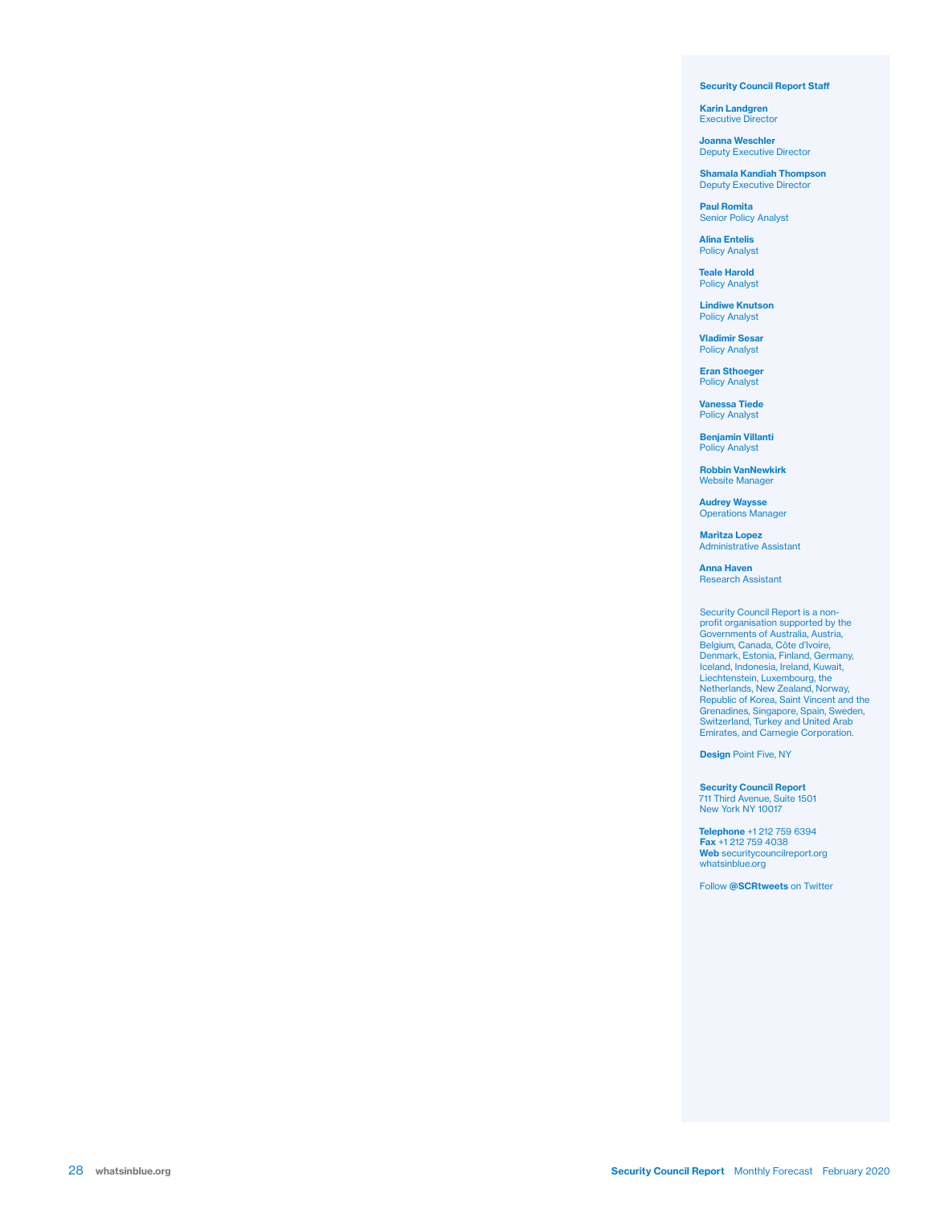**Security Council Report Staff**

**Karin Landgren**
Executive Director

**Joanna Weschler**
Deputy Executive Director

**Shamala Kandiah Thompson**
Deputy Executive Director

**Paul Romita**
Senior Policy Analyst

**Alina Entelis**
Policy Analyst

**Teale Harold**
Policy Analyst

**Lindiwe Knutson**
Policy Analyst

**Vladimir Sesar**
Policy Analyst

**Eran Sthoeger**
Policy Analyst

**Vanessa Tiede**
Policy Analyst

**Benjamin Villanti**
Policy Analyst

**Robbin VanNewkirk**
Website Manager

**Audrey Waysse**
Operations Manager

**Maritza Lopez**
Administrative Assistant

**Anna Haven**
Research Assistant

Security Council Report is a non-profit organisation supported by the Governments of Australia, Austria, Belgium, Canada, Côte d'Ivoire, Denmark, Estonia, Finland, Germany, Iceland, Indonesia, Ireland, Kuwait, Liechtenstein, Luxembourg, the Netherlands, New Zealand, Norway, Republic of Korea, Saint Vincent and the Grenadines, Singapore, Spain, Sweden, Switzerland, Turkey and United Arab Emirates, and Carnegie Corporation.

**Design** Point Five, NY

**Security Council Report**
711 Third Avenue, Suite 1501
New York NY 10017

**Telephone** +1 212 759 6394
**Fax** +1 212 759 4038
**Web** securitycouncilreport.org
whatsinblue.org

Follow **@SCRtweets** on Twitter